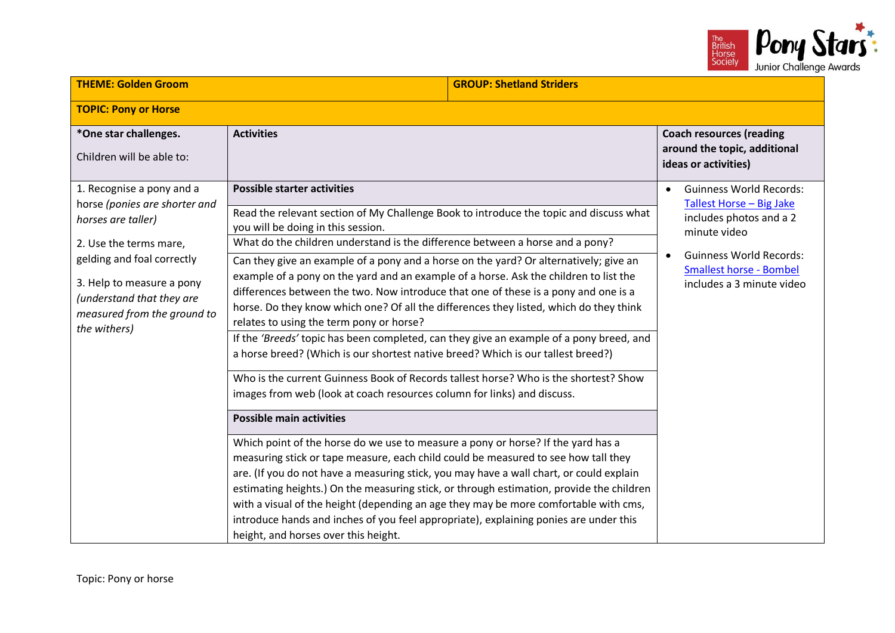| THEME: Golden Groom | | GROUP: Shetland Striders |
|---|---|---|
| **TOPIC: Pony or Horse** | | |
| ***One star challenges.** Children will be able to: | **Activities** | **Coach resources (reading around the topic, additional ideas or activities)** |
| 1. Recognise a pony and a horse *(ponies are shorter and horses are taller)*<br><br>2. Use the terms mare, gelding and foal correctly<br><br>3. Help to measure a pony *(understand that they are measured from the ground to the withers)* | **Possible starter activities**<br><br>Read the relevant section of My Challenge Book to introduce the topic and discuss what you will be doing in this session.<br><br>What do the children understand is the difference between a horse and a pony?<br><br>Can they give an example of a pony and a horse on the yard? Or alternatively; give an example of a pony on the yard and an example of a horse. Ask the children to list the differences between the two. Now introduce that one of these is a pony and one is a horse. Do they know which one? Of all the differences they listed, which do they think relates to using the term pony or horse?<br><br>If the *'Breeds'* topic has been completed, can they give an example of a pony breed, and a horse breed? (Which is our shortest native breed? Which is our tallest breed?)<br><br>Who is the current Guinness Book of Records tallest horse? Who is the shortest? Show images from web (look at coach resources column for links) and discuss.<br><br>**Possible main activities**<br><br>Which point of the horse do we use to measure a pony or horse? If the yard has a measuring stick or tape measure, each child could be measured to see how tall they are. (If you do not have a measuring stick, you may have a wall chart, or could explain estimating heights.) On the measuring stick, or through estimation, provide the children with a visual of the height (depending an age they may be more comfortable with cms, introduce hands and inches of you feel appropriate), explaining ponies are under this height, and horses over this height. | • Guinness World Records: Tallest Horse – Big Jake includes photos and a 2 minute video<br><br>• Guinness World Records: Smallest horse - Bombel includes a 3 minute video |

Topic: Pony or horse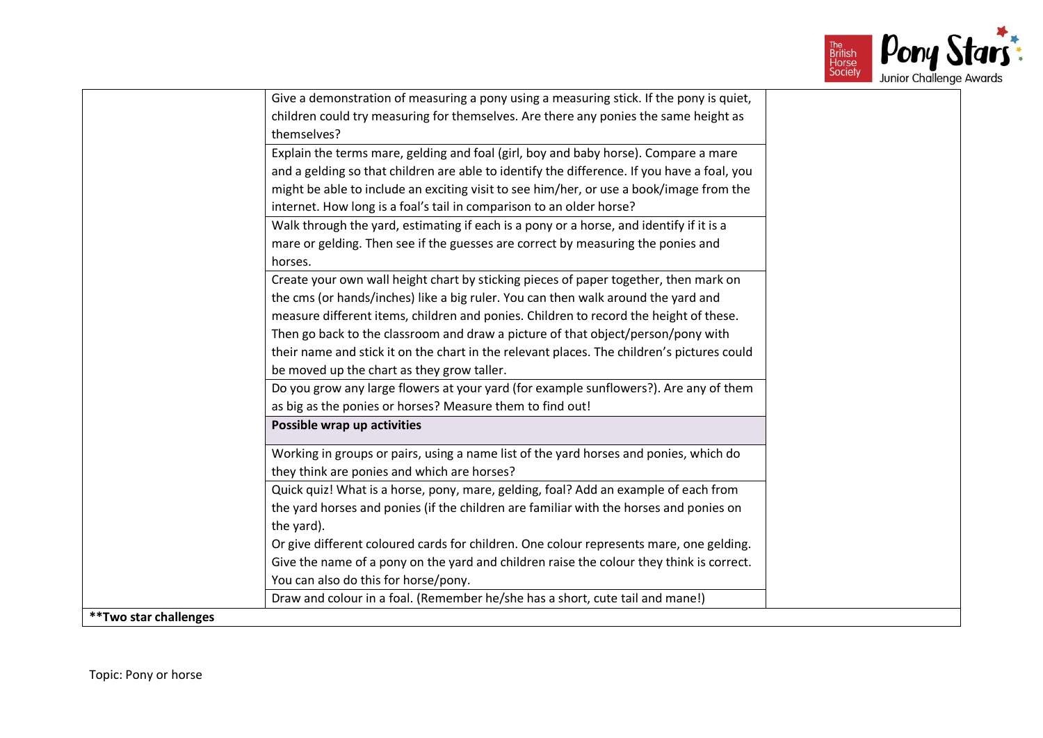| | | |
|---|---|---|
| | Give a demonstration of measuring a pony using a measuring stick. If the pony is quiet, children could try measuring for themselves. Are there any ponies the same height as themselves? | |
| | Explain the terms mare, gelding and foal (girl, boy and baby horse). Compare a mare and a gelding so that children are able to identify the difference. If you have a foal, you might be able to include an exciting visit to see him/her, or use a book/image from the internet. How long is a foal's tail in comparison to an older horse? | |
| | Walk through the yard, estimating if each is a pony or a horse, and identify if it is a mare or gelding. Then see if the guesses are correct by measuring the ponies and horses. | |
| | Create your own wall height chart by sticking pieces of paper together, then mark on the cms (or hands/inches) like a big ruler. You can then walk around the yard and measure different items, children and ponies. Children to record the height of these. Then go back to the classroom and draw a picture of that object/person/pony with their name and stick it on the chart in the relevant places. The children's pictures could be moved up the chart as they grow taller. | |
| | Do you grow any large flowers at your yard (for example sunflowers?). Are any of them as big as the ponies or horses? Measure them to find out! | |
| | **Possible wrap up activities** | |
| | Working in groups or pairs, using a name list of the yard horses and ponies, which do they think are ponies and which are horses? | |
| | Quick quiz! What is a horse, pony, mare, gelding, foal? Add an example of each from the yard horses and ponies (if the children are familiar with the horses and ponies on the yard).<br>Or give different coloured cards for children. One colour represents mare, one gelding. Give the name of a pony on the yard and children raise the colour they think is correct. You can also do this for horse/pony. | |
| | Draw and colour in a foal. (Remember he/she has a short, cute tail and mane!) | |
| **Two star challenges** | | |

Topic: Pony or horse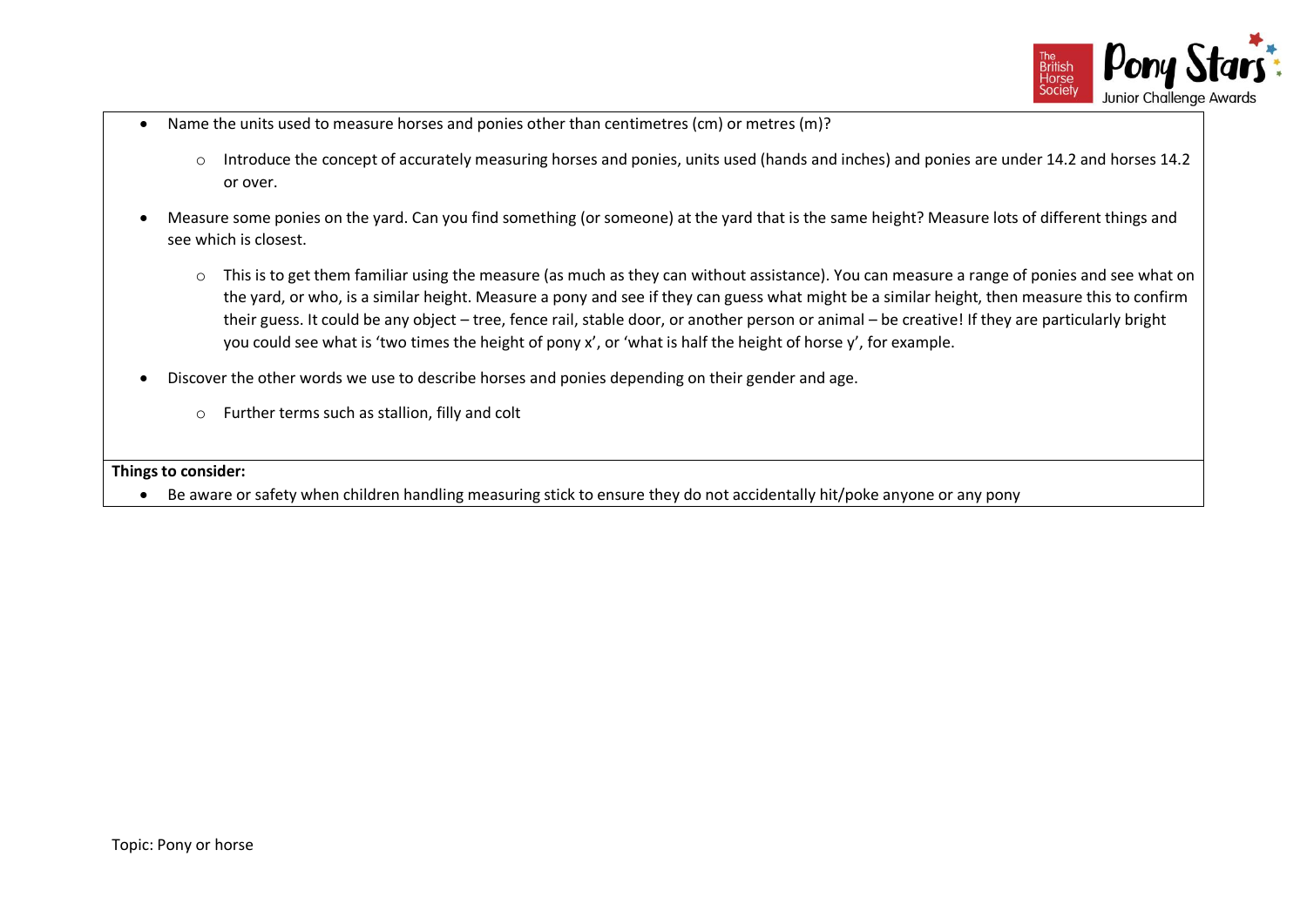- Name the units used to measure horses and ponies other than centimetres (cm) or metres (m)?
    - Introduce the concept of accurately measuring horses and ponies, units used (hands and inches) and ponies are under 14.2 and horses 14.2 or over.
- Measure some ponies on the yard. Can you find something (or someone) at the yard that is the same height? Measure lots of different things and see which is closest.
    - This is to get them familiar using the measure (as much as they can without assistance). You can measure a range of ponies and see what on the yard, or who, is a similar height. Measure a pony and see if they can guess what might be a similar height, then measure this to confirm their guess. It could be any object – tree, fence rail, stable door, or another person or animal – be creative! If they are particularly bright you could see what is 'two times the height of pony x', or 'what is half the height of horse y', for example.
- Discover the other words we use to describe horses and ponies depending on their gender and age.
    - Further terms such as stallion, filly and colt

**Things to consider:**

- Be aware or safety when children handling measuring stick to ensure they do not accidentally hit/poke anyone or any pony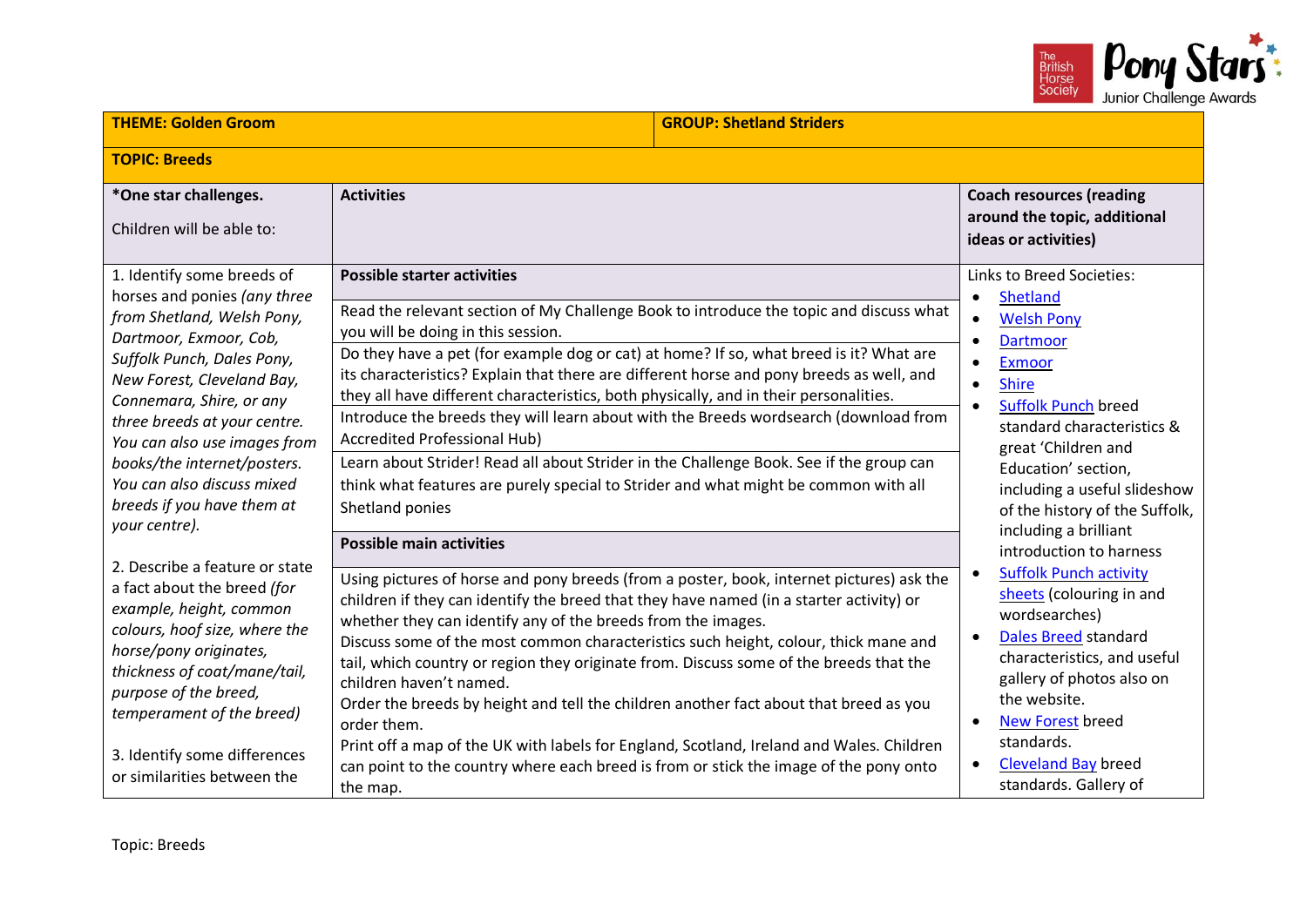| **THEME: Golden Groom** | **GROUP: Shetland Striders** | |
|---|---|---|
| **TOPIC: Breeds** | | |
| ***One star challenges.**<br><br>Children will be able to: | **Activities** | **Coach resources (reading around the topic, additional ideas or activities)** |
| 1. Identify some breeds of horses and ponies *(any three from Shetland, Welsh Pony, Dartmoor, Exmoor, Cob, Suffolk Punch, Dales Pony, New Forest, Cleveland Bay, Connemara, Shire, or any three breeds at your centre. You can also use images from books/the internet/posters. You can also discuss mixed breeds if you have them at your centre).*<br><br>2. Describe a feature or state a fact about the breed *(for example, height, common colours, hoof size, where the horse/pony originates, thickness of coat/mane/tail, purpose of the breed, temperament of the breed)*<br><br>3. Identify some differences or similarities between the | **Possible starter activities**<br><br>Read the relevant section of My Challenge Book to introduce the topic and discuss what you will be doing in this session.<br><br>Do they have a pet (for example dog or cat) at home? If so, what breed is it? What are its characteristics? Explain that there are different horse and pony breeds as well, and they all have different characteristics, both physically, and in their personalities.<br><br>Introduce the breeds they will learn about with the Breeds wordsearch (download from Accredited Professional Hub)<br><br>Learn about Strider! Read all about Strider in the Challenge Book. See if the group can think what features are purely special to Strider and what might be common with all Shetland ponies<br><br>**Possible main activities**<br><br>Using pictures of horse and pony breeds (from a poster, book, internet pictures) ask the children if they can identify the breed that they have named (in a starter activity) or whether they can identify any of the breeds from the images.<br>Discuss some of the most common characteristics such height, colour, thick mane and tail, which country or region they originate from. Discuss some of the breeds that the children haven't named.<br>Order the breeds by height and tell the children another fact about that breed as you order them.<br>Print off a map of the UK with labels for England, Scotland, Ireland and Wales. Children can point to the country where each breed is from or stick the image of the pony onto the map. | Links to Breed Societies:<br>• Shetland<br>• Welsh Pony<br>• Dartmoor<br>• Exmoor<br>• Shire<br>• Suffolk Punch breed standard characteristics & great 'Children and Education' section, including a useful slideshow of the history of the Suffolk, including a brilliant introduction to harness<br>• Suffolk Punch activity sheets (colouring in and wordsearches)<br>• Dales Breed standard characteristics, and useful gallery of photos also on the website.<br>• New Forest breed standards.<br>• Cleveland Bay breed standards. Gallery of |

Topic: Breeds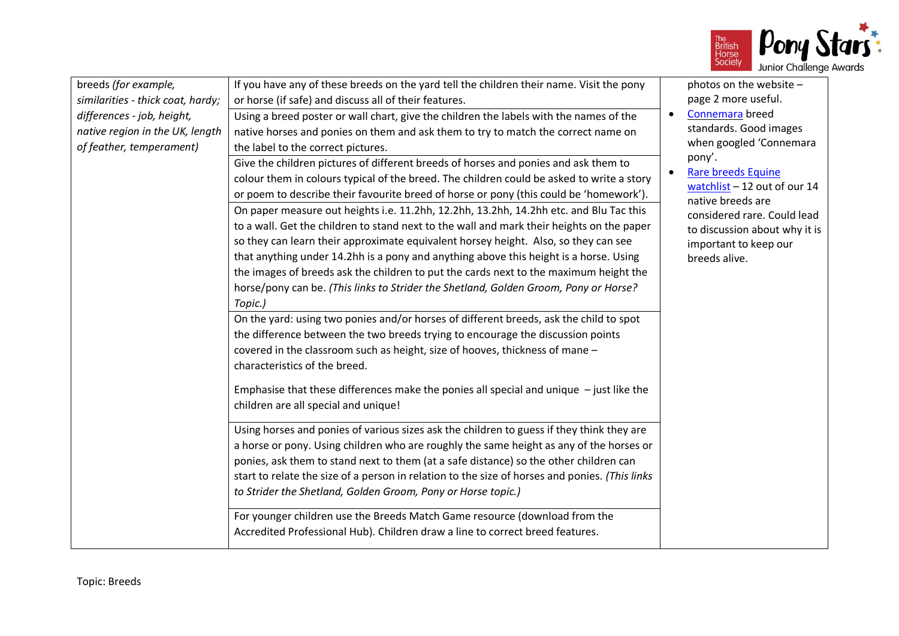| | | |
|---|---|---|
| breeds *(for example, similarities - thick coat, hardy; differences - job, height, native region in the UK, length of feather, temperament)* | If you have any of these breeds on the yard tell the children their name. Visit the pony or horse (if safe) and discuss all of their features. | photos on the website – page 2 more useful.<br>• Connemara breed standards. Good images when googled 'Connemara pony'.<br>• Rare breeds Equine watchlist – 12 out of our 14 native breeds are considered rare. Could lead to discussion about why it is important to keep our breeds alive. |
| | Using a breed poster or wall chart, give the children the labels with the names of the native horses and ponies on them and ask them to try to match the correct name on the label to the correct pictures. | |
| | Give the children pictures of different breeds of horses and ponies and ask them to colour them in colours typical of the breed. The children could be asked to write a story or poem to describe their favourite breed of horse or pony (this could be 'homework'). | |
| | On paper measure out heights i.e. 11.2hh, 12.2hh, 13.2hh, 14.2hh etc. and Blu Tac this to a wall. Get the children to stand next to the wall and mark their heights on the paper so they can learn their approximate equivalent horsey height. Also, so they can see that anything under 14.2hh is a pony and anything above this height is a horse. Using the images of breeds ask the children to put the cards next to the maximum height the horse/pony can be. *(This links to Strider the Shetland, Golden Groom, Pony or Horse? Topic.)* | |
| | On the yard: using two ponies and/or horses of different breeds, ask the child to spot the difference between the two breeds trying to encourage the discussion points covered in the classroom such as height, size of hooves, thickness of mane – characteristics of the breed.<br><br>Emphasise that these differences make the ponies all special and unique – just like the children are all special and unique! | |
| | Using horses and ponies of various sizes ask the children to guess if they think they are a horse or pony. Using children who are roughly the same height as any of the horses or ponies, ask them to stand next to them (at a safe distance) so the other children can start to relate the size of a person in relation to the size of horses and ponies. *(This links to Strider the Shetland, Golden Groom, Pony or Horse topic.)* | |
| | For younger children use the Breeds Match Game resource (download from the Accredited Professional Hub). Children draw a line to correct breed features. | |

Topic: Breeds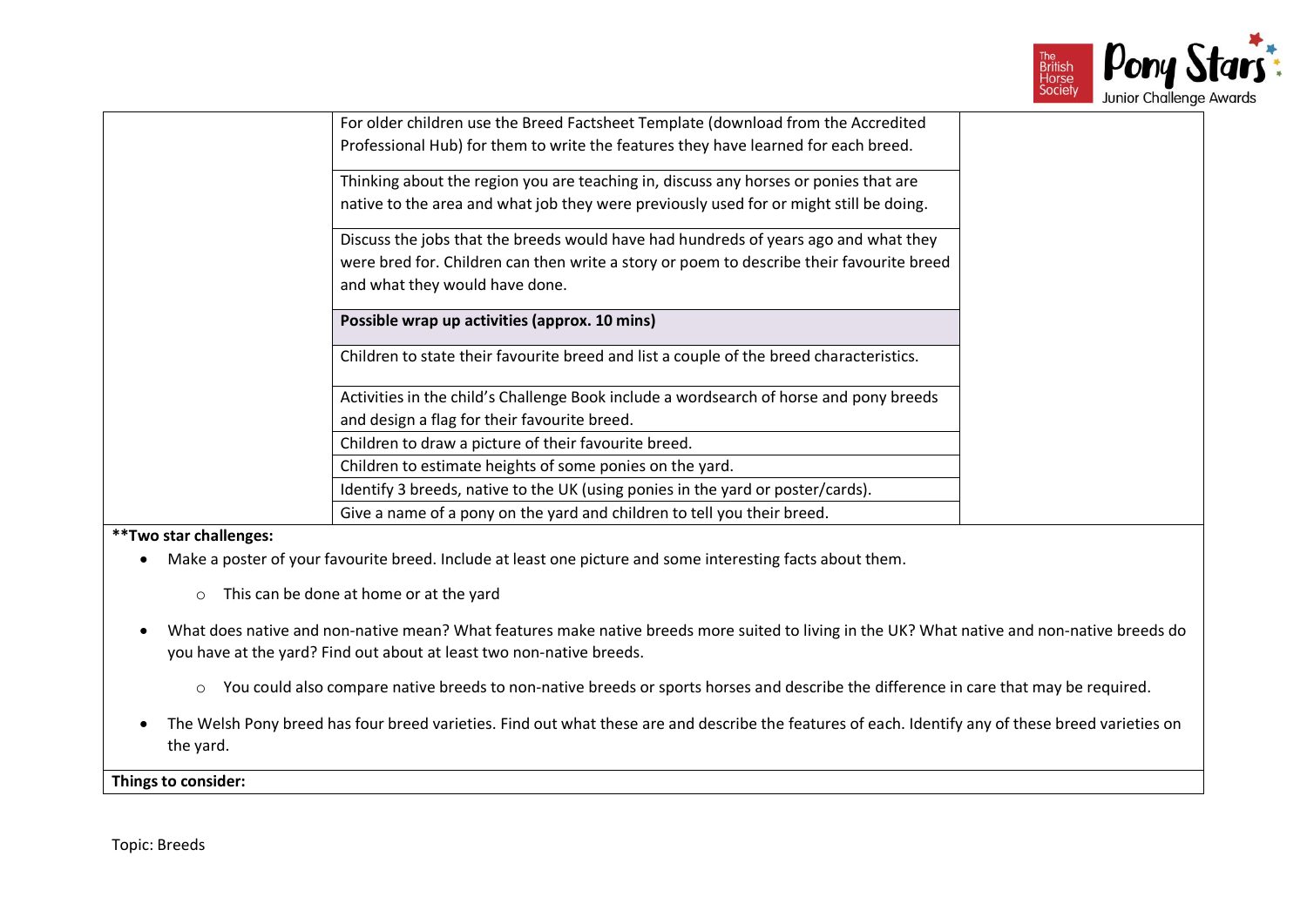| | | |
|---|---|---|
| | For older children use the Breed Factsheet Template (download from the Accredited Professional Hub) for them to write the features they have learned for each breed. | |
| | Thinking about the region you are teaching in, discuss any horses or ponies that are native to the area and what job they were previously used for or might still be doing. | |
| | Discuss the jobs that the breeds would have had hundreds of years ago and what they were bred for. Children can then write a story or poem to describe their favourite breed and what they would have done. | |
| | **Possible wrap up activities (approx. 10 mins)** | |
| | Children to state their favourite breed and list a couple of the breed characteristics. | |
| | Activities in the child's Challenge Book include a wordsearch of horse and pony breeds and design a flag for their favourite breed. | |
| | Children to draw a picture of their favourite breed. | |
| | Children to estimate heights of some ponies on the yard. | |
| | Identify 3 breeds, native to the UK (using ponies in the yard or poster/cards). | |
| | Give a name of a pony on the yard and children to tell you their breed. | |

**Two star challenges:**

- Make a poster of your favourite breed. Include at least one picture and some interesting facts about them.
  - This can be done at home or at the yard
- What does native and non-native mean? What features make native breeds more suited to living in the UK? What native and non-native breeds do you have at the yard? Find out about at least two non-native breeds.
  - You could also compare native breeds to non-native breeds or sports horses and describe the difference in care that may be required.
- The Welsh Pony breed has four breed varieties. Find out what these are and describe the features of each. Identify any of these breed varieties on the yard.

**Things to consider:**

Topic: Breeds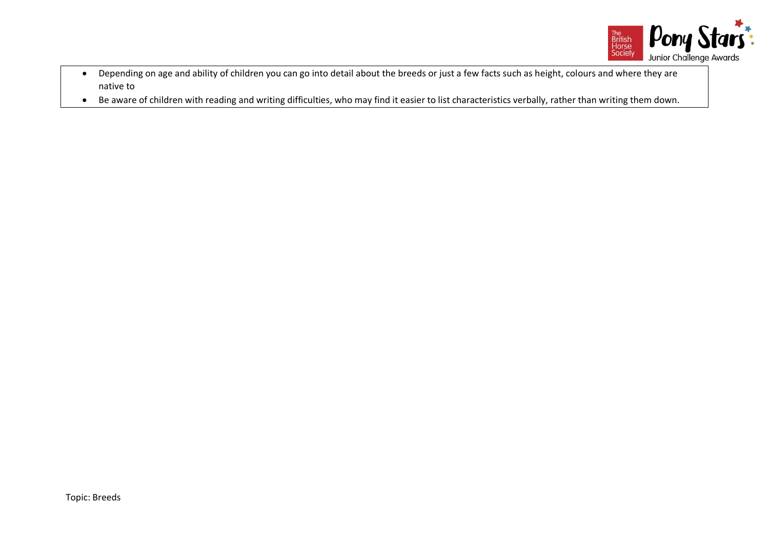- Depending on age and ability of children you can go into detail about the breeds or just a few facts such as height, colours and where they are native to
- Be aware of children with reading and writing difficulties, who may find it easier to list characteristics verbally, rather than writing them down.

Topic: Breeds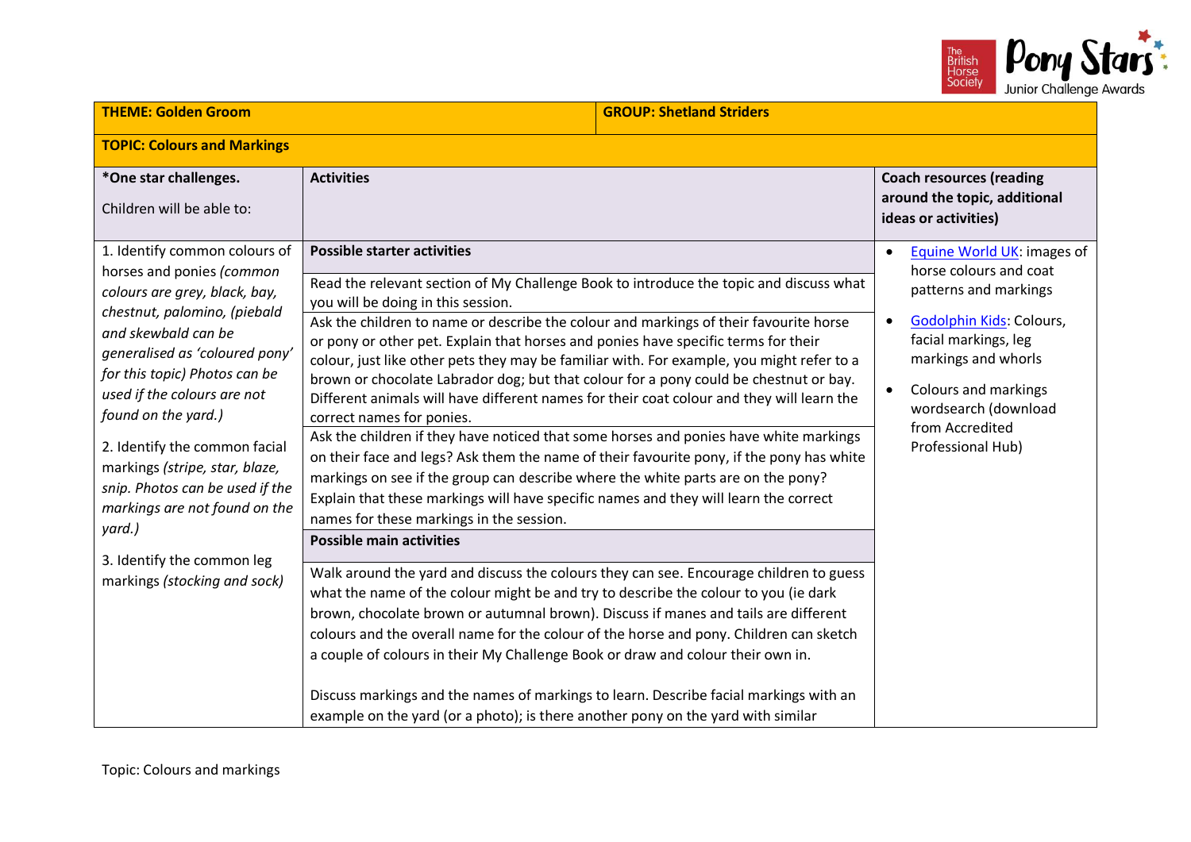| THEME: Golden Groom | | GROUP: Shetland Striders |
|---|---|---|
| **TOPIC: Colours and Markings** | | |
| ***One star challenges.**<br><br>Children will be able to: | **Activities** | **Coach resources (reading around the topic, additional ideas or activities)** |
| 1. Identify common colours of horses and ponies *(common colours are grey, black, bay, chestnut, palomino, (piebald and skewbald can be generalised as 'coloured pony' for this topic) Photos can be used if the colours are not found on the yard.)*<br><br>2. Identify the common facial markings *(stripe, star, blaze, snip. Photos can be used if the markings are not found on the yard.)*<br><br>3. Identify the common leg markings *(stocking and sock)* | **Possible starter activities**<br><br>Read the relevant section of My Challenge Book to introduce the topic and discuss what you will be doing in this session.<br><br>Ask the children to name or describe the colour and markings of their favourite horse or pony or other pet. Explain that horses and ponies have specific terms for their colour, just like other pets they may be familiar with. For example, you might refer to a brown or chocolate Labrador dog; but that colour for a pony could be chestnut or bay. Different animals will have different names for their coat colour and they will learn the correct names for ponies.<br><br>Ask the children if they have noticed that some horses and ponies have white markings on their face and legs? Ask them the name of their favourite pony, if the pony has white markings on see if the group can describe where the white parts are on the pony? Explain that these markings will have specific names and they will learn the correct names for these markings in the session.<br><br>**Possible main activities**<br><br>Walk around the yard and discuss the colours they can see. Encourage children to guess what the name of the colour might be and try to describe the colour to you (ie dark brown, chocolate brown or autumnal brown). Discuss if manes and tails are different colours and the overall name for the colour of the horse and pony. Children can sketch a couple of colours in their My Challenge Book or draw and colour their own in.<br><br>Discuss markings and the names of markings to learn. Describe facial markings with an example on the yard (or a photo); is there another pony on the yard with similar | • Equine World UK: images of horse colours and coat patterns and markings<br><br>• Godolphin Kids: Colours, facial markings, leg markings and whorls<br><br>• Colours and markings wordsearch (download from Accredited Professional Hub) |

Topic: Colours and markings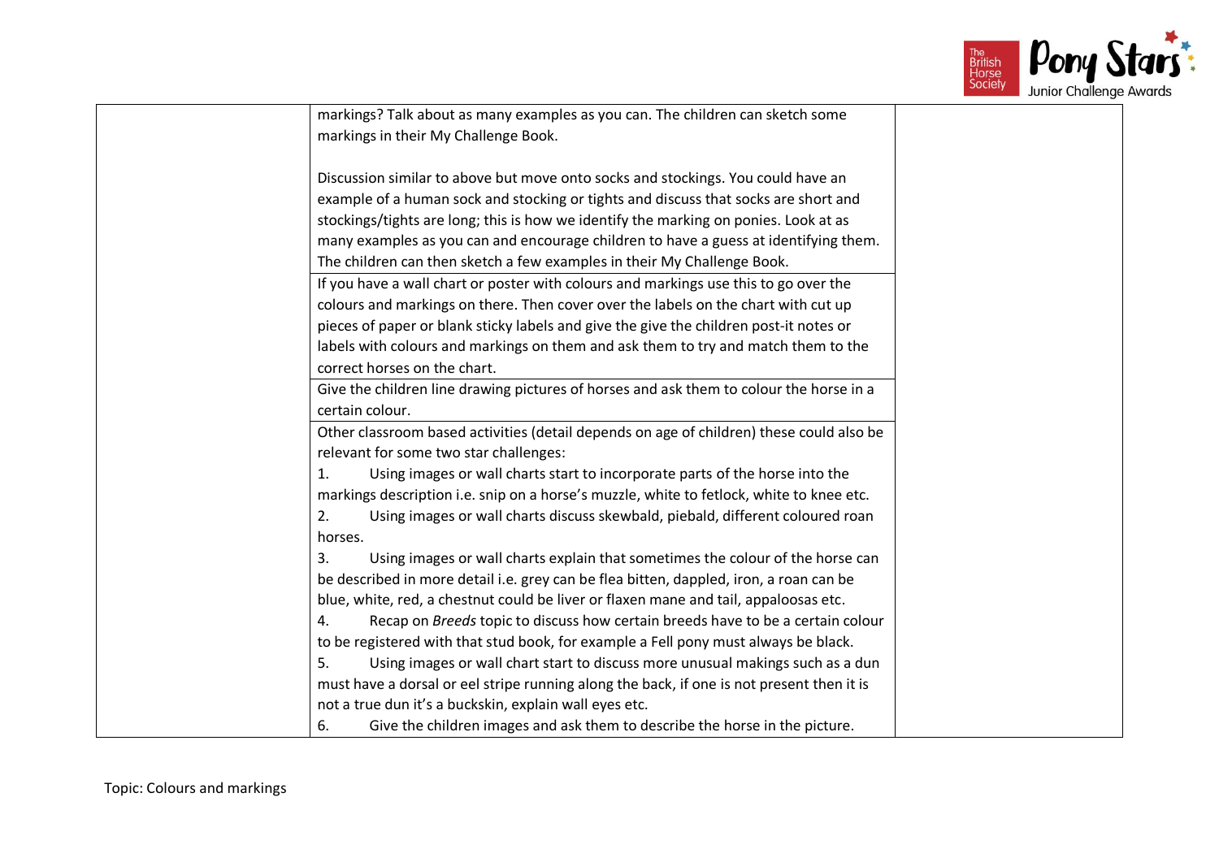| | | |
|---|---|---|
| | markings? Talk about as many examples as you can. The children can sketch some markings in their My Challenge Book.<br><br>Discussion similar to above but move onto socks and stockings. You could have an example of a human sock and stocking or tights and discuss that socks are short and stockings/tights are long; this is how we identify the marking on ponies. Look at as many examples as you can and encourage children to have a guess at identifying them. The children can then sketch a few examples in their My Challenge Book. | |
| | If you have a wall chart or poster with colours and markings use this to go over the colours and markings on there. Then cover over the labels on the chart with cut up pieces of paper or blank sticky labels and give the give the children post-it notes or labels with colours and markings on them and ask them to try and match them to the correct horses on the chart. | |
| | Give the children line drawing pictures of horses and ask them to colour the horse in a certain colour. | |
| | Other classroom based activities (detail depends on age of children) these could also be relevant for some two star challenges:<br>1. Using images or wall charts start to incorporate parts of the horse into the markings description i.e. snip on a horse's muzzle, white to fetlock, white to knee etc.<br>2. Using images or wall charts discuss skewbald, piebald, different coloured roan horses.<br>3. Using images or wall charts explain that sometimes the colour of the horse can be described in more detail i.e. grey can be flea bitten, dappled, iron, a roan can be blue, white, red, a chestnut could be liver or flaxen mane and tail, appaloosas etc.<br>4. Recap on *Breeds* topic to discuss how certain breeds have to be a certain colour to be registered with that stud book, for example a Fell pony must always be black.<br>5. Using images or wall chart start to discuss more unusual makings such as a dun must have a dorsal or eel stripe running along the back, if one is not present then it is not a true dun it's a buckskin, explain wall eyes etc.<br>6. Give the children images and ask them to describe the horse in the picture. | |

Topic: Colours and markings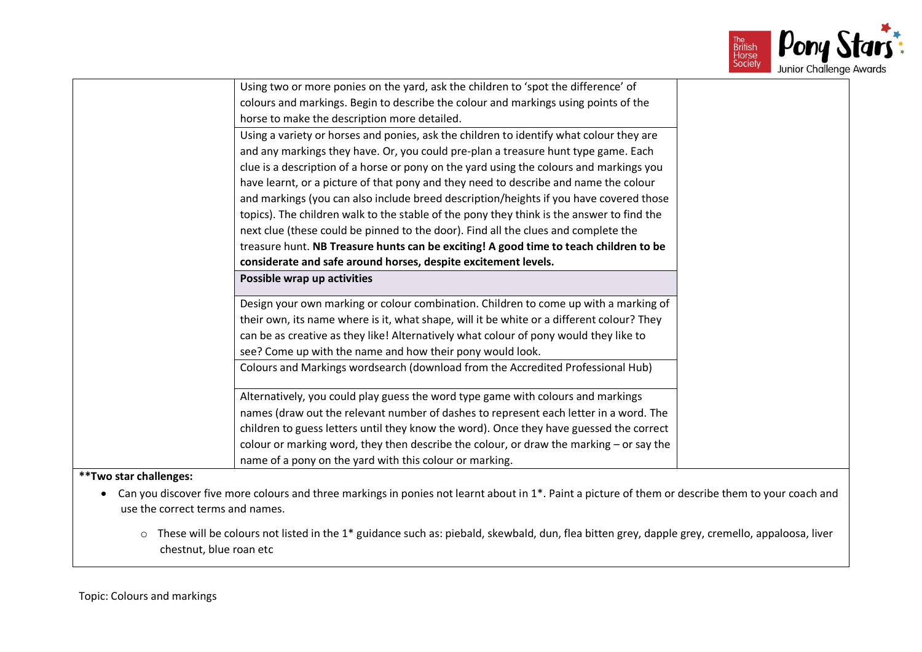| | | |
|---|---|---|
| | Using two or more ponies on the yard, ask the children to 'spot the difference' of colours and markings. Begin to describe the colour and markings using points of the horse to make the description more detailed. | |
| | Using a variety or horses and ponies, ask the children to identify what colour they are and any markings they have. Or, you could pre-plan a treasure hunt type game. Each clue is a description of a horse or pony on the yard using the colours and markings you have learnt, or a picture of that pony and they need to describe and name the colour and markings (you can also include breed description/heights if you have covered those topics). The children walk to the stable of the pony they think is the answer to find the next clue (these could be pinned to the door). Find all the clues and complete the treasure hunt. **NB Treasure hunts can be exciting! A good time to teach children to be considerate and safe around horses, despite excitement levels.** | |
| | **Possible wrap up activities** | |
| | Design your own marking or colour combination. Children to come up with a marking of their own, its name where is it, what shape, will it be white or a different colour? They can be as creative as they like! Alternatively what colour of pony would they like to see? Come up with the name and how their pony would look. | |
| | Colours and Markings wordsearch (download from the Accredited Professional Hub) | |
| | Alternatively, you could play guess the word type game with colours and markings names (draw out the relevant number of dashes to represent each letter in a word. The children to guess letters until they know the word). Once they have guessed the correct colour or marking word, they then describe the colour, or draw the marking – or say the name of a pony on the yard with this colour or marking. | |

**\*\*Two star challenges:**

- Can you discover five more colours and three markings in ponies not learnt about in 1*. Paint a picture of them or describe them to your coach and use the correct terms and names.
  - These will be colours not listed in the 1* guidance such as: piebald, skewbald, dun, flea bitten grey, dapple grey, cremello, appaloosa, liver chestnut, blue roan etc

Topic: Colours and markings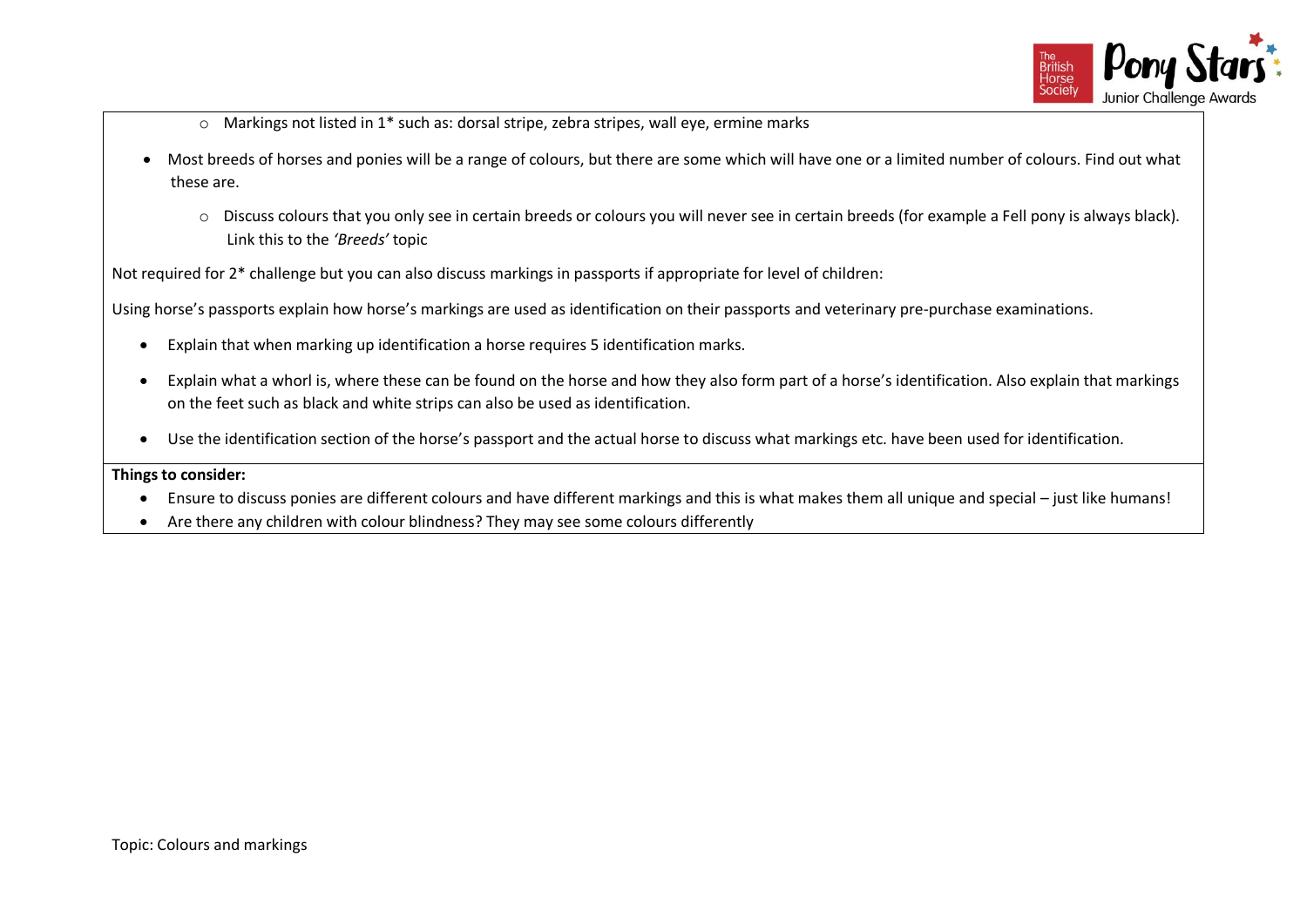- Markings not listed in 1* such as: dorsal stripe, zebra stripes, wall eye, ermine marks

- Most breeds of horses and ponies will be a range of colours, but there are some which will have one or a limited number of colours. Find out what these are.
  - Discuss colours that you only see in certain breeds or colours you will never see in certain breeds (for example a Fell pony is always black). Link this to the *'Breeds'* topic

Not required for 2* challenge but you can also discuss markings in passports if appropriate for level of children:

Using horse's passports explain how horse's markings are used as identification on their passports and veterinary pre-purchase examinations.

- Explain that when marking up identification a horse requires 5 identification marks.
- Explain what a whorl is, where these can be found on the horse and how they also form part of a horse's identification. Also explain that markings on the feet such as black and white strips can also be used as identification.
- Use the identification section of the horse's passport and the actual horse to discuss what markings etc. have been used for identification.

**Things to consider:**

- Ensure to discuss ponies are different colours and have different markings and this is what makes them all unique and special – just like humans!
- Are there any children with colour blindness? They may see some colours differently

Topic: Colours and markings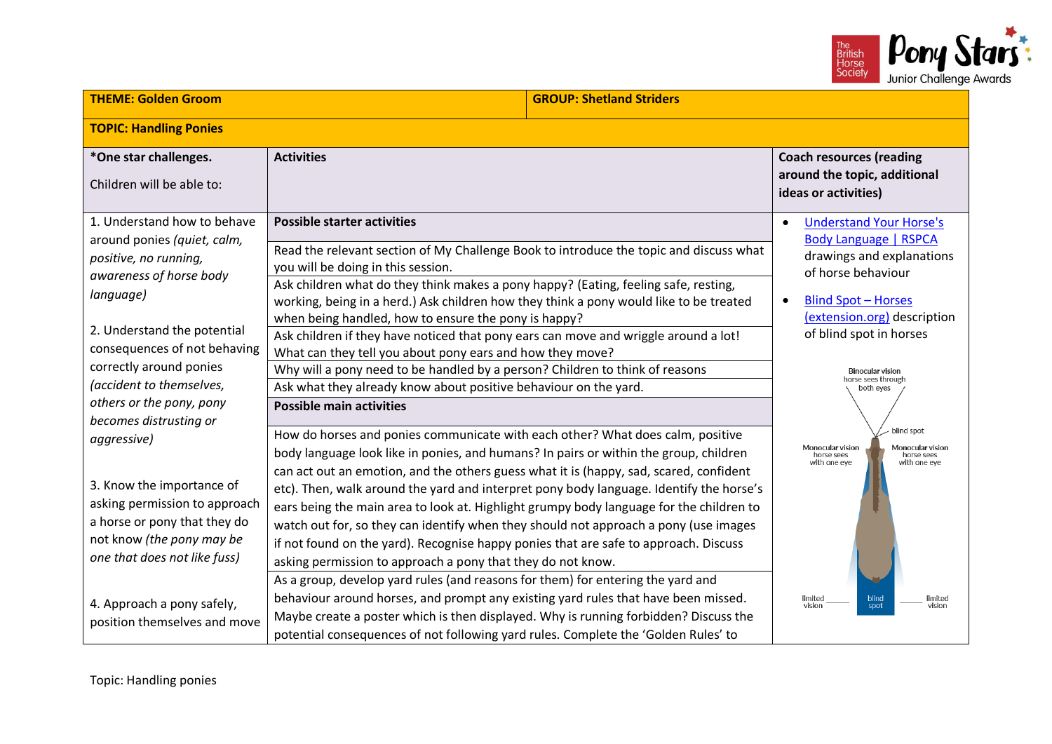| THEME: Golden Groom | GROUP: Shetland Striders | |
|---|---|---|
| **TOPIC: Handling Ponies** | | |
| ***One star challenges.** Children will be able to: | **Activities** | **Coach resources (reading around the topic, additional ideas or activities)** |
| 1. Understand how to behave around ponies *(quiet, calm, positive, no running, awareness of horse body language)* 2. Understand the potential consequences of not behaving correctly around ponies *(accident to themselves, others or the pony, pony becomes distrusting or aggressive)* 3. Know the importance of asking permission to approach a horse or pony that they do not know *(the pony may be one that does not like fuss)* 4. Approach a pony safely, position themselves and move | **Possible starter activities** Read the relevant section of My Challenge Book to introduce the topic and discuss what you will be doing in this session. Ask children what do they think makes a pony happy? (Eating, feeling safe, resting, working, being in a herd.) Ask children how they think a pony would like to be treated when being handled, how to ensure the pony is happy? Ask children if they have noticed that pony ears can move and wriggle around a lot! What can they tell you about pony ears and how they move? Why will a pony need to be handled by a person? Children to think of reasons Ask what they already know about positive behaviour on the yard. **Possible main activities** How do horses and ponies communicate with each other? What does calm, positive body language look like in ponies, and humans? In pairs or within the group, children can act out an emotion, and the others guess what it is (happy, sad, scared, confident etc). Then, walk around the yard and interpret pony body language. Identify the horse's ears being the main area to look at. Highlight grumpy body language for the children to watch out for, so they can identify when they should not approach a pony (use images if not found on the yard). Recognise happy ponies that are safe to approach. Discuss asking permission to approach a pony that they do not know. As a group, develop yard rules (and reasons for them) for entering the yard and behaviour around horses, and prompt any existing yard rules that have been missed. Maybe create a poster which is then displayed. Why is running forbidden? Discuss the potential consequences of not following yard rules. Complete the 'Golden Rules' to | • Understand Your Horse's Body Language \| RSPCA drawings and explanations of horse behaviour • Blind Spot – Horses (extension.org) description of blind spot in horses |

Topic: Handling ponies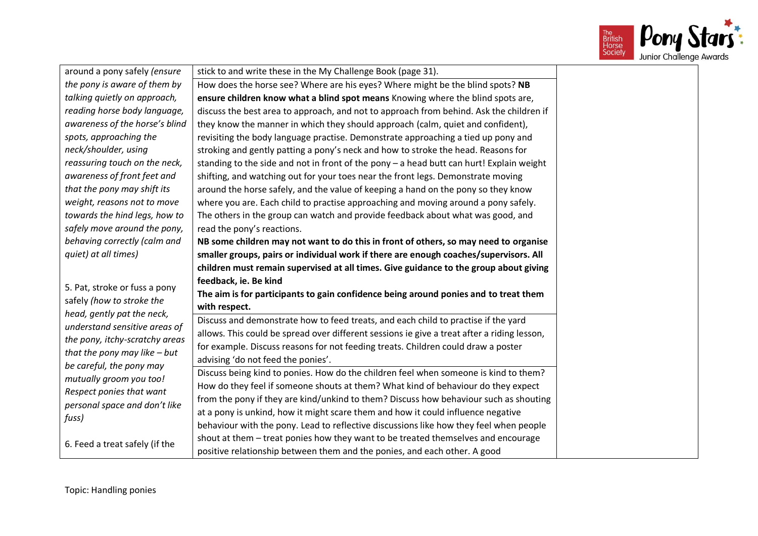| | | |
|---|---|---|
| around a pony safely *(ensure the pony is aware of them by talking quietly on approach, reading horse body language, awareness of the horse's blind spots, approaching the neck/shoulder, using reassuring touch on the neck, awareness of front feet and that the pony may shift its weight, reasons not to move towards the hind legs, how to safely move around the pony, behaving correctly (calm and quiet) at all times)* | stick to and write these in the My Challenge Book (page 31). | |
| | How does the horse see? Where are his eyes? Where might be the blind spots? **NB ensure children know what a blind spot means** Knowing where the blind spots are, discuss the best area to approach, and not to approach from behind. Ask the children if they know the manner in which they should approach (calm, quiet and confident), revisiting the body language practise. Demonstrate approaching a tied up pony and stroking and gently patting a pony's neck and how to stroke the head. Reasons for standing to the side and not in front of the pony – a head butt can hurt! Explain weight shifting, and watching out for your toes near the front legs. Demonstrate moving around the horse safely, and the value of keeping a hand on the pony so they know where you are. Each child to practise approaching and moving around a pony safely. The others in the group can watch and provide feedback about what was good, and read the pony's reactions. **NB some children may not want to do this in front of others, so may need to organise smaller groups, pairs or individual work if there are enough coaches/supervisors. All children must remain supervised at all times. Give guidance to the group about giving feedback, ie. Be kind** **The aim is for participants to gain confidence being around ponies and to treat them with respect.** | |
| 5. Pat, stroke or fuss a pony safely *(how to stroke the head, gently pat the neck, understand sensitive areas of the pony, itchy-scratchy areas that the pony may like – but be careful, the pony may mutually groom you too! Respect ponies that want personal space and don't like fuss)* | Discuss and demonstrate how to feed treats, and each child to practise if the yard allows. This could be spread over different sessions ie give a treat after a riding lesson, for example. Discuss reasons for not feeding treats. Children could draw a poster advising 'do not feed the ponies'. | |
| 6. Feed a treat safely (if the | Discuss being kind to ponies. How do the children feel when someone is kind to them? How do they feel if someone shouts at them? What kind of behaviour do they expect from the pony if they are kind/unkind to them? Discuss how behaviour such as shouting at a pony is unkind, how it might scare them and how it could influence negative behaviour with the pony. Lead to reflective discussions like how they feel when people shout at them – treat ponies how they want to be treated themselves and encourage positive relationship between them and the ponies, and each other. A good | |

Topic: Handling ponies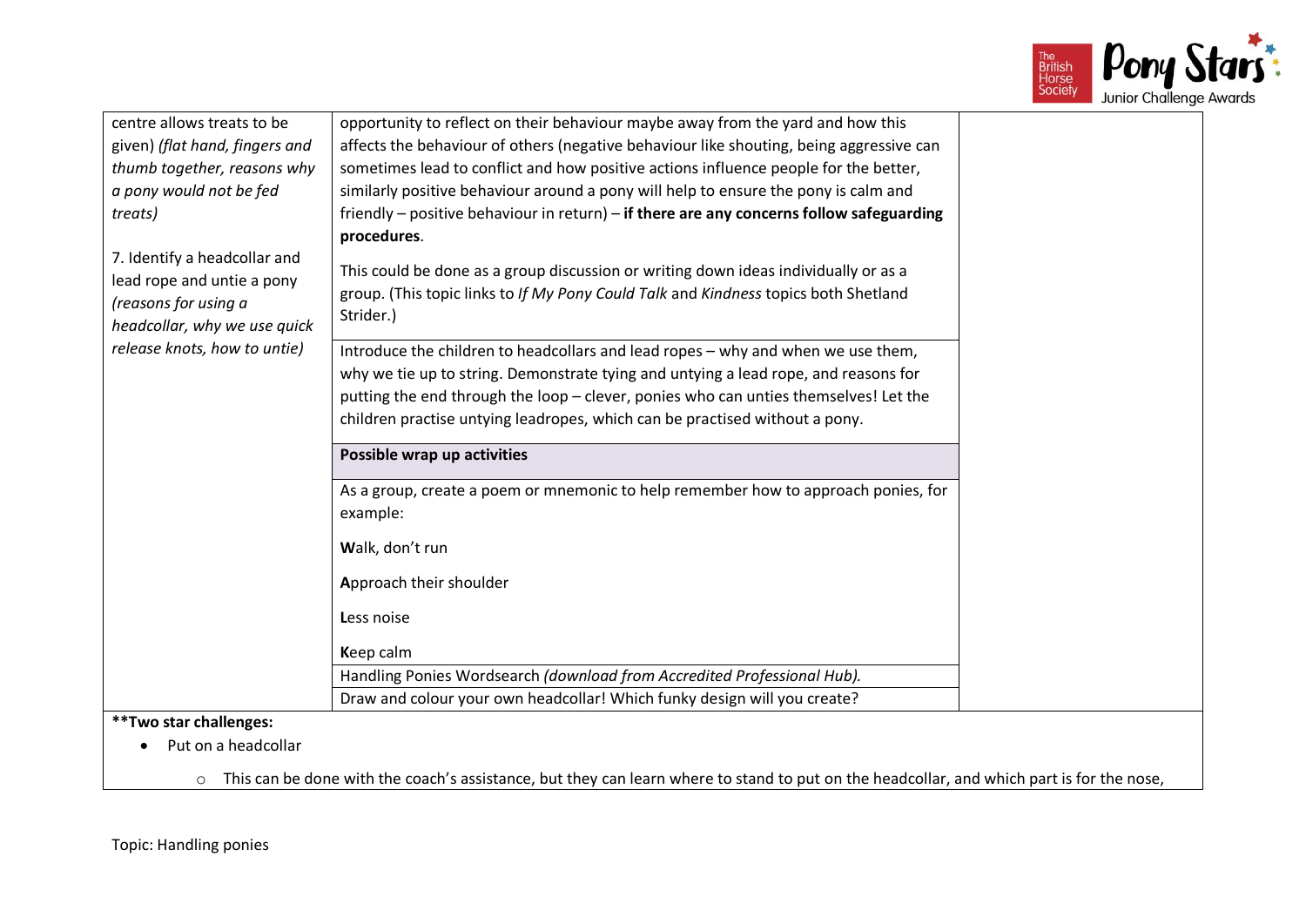| | | |
|---|---|---|
| centre allows treats to be given) *(flat hand, fingers and thumb together, reasons why a pony would not be fed treats)*<br><br>7. Identify a headcollar and lead rope and untie a pony *(reasons for using a headcollar, why we use quick release knots, how to untie)* | opportunity to reflect on their behaviour maybe away from the yard and how this affects the behaviour of others (negative behaviour like shouting, being aggressive can sometimes lead to conflict and how positive actions influence people for the better, similarly positive behaviour around a pony will help to ensure the pony is calm and friendly – positive behaviour in return) – **if there are any concerns follow safeguarding procedures**.<br><br>This could be done as a group discussion or writing down ideas individually or as a group. (This topic links to *If My Pony Could Talk* and *Kindness* topics both Shetland Strider.) | |
| | Introduce the children to headcollars and lead ropes – why and when we use them, why we tie up to string. Demonstrate tying and untying a lead rope, and reasons for putting the end through the loop – clever, ponies who can unties themselves! Let the children practise untying leadropes, which can be practised without a pony. | |
| | **Possible wrap up activities** | |
| | As a group, create a poem or mnemonic to help remember how to approach ponies, for example:<br><br>**W**alk, don't run<br><br>**A**pproach their shoulder<br><br>**L**ess noise<br><br>**K**eep calm | |
| | Handling Ponies Wordsearch *(download from Accredited Professional Hub).* | |
| | Draw and colour your own headcollar! Which funky design will you create? | |

**\*\*Two star challenges:**

- Put on a headcollar
  - This can be done with the coach's assistance, but they can learn where to stand to put on the headcollar, and which part is for the nose,

Topic: Handling ponies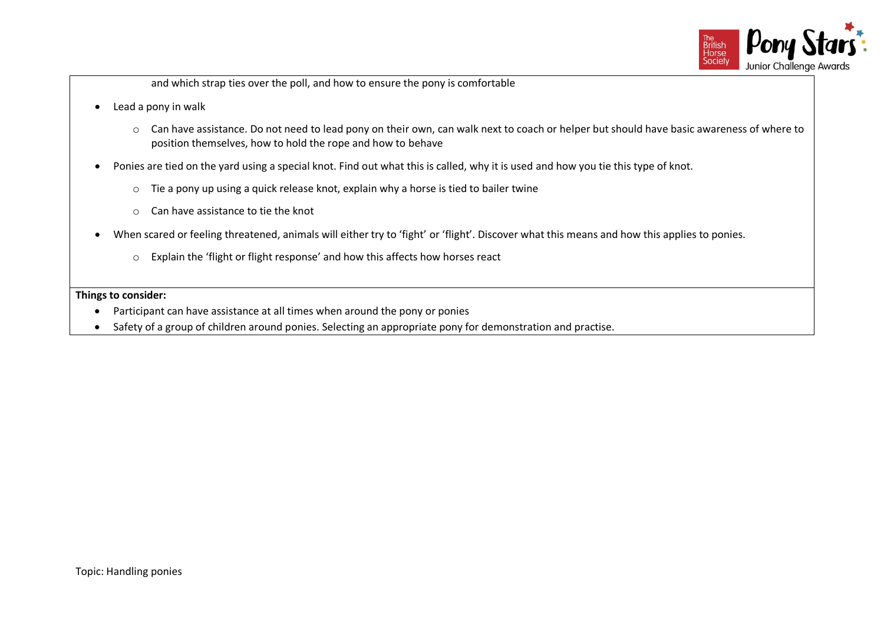and which strap ties over the poll, and how to ensure the pony is comfortable

- Lead a pony in walk
    - Can have assistance. Do not need to lead pony on their own, can walk next to coach or helper but should have basic awareness of where to position themselves, how to hold the rope and how to behave
- Ponies are tied on the yard using a special knot. Find out what this is called, why it is used and how you tie this type of knot.
    - Tie a pony up using a quick release knot, explain why a horse is tied to bailer twine
    - Can have assistance to tie the knot
- When scared or feeling threatened, animals will either try to 'fight' or 'flight'. Discover what this means and how this applies to ponies.
    - Explain the 'flight or flight response' and how this affects how horses react

**Things to consider:**

- Participant can have assistance at all times when around the pony or ponies
- Safety of a group of children around ponies. Selecting an appropriate pony for demonstration and practise.

Topic: Handling ponies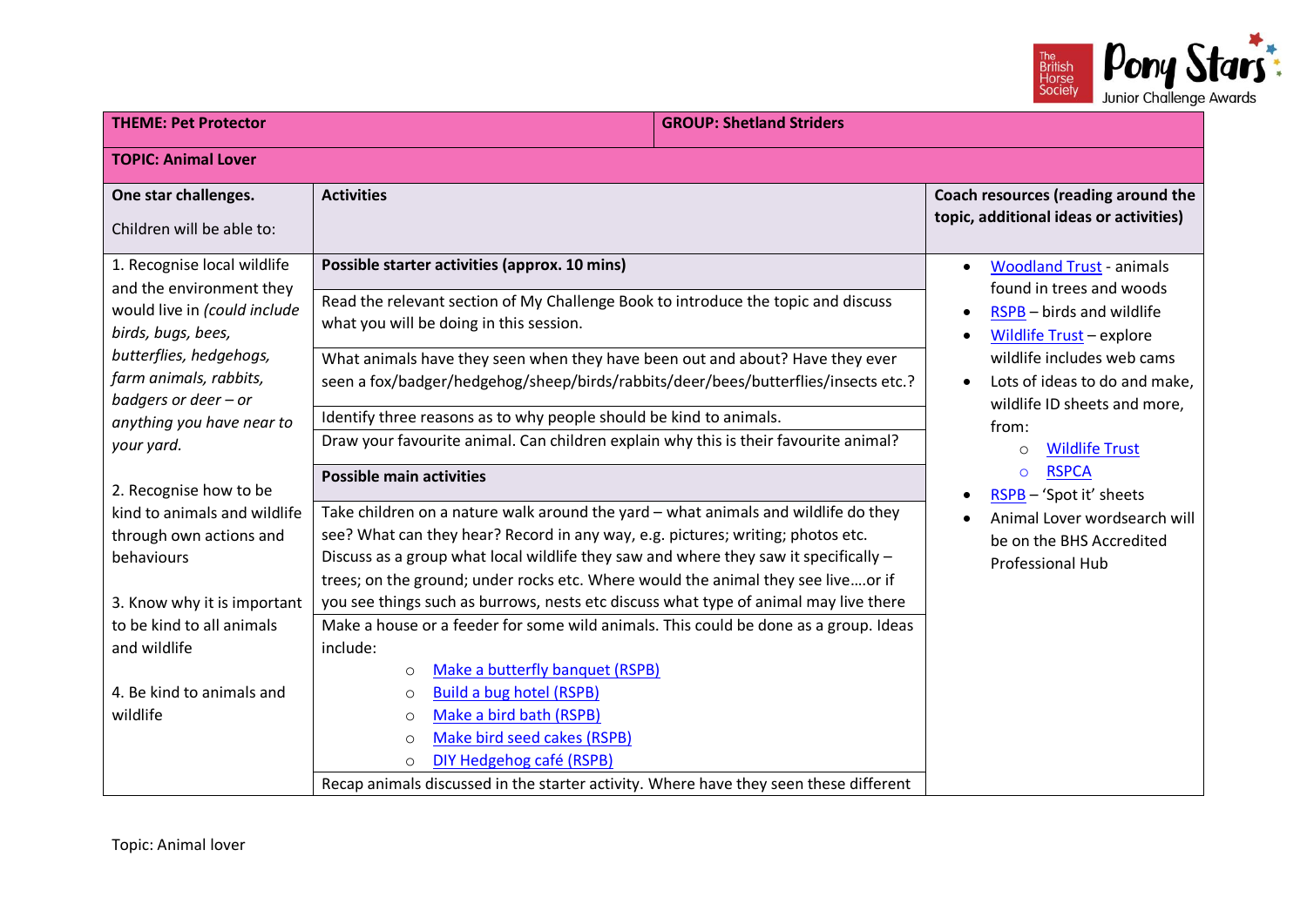| THEME: Pet Protector | | GROUP: Shetland Striders |
|---|---|---|
| **TOPIC: Animal Lover** | | |
| **One star challenges.**<br><br>Children will be able to: | **Activities** | **Coach resources (reading around the topic, additional ideas or activities)** |
| 1. Recognise local wildlife and the environment they would live in *(could include birds, bugs, bees, butterflies, hedgehogs, farm animals, rabbits, badgers or deer – or anything you have near to your yard.*<br><br>2. Recognise how to be kind to animals and wildlife through own actions and behaviours<br><br>3. Know why it is important to be kind to all animals and wildlife<br><br>4. Be kind to animals and wildlife | **Possible starter activities (approx. 10 mins)**<br><br>Read the relevant section of My Challenge Book to introduce the topic and discuss what you will be doing in this session.<br><br>What animals have they seen when they have been out and about? Have they ever seen a fox/badger/hedgehog/sheep/birds/rabbits/deer/bees/butterflies/insects etc.?<br><br>Identify three reasons as to why people should be kind to animals.<br><br>Draw your favourite animal. Can children explain why this is their favourite animal?<br><br>**Possible main activities**<br><br>Take children on a nature walk around the yard – what animals and wildlife do they see? What can they hear? Record in any way, e.g. pictures; writing; photos etc. Discuss as a group what local wildlife they saw and where they saw it specifically – trees; on the ground; under rocks etc. Where would the animal they see live….or if you see things such as burrows, nests etc discuss what type of animal may live there<br><br>Make a house or a feeder for some wild animals. This could be done as a group. Ideas include:<br>○ Make a butterfly banquet (RSPB)<br>○ Build a bug hotel (RSPB)<br>○ Make a bird bath (RSPB)<br>○ Make bird seed cakes (RSPB)<br>○ DIY Hedgehog café (RSPB)<br><br>Recap animals discussed in the starter activity. Where have they seen these different | • Woodland Trust - animals found in trees and woods<br>• RSPB – birds and wildlife<br>• Wildlife Trust – explore wildlife includes web cams<br>• Lots of ideas to do and make, wildlife ID sheets and more, from:<br>○ Wildlife Trust<br>○ RSPCA<br>• RSPB – 'Spot it' sheets<br>• Animal Lover wordsearch will be on the BHS Accredited Professional Hub |

Topic: Animal lover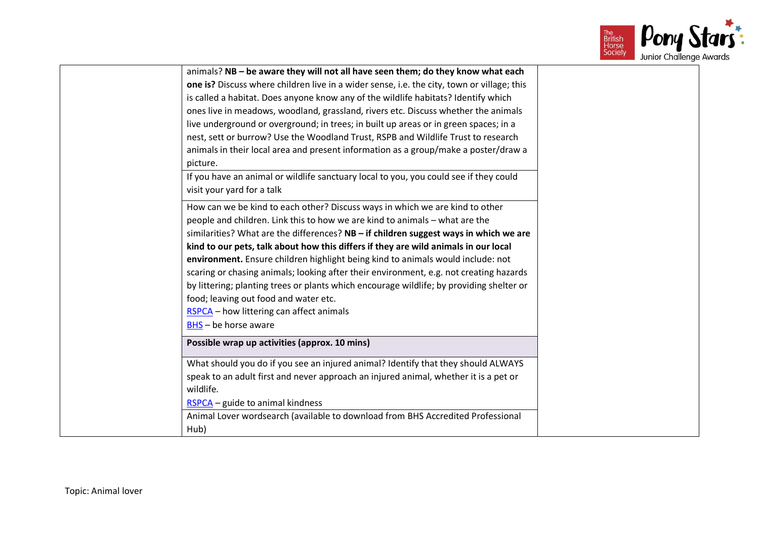| | | |
|---|---|---|
| | animals? **NB – be aware they will not all have seen them; do they know what each one is?** Discuss where children live in a wider sense, i.e. the city, town or village; this is called a habitat. Does anyone know any of the wildlife habitats? Identify which ones live in meadows, woodland, grassland, rivers etc. Discuss whether the animals live underground or overground; in trees; in built up areas or in green spaces; in a nest, sett or burrow? Use the Woodland Trust, RSPB and Wildlife Trust to research animals in their local area and present information as a group/make a poster/draw a picture. | |
| | If you have an animal or wildlife sanctuary local to you, you could see if they could visit your yard for a talk | |
| | How can we be kind to each other? Discuss ways in which we are kind to other people and children. Link this to how we are kind to animals – what are the similarities? What are the differences? **NB – if children suggest ways in which we are kind to our pets, talk about how this differs if they are wild animals in our local environment.** Ensure children highlight being kind to animals would include: not scaring or chasing animals; looking after their environment, e.g. not creating hazards by littering; planting trees or plants which encourage wildlife; by providing shelter or food; leaving out food and water etc.<br>RSPCA – how littering can affect animals<br>BHS – be horse aware | |
| | **Possible wrap up activities (approx. 10 mins)** | |
| | What should you do if you see an injured animal? Identify that they should ALWAYS speak to an adult first and never approach an injured animal, whether it is a pet or wildlife.<br>RSPCA – guide to animal kindness | |
| | Animal Lover wordsearch (available to download from BHS Accredited Professional Hub) | |

Topic: Animal lover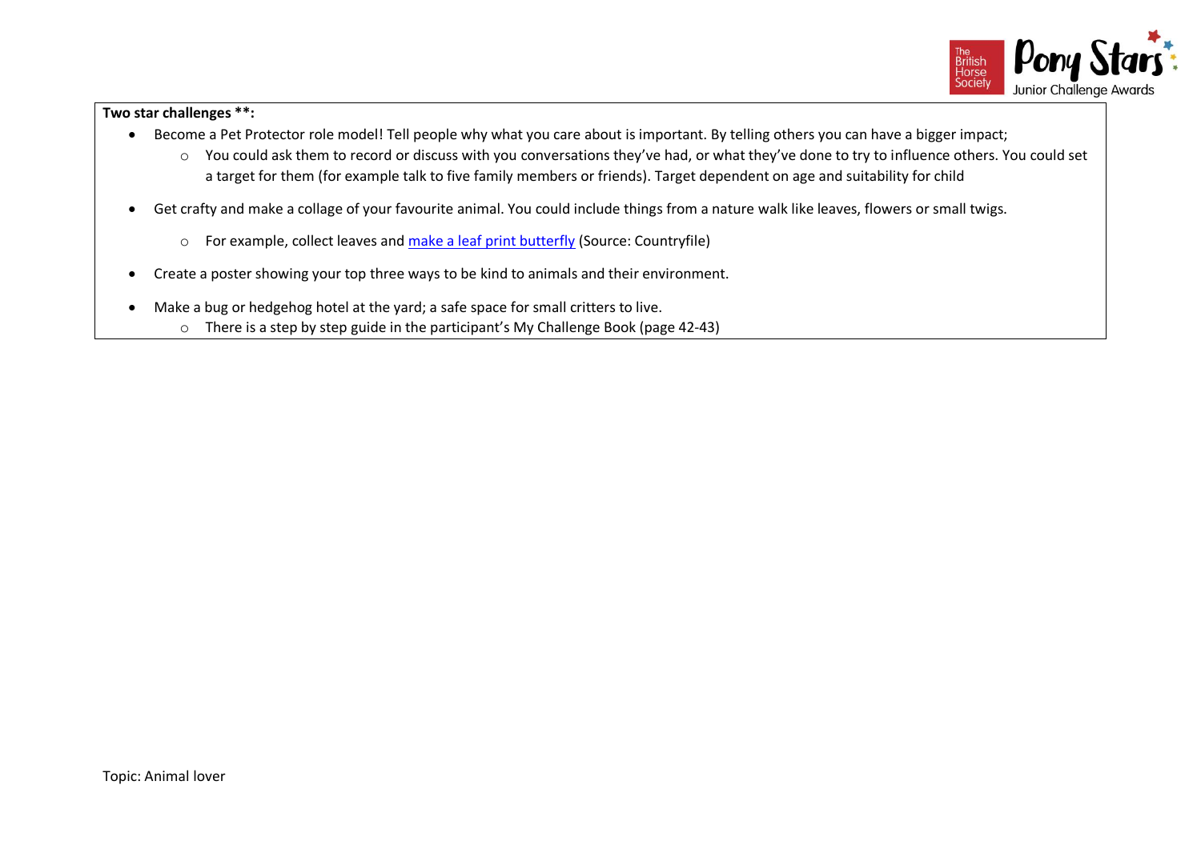**Two star challenges **:**

- Become a Pet Protector role model! Tell people why what you care about is important. By telling others you can have a bigger impact;
  - You could ask them to record or discuss with you conversations they've had, or what they've done to try to influence others. You could set a target for them (for example talk to five family members or friends). Target dependent on age and suitability for child
- Get crafty and make a collage of your favourite animal. You could include things from a nature walk like leaves, flowers or small twigs.
  - For example, collect leaves and make a leaf print butterfly (Source: Countryfile)
- Create a poster showing your top three ways to be kind to animals and their environment.
- Make a bug or hedgehog hotel at the yard; a safe space for small critters to live.
  - There is a step by step guide in the participant's My Challenge Book (page 42-43)

Topic: Animal lover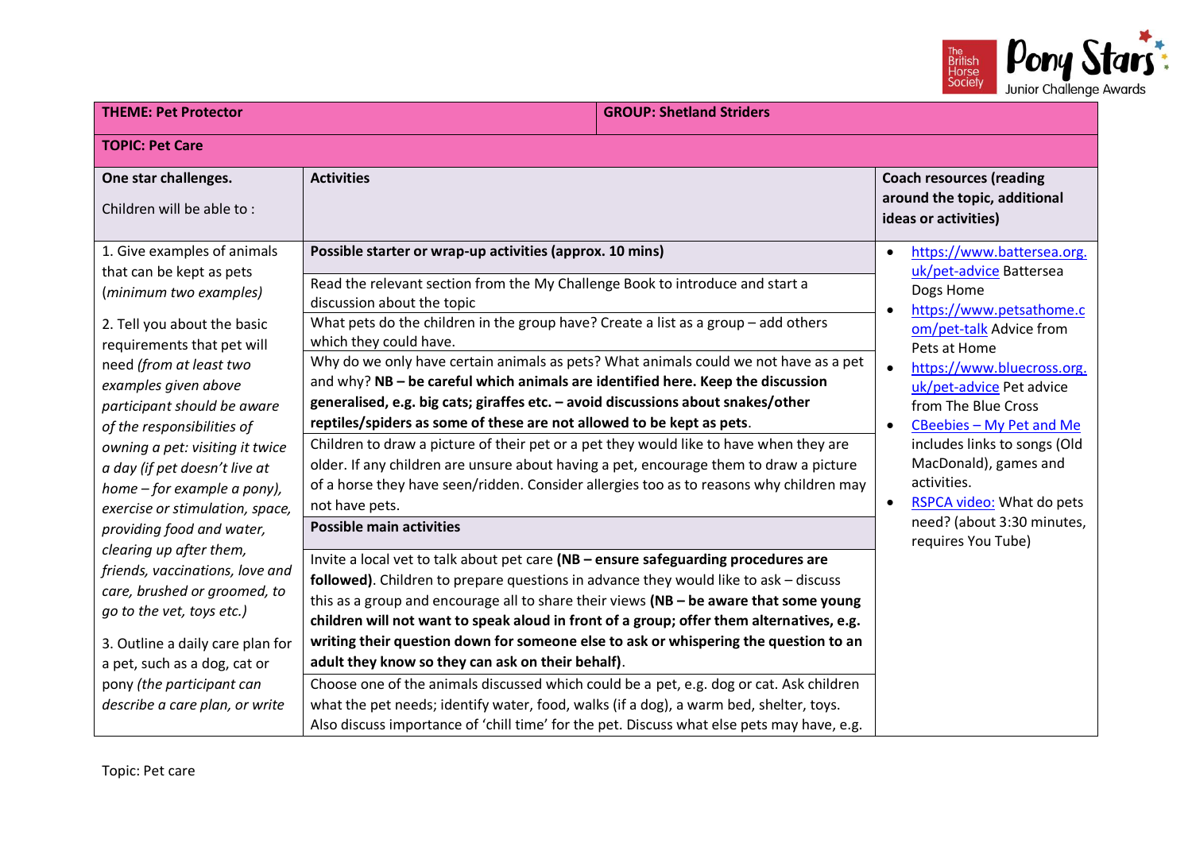| **THEME: Pet Protector** | **GROUP: Shetland Striders** | |
|---|---|---|
| **TOPIC: Pet Care** | | |
| **One star challenges.**<br><br>Children will be able to : | **Activities** | **Coach resources (reading around the topic, additional ideas or activities)** |
| 1. Give examples of animals that can be kept as pets (*minimum two examples)*<br><br>2. Tell you about the basic requirements that pet will need *(from at least two examples given above participant should be aware of the responsibilities of owning a pet: visiting it twice a day (if pet doesn't live at home – for example a pony), exercise or stimulation, space, providing food and water, clearing up after them, friends, vaccinations, love and care, brushed or groomed, to go to the vet, toys etc.)*<br><br>3. Outline a daily care plan for a pet, such as a dog, cat or pony *(the participant can describe a care plan, or write* | **Possible starter or wrap-up activities (approx. 10 mins)**<br><br>Read the relevant section from the My Challenge Book to introduce and start a discussion about the topic<br><br>What pets do the children in the group have? Create a list as a group – add others which they could have.<br><br>Why do we only have certain animals as pets? What animals could we not have as a pet and why? **NB – be careful which animals are identified here. Keep the discussion generalised, e.g. big cats; giraffes etc. – avoid discussions about snakes/other reptiles/spiders as some of these are not allowed to be kept as pets**.<br><br>Children to draw a picture of their pet or a pet they would like to have when they are older. If any children are unsure about having a pet, encourage them to draw a picture of a horse they have seen/ridden. Consider allergies too as to reasons why children may not have pets.<br><br>**Possible main activities**<br><br>Invite a local vet to talk about pet care **(NB – ensure safeguarding procedures are followed)**. Children to prepare questions in advance they would like to ask – discuss this as a group and encourage all to share their views **(NB – be aware that some young children will not want to speak aloud in front of a group; offer them alternatives, e.g. writing their question down for someone else to ask or whispering the question to an adult they know so they can ask on their behalf)**.<br><br>Choose one of the animals discussed which could be a pet, e.g. dog or cat. Ask children what the pet needs; identify water, food, walks (if a dog), a warm bed, shelter, toys. Also discuss importance of 'chill time' for the pet. Discuss what else pets may have, e.g. | • https://www.battersea.org.uk/pet-advice Battersea Dogs Home<br>• https://www.petsathome.com/pet-talk Advice from Pets at Home<br>• https://www.bluecross.org.uk/pet-advice Pet advice from The Blue Cross<br>• CBeebies – My Pet and Me includes links to songs (Old MacDonald), games and activities.<br>• RSPCA video: What do pets need? (about 3:30 minutes, requires You Tube) |

Topic: Pet care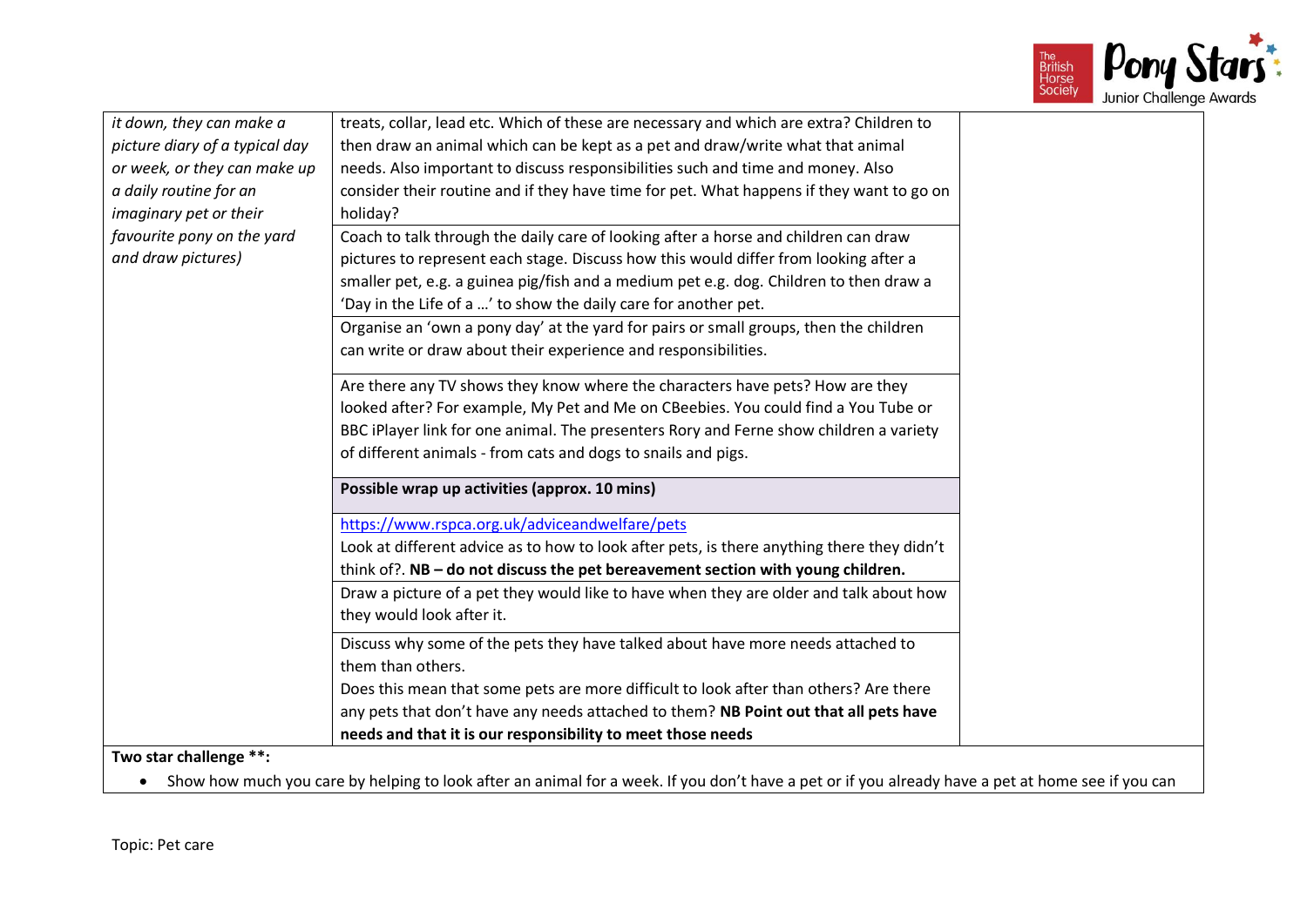| | | |
|---|---|---|
| *it down, they can make a picture diary of a typical day or week, or they can make up a daily routine for an imaginary pet or their favourite pony on the yard and draw pictures)* | treats, collar, lead etc. Which of these are necessary and which are extra? Children to then draw an animal which can be kept as a pet and draw/write what that animal needs. Also important to discuss responsibilities such and time and money. Also consider their routine and if they have time for pet. What happens if they want to go on holiday? | |
| | Coach to talk through the daily care of looking after a horse and children can draw pictures to represent each stage. Discuss how this would differ from looking after a smaller pet, e.g. a guinea pig/fish and a medium pet e.g. dog. Children to then draw a 'Day in the Life of a …' to show the daily care for another pet. | |
| | Organise an 'own a pony day' at the yard for pairs or small groups, then the children can write or draw about their experience and responsibilities. | |
| | Are there any TV shows they know where the characters have pets? How are they looked after? For example, My Pet and Me on CBeebies. You could find a You Tube or BBC iPlayer link for one animal. The presenters Rory and Ferne show children a variety of different animals - from cats and dogs to snails and pigs. | |
| | **Possible wrap up activities (approx. 10 mins)** | |
| | https://www.rspca.org.uk/adviceandwelfare/pets<br>Look at different advice as to how to look after pets, is there anything there they didn't think of?. **NB – do not discuss the pet bereavement section with young children.** | |
| | Draw a picture of a pet they would like to have when they are older and talk about how they would look after it. | |
| | Discuss why some of the pets they have talked about have more needs attached to them than others.<br>Does this mean that some pets are more difficult to look after than others? Are there any pets that don't have any needs attached to them? **NB Point out that all pets have needs and that it is our responsibility to meet those needs** | |

**Two star challenge \*\*:**

- Show how much you care by helping to look after an animal for a week. If you don't have a pet or if you already have a pet at home see if you can

Topic: Pet care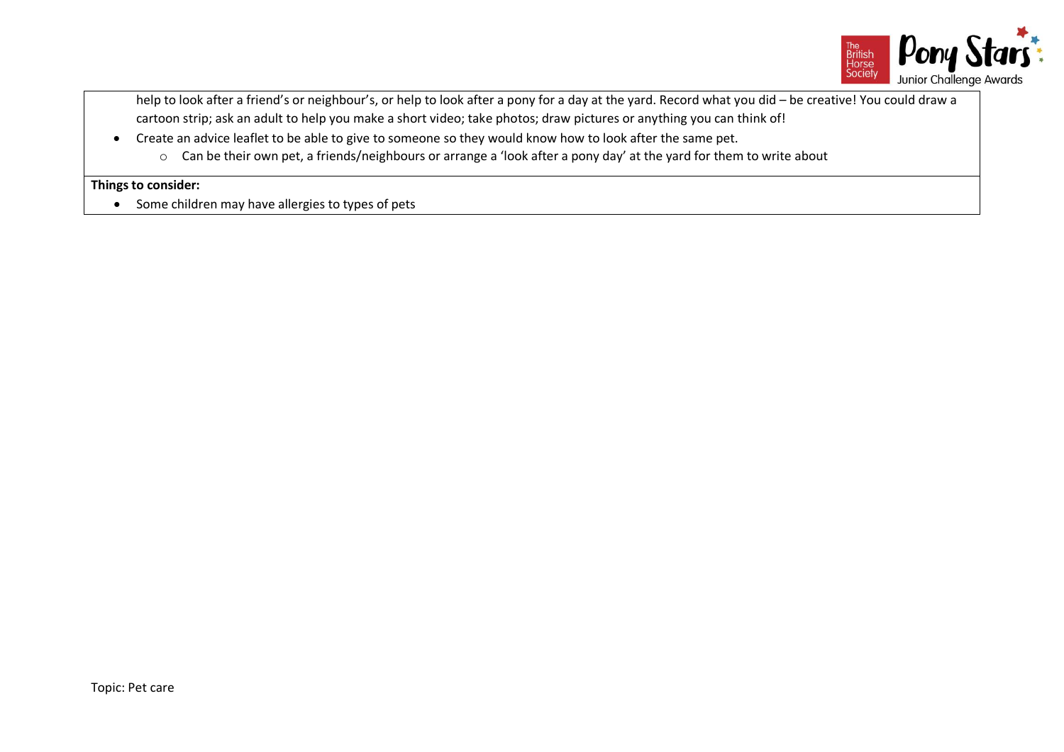help to look after a friend's or neighbour's, or help to look after a pony for a day at the yard. Record what you did – be creative! You could draw a cartoon strip; ask an adult to help you make a short video; take photos; draw pictures or anything you can think of!

- Create an advice leaflet to be able to give to someone so they would know how to look after the same pet.
  - Can be their own pet, a friends/neighbours or arrange a 'look after a pony day' at the yard for them to write about

**Things to consider:**

- Some children may have allergies to types of pets

Topic: Pet care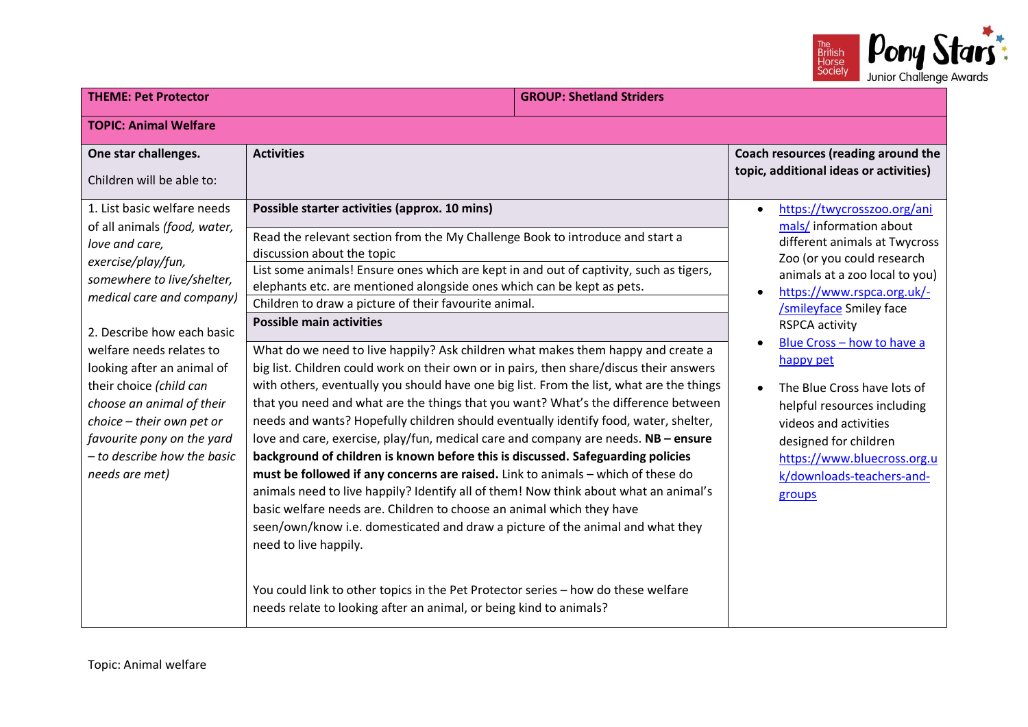| THEME: Pet Protector | | GROUP: Shetland Striders |
|---|---|---|
| **TOPIC: Animal Welfare** | | |
| **One star challenges.**<br><br>Children will be able to: | **Activities** | **Coach resources (reading around the topic, additional ideas or activities)** |
| 1. List basic welfare needs of all animals *(food, water, love and care, exercise/play/fun, somewhere to live/shelter, medical care and company)*<br><br>2. Describe how each basic welfare needs relates to looking after an animal of their choice *(child can choose an animal of their choice – their own pet or favourite pony on the yard – to describe how the basic needs are met)* | **Possible starter activities (approx. 10 mins)**<br><br>Read the relevant section from the My Challenge Book to introduce and start a discussion about the topic<br><br>List some animals! Ensure ones which are kept in and out of captivity, such as tigers, elephants etc. are mentioned alongside ones which can be kept as pets.<br><br>Children to draw a picture of their favourite animal.<br><br>**Possible main activities**<br><br>What do we need to live happily? Ask children what makes them happy and create a big list. Children could work on their own or in pairs, then share/discus their answers with others, eventually you should have one big list. From the list, what are the things that you need and what are the things that you want? What's the difference between needs and wants? Hopefully children should eventually identify food, water, shelter, love and care, exercise, play/fun, medical care and company are needs. **NB – ensure background of children is known before this is discussed. Safeguarding policies must be followed if any concerns are raised.** Link to animals – which of these do animals need to live happily? Identify all of them! Now think about what an animal's basic welfare needs are. Children to choose an animal which they have seen/own/know i.e. domesticated and draw a picture of the animal and what they need to live happily.<br><br>You could link to other topics in the Pet Protector series – how do these welfare needs relate to looking after an animal, or being kind to animals? | • https://twycrosszoo.org/animals/ information about different animals at Twycross Zoo (or you could research animals at a zoo local to you)<br>• https://www.rspca.org.uk/-/smileyface Smiley face RSPCA activity<br>• Blue Cross – how to have a happy pet<br>• The Blue Cross have lots of helpful resources including videos and activities designed for children https://www.bluecross.org.uk/downloads-teachers-and-groups |

Topic: Animal welfare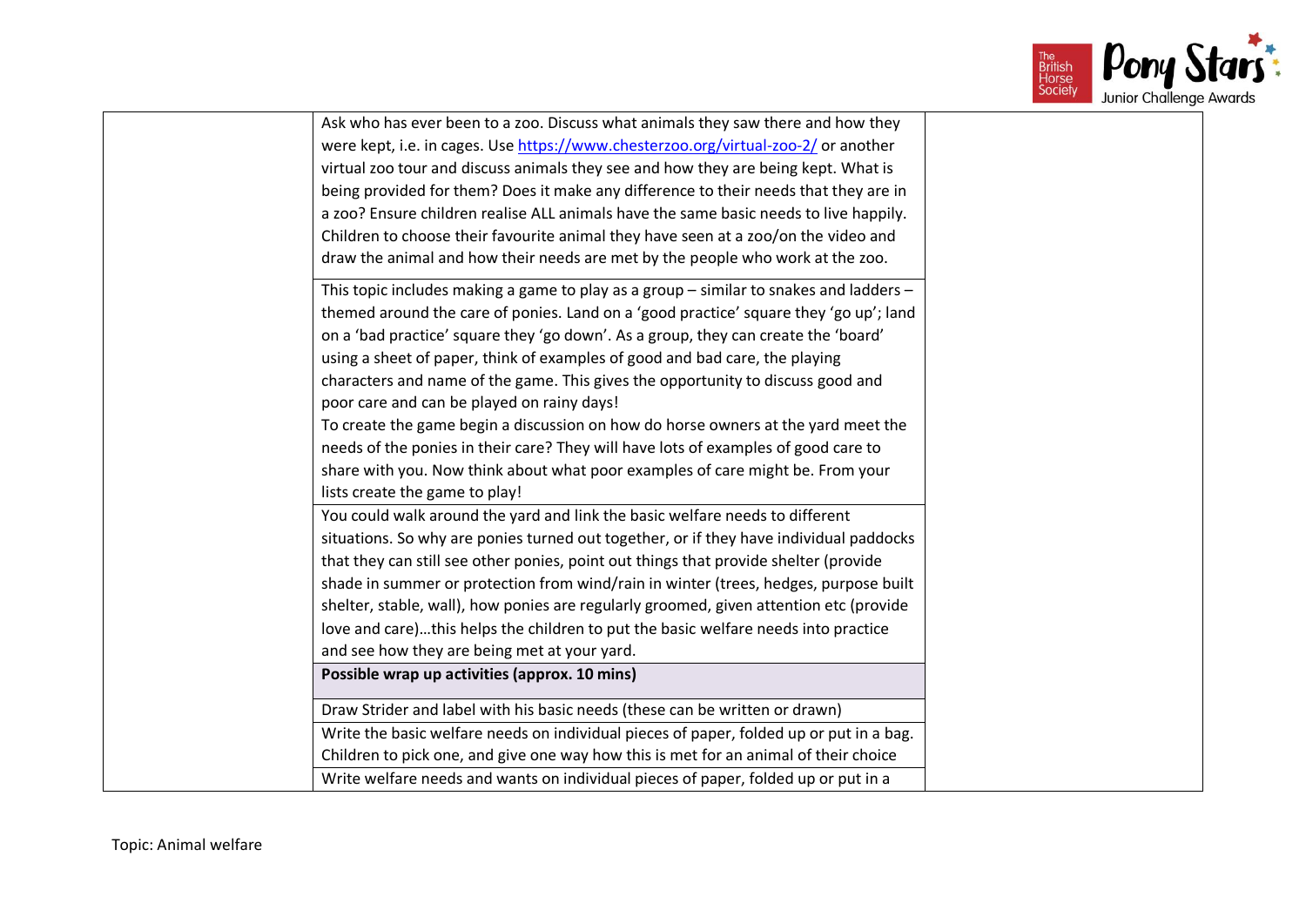| | | |
|---|---|---|
| | Ask who has ever been to a zoo. Discuss what animals they saw there and how they were kept, i.e. in cages. Use https://www.chesterzoo.org/virtual-zoo-2/ or another virtual zoo tour and discuss animals they see and how they are being kept. What is being provided for them? Does it make any difference to their needs that they are in a zoo? Ensure children realise ALL animals have the same basic needs to live happily. Children to choose their favourite animal they have seen at a zoo/on the video and draw the animal and how their needs are met by the people who work at the zoo. | |
| | This topic includes making a game to play as a group – similar to snakes and ladders – themed around the care of ponies. Land on a 'good practice' square they 'go up'; land on a 'bad practice' square they 'go down'. As a group, they can create the 'board' using a sheet of paper, think of examples of good and bad care, the playing characters and name of the game. This gives the opportunity to discuss good and poor care and can be played on rainy days!<br>To create the game begin a discussion on how do horse owners at the yard meet the needs of the ponies in their care? They will have lots of examples of good care to share with you. Now think about what poor examples of care might be. From your lists create the game to play! | |
| | You could walk around the yard and link the basic welfare needs to different situations. So why are ponies turned out together, or if they have individual paddocks that they can still see other ponies, point out things that provide shelter (provide shade in summer or protection from wind/rain in winter (trees, hedges, purpose built shelter, stable, wall), how ponies are regularly groomed, given attention etc (provide love and care)…this helps the children to put the basic welfare needs into practice and see how they are being met at your yard. | |
| | **Possible wrap up activities (approx. 10 mins)** | |
| | Draw Strider and label with his basic needs (these can be written or drawn) | |
| | Write the basic welfare needs on individual pieces of paper, folded up or put in a bag. Children to pick one, and give one way how this is met for an animal of their choice | |
| | Write welfare needs and wants on individual pieces of paper, folded up or put in a | |

Topic: Animal welfare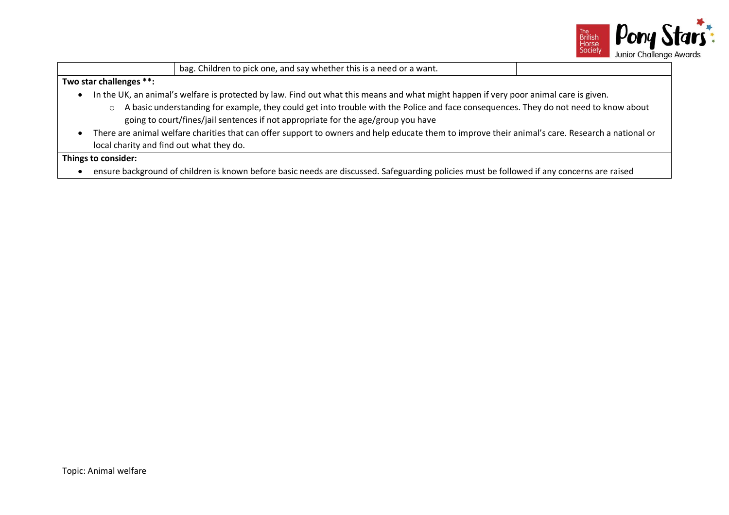| | bag. Children to pick one, and say whether this is a need or a want. | |
|---|---|---|

**Two star challenges \*\*:**

- In the UK, an animal's welfare is protected by law. Find out what this means and what might happen if very poor animal care is given.
    - A basic understanding for example, they could get into trouble with the Police and face consequences. They do not need to know about going to court/fines/jail sentences if not appropriate for the age/group you have
- There are animal welfare charities that can offer support to owners and help educate them to improve their animal's care. Research a national or local charity and find out what they do.

**Things to consider:**

- ensure background of children is known before basic needs are discussed. Safeguarding policies must be followed if any concerns are raised

Topic: Animal welfare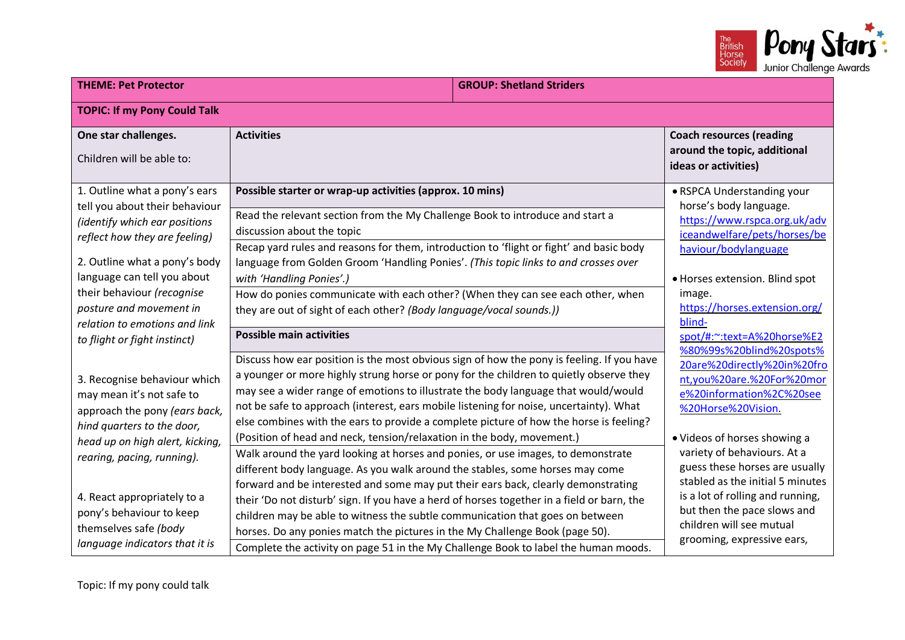| **THEME: Pet Protector** | **GROUP: Shetland Striders** | |
|---|---|---|
| **TOPIC: If my Pony Could Talk** | | |
| **One star challenges.**<br><br>Children will be able to: | **Activities** | **Coach resources (reading around the topic, additional ideas or activities)** |
| 1. Outline what a pony's ears tell you about their behaviour *(identify which ear positions reflect how they are feeling)*<br><br>2. Outline what a pony's body language can tell you about their behaviour *(recognise posture and movement in relation to emotions and link to flight or fight instinct)*<br><br>3. Recognise behaviour which may mean it's not safe to approach the pony *(ears back, hind quarters to the door, head up on high alert, kicking, rearing, pacing, running).*<br><br>4. React appropriately to a pony's behaviour to keep themselves safe *(body language indicators that it is* | **Possible starter or wrap-up activities (approx. 10 mins)**<br><br>Read the relevant section from the My Challenge Book to introduce and start a discussion about the topic<br><br>Recap yard rules and reasons for them, introduction to 'flight or fight' and basic body language from Golden Groom 'Handling Ponies'. *(This topic links to and crosses over with 'Handling Ponies'.)*<br><br>How do ponies communicate with each other? (When they can see each other, when they are out of sight of each other? *(Body language/vocal sounds.)*)<br><br>**Possible main activities**<br><br>Discuss how ear position is the most obvious sign of how the pony is feeling. If you have a younger or more highly strung horse or pony for the children to quietly observe they may see a wider range of emotions to illustrate the body language that would/would not be safe to approach (interest, ears mobile listening for noise, uncertainty). What else combines with the ears to provide a complete picture of how the horse is feeling? (Position of head and neck, tension/relaxation in the body, movement.)<br><br>Walk around the yard looking at horses and ponies, or use images, to demonstrate different body language. As you walk around the stables, some horses may come forward and be interested and some may put their ears back, clearly demonstrating their 'Do not disturb' sign. If you have a herd of horses together in a field or barn, the children may be able to witness the subtle communication that goes on between horses. Do any ponies match the pictures in the My Challenge Book (page 50).<br><br>Complete the activity on page 51 in the My Challenge Book to label the human moods. | • RSPCA Understanding your horse's body language. https://www.rspca.org.uk/adviceandwelfare/pets/horses/behaviour/bodylanguage<br><br>• Horses extension. Blind spot image. https://horses.extension.org/blind-spot/#:~:text=A%20horse%E2%80%99s%20blind%20spots%20are%20directly%20in%20front,you%20are.%20For%20more%20information%2C%20see%20Horse%20Vision.<br><br>• Videos of horses showing a variety of behaviours. At a guess these horses are usually stabled as the initial 5 minutes is a lot of rolling and running, but then the pace slows and children will see mutual grooming, expressive ears, |

Topic: If my pony could talk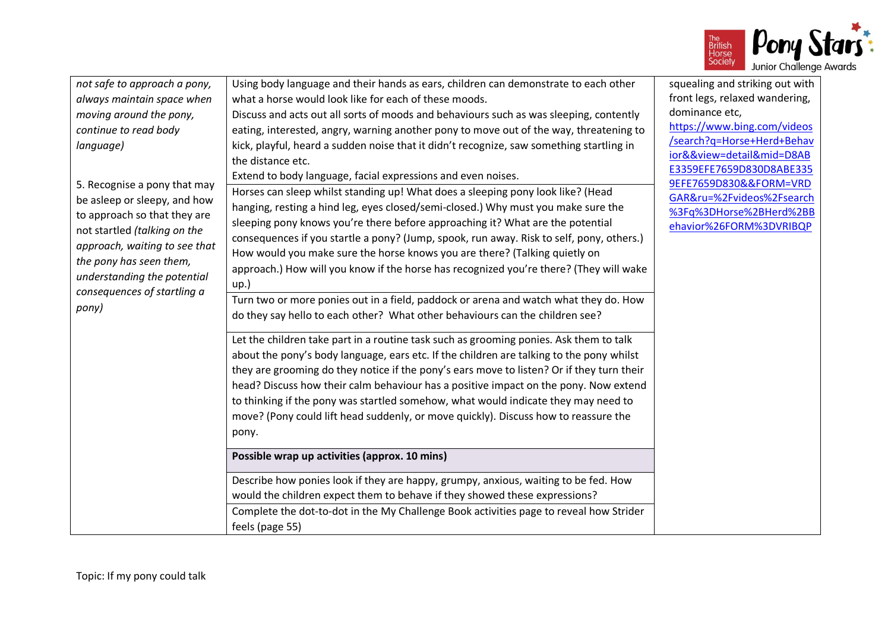| | | |
|---|---|---|
| *not safe to approach a pony, always maintain space when moving around the pony, continue to read body language)*<br><br>5. Recognise a pony that may be asleep or sleepy, and how to approach so that they are not startled *(talking on the approach, waiting to see that the pony has seen them, understanding the potential consequences of startling a pony)* | Using body language and their hands as ears, children can demonstrate to each other what a horse would look like for each of these moods.<br>Discuss and acts out all sorts of moods and behaviours such as was sleeping, contently eating, interested, angry, warning another pony to move out of the way, threatening to kick, playful, heard a sudden noise that it didn't recognize, saw something startling in the distance etc.<br>Extend to body language, facial expressions and even noises. | squealing and striking out with front legs, relaxed wandering, dominance etc,<br>https://www.bing.com/videos/search?q=Horse+Herd+Behavior&&view=detail&mid=D8ABE3359EFE7659D830D8ABE3359EFE7659D830&&FORM=VRDGAR&ru=%2Fvideos%2Fsearch%3Fq%3DHorse%2BHerd%2BBehavior%26FORM%3DVRIBQP |
| | Horses can sleep whilst standing up! What does a sleeping pony look like? (Head hanging, resting a hind leg, eyes closed/semi-closed.) Why must you make sure the sleeping pony knows you're there before approaching it? What are the potential consequences if you startle a pony? (Jump, spook, run away. Risk to self, pony, others.) How would you make sure the horse knows you are there? (Talking quietly on approach.) How will you know if the horse has recognized you're there? (They will wake up.) | |
| | Turn two or more ponies out in a field, paddock or arena and watch what they do. How do they say hello to each other? What other behaviours can the children see? | |
| | Let the children take part in a routine task such as grooming ponies. Ask them to talk about the pony's body language, ears etc. If the children are talking to the pony whilst they are grooming do they notice if the pony's ears move to listen? Or if they turn their head? Discuss how their calm behaviour has a positive impact on the pony. Now extend to thinking if the pony was startled somehow, what would indicate they may need to move? (Pony could lift head suddenly, or move quickly). Discuss how to reassure the pony. | |
| | **Possible wrap up activities (approx. 10 mins)** | |
| | Describe how ponies look if they are happy, grumpy, anxious, waiting to be fed. How would the children expect them to behave if they showed these expressions? | |
| | Complete the dot-to-dot in the My Challenge Book activities page to reveal how Strider feels (page 55) | |

Topic: If my pony could talk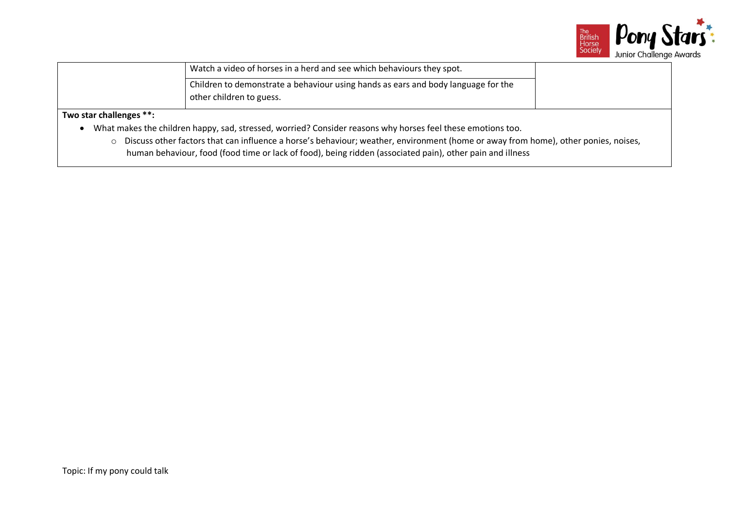| | | |
|---|---|---|
| | Watch a video of horses in a herd and see which behaviours they spot. | |
| | Children to demonstrate a behaviour using hands as ears and body language for the other children to guess. | |

**Two star challenges **:**

- What makes the children happy, sad, stressed, worried? Consider reasons why horses feel these emotions too.
  - Discuss other factors that can influence a horse's behaviour; weather, environment (home or away from home), other ponies, noises, human behaviour, food (food time or lack of food), being ridden (associated pain), other pain and illness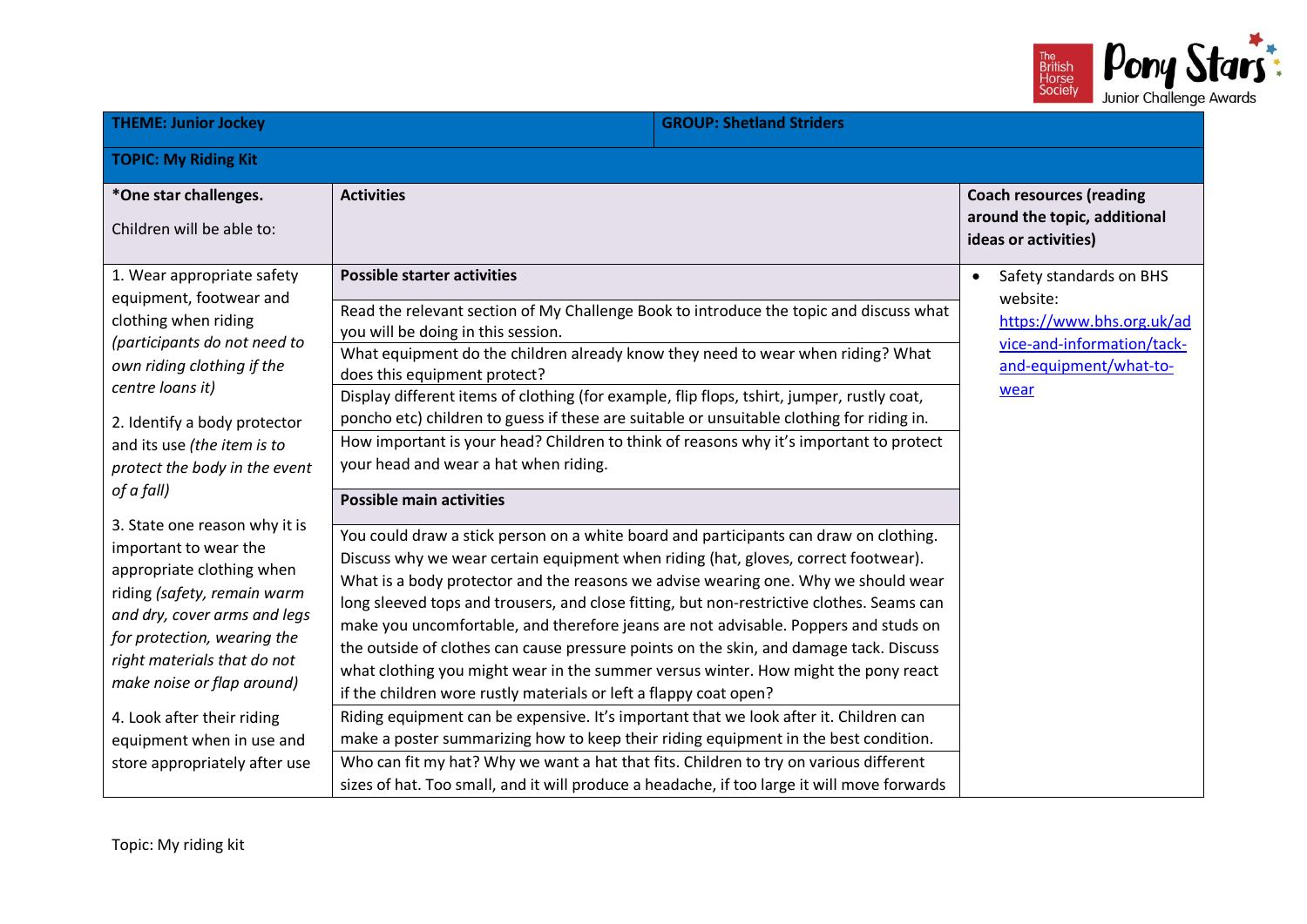| THEME: Junior Jockey | | GROUP: Shetland Striders |
|---|---|---|
| **TOPIC: My Riding Kit** | | |
| **\*One star challenges.**<br><br>Children will be able to: | **Activities** | **Coach resources (reading around the topic, additional ideas or activities)** |
| 1. Wear appropriate safety equipment, footwear and clothing when riding *(participants do not need to own riding clothing if the centre loans it)*<br><br>2. Identify a body protector and its use *(the item is to protect the body in the event of a fall)*<br><br>3. State one reason why it is important to wear the appropriate clothing when riding *(safety, remain warm and dry, cover arms and legs for protection, wearing the right materials that do not make noise or flap around)*<br><br>4. Look after their riding equipment when in use and store appropriately after use | **Possible starter activities**<br><br>Read the relevant section of My Challenge Book to introduce the topic and discuss what you will be doing in this session.<br><br>What equipment do the children already know they need to wear when riding? What does this equipment protect?<br><br>Display different items of clothing (for example, flip flops, tshirt, jumper, rustly coat, poncho etc) children to guess if these are suitable or unsuitable clothing for riding in.<br><br>How important is your head? Children to think of reasons why it's important to protect your head and wear a hat when riding.<br><br>**Possible main activities**<br><br>You could draw a stick person on a white board and participants can draw on clothing. Discuss why we wear certain equipment when riding (hat, gloves, correct footwear). What is a body protector and the reasons we advise wearing one. Why we should wear long sleeved tops and trousers, and close fitting, but non-restrictive clothes. Seams can make you uncomfortable, and therefore jeans are not advisable. Poppers and studs on the outside of clothes can cause pressure points on the skin, and damage tack. Discuss what clothing you might wear in the summer versus winter. How might the pony react if the children wore rustly materials or left a flappy coat open?<br><br>Riding equipment can be expensive. It's important that we look after it. Children can make a poster summarizing how to keep their riding equipment in the best condition.<br><br>Who can fit my hat? Why we want a hat that fits. Children to try on various different sizes of hat. Too small, and it will produce a headache, if too large it will move forwards | • Safety standards on BHS website: https://www.bhs.org.uk/advice-and-information/tack-and-equipment/what-to-wear |

Topic: My riding kit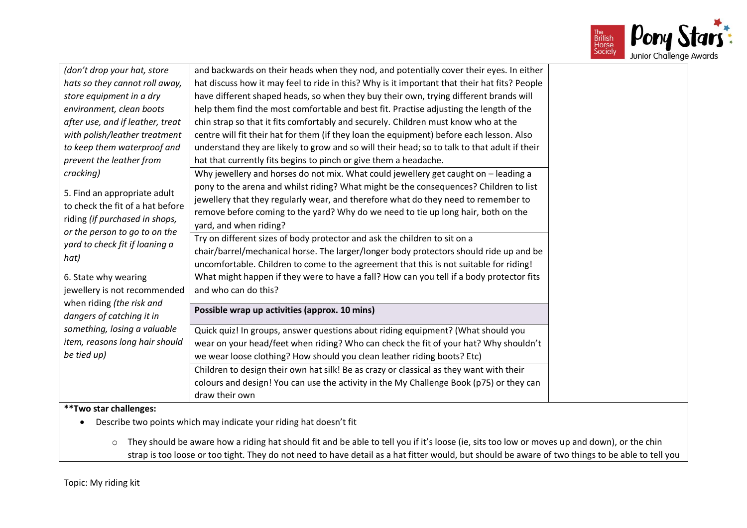| | | |
|---|---|---|
| *(don't drop your hat, store hats so they cannot roll away, store equipment in a dry environment, clean boots after use, and if leather, treat with polish/leather treatment to keep them waterproof and prevent the leather from cracking)*<br><br>5. Find an appropriate adult to check the fit of a hat before riding *(if purchased in shops, or the person to go to on the yard to check fit if loaning a hat)*<br><br>6. State why wearing jewellery is not recommended when riding *(the risk and dangers of catching it in something, losing a valuable item, reasons long hair should be tied up)* | and backwards on their heads when they nod, and potentially cover their eyes. In either hat discuss how it may feel to ride in this? Why is it important that their hat fits? People have different shaped heads, so when they buy their own, trying different brands will help them find the most comfortable and best fit. Practise adjusting the length of the chin strap so that it fits comfortably and securely. Children must know who at the centre will fit their hat for them (if they loan the equipment) before each lesson. Also understand they are likely to grow and so will their head; so to talk to that adult if their hat that currently fits begins to pinch or give them a headache. | |
| | Why jewellery and horses do not mix. What could jewellery get caught on – leading a pony to the arena and whilst riding? What might be the consequences? Children to list jewellery that they regularly wear, and therefore what do they need to remember to remove before coming to the yard? Why do we need to tie up long hair, both on the yard, and when riding? | |
| | Try on different sizes of body protector and ask the children to sit on a chair/barrel/mechanical horse. The larger/longer body protectors should ride up and be uncomfortable. Children to come to the agreement that this is not suitable for riding! What might happen if they were to have a fall? How can you tell if a body protector fits and who can do this? | |
| | **Possible wrap up activities (approx. 10 mins)** | |
| | Quick quiz! In groups, answer questions about riding equipment? (What should you wear on your head/feet when riding? Who can check the fit of your hat? Why shouldn't we wear loose clothing? How should you clean leather riding boots? Etc) | |
| | Children to design their own hat silk! Be as crazy or classical as they want with their colours and design! You can use the activity in the My Challenge Book (p75) or they can draw their own | |

**Two star challenges:**

- Describe two points which may indicate your riding hat doesn't fit
  - They should be aware how a riding hat should fit and be able to tell you if it's loose (ie, sits too low or moves up and down), or the chin strap is too loose or too tight. They do not need to have detail as a hat fitter would, but should be aware of two things to be able to tell you

Topic: My riding kit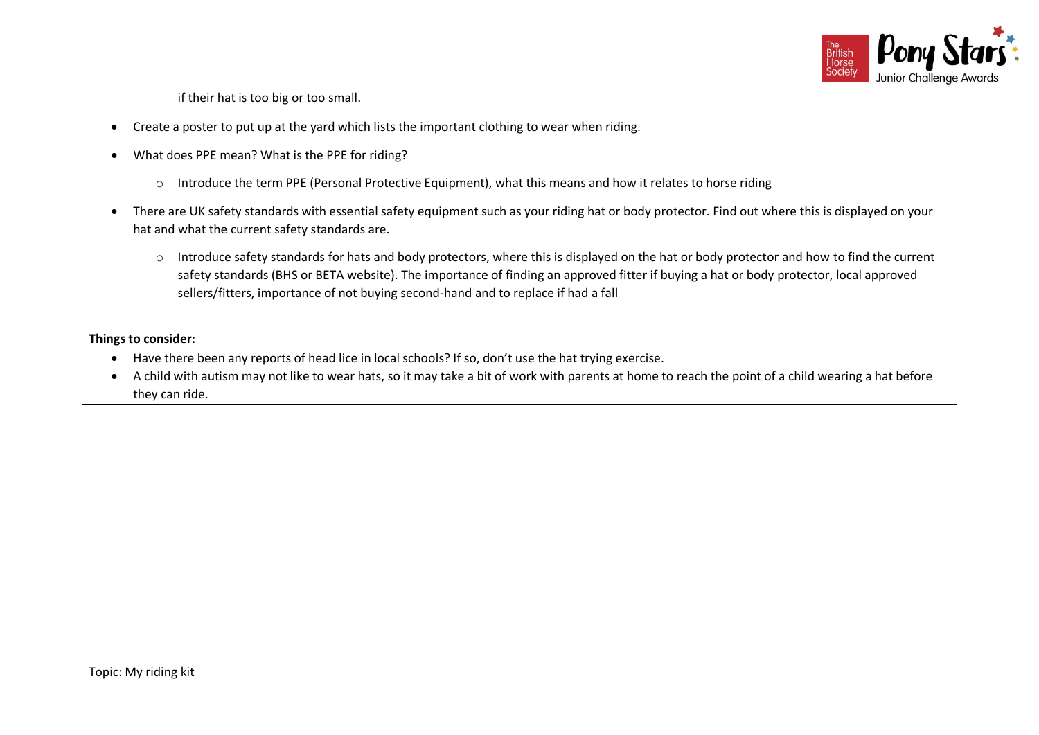if their hat is too big or too small.

- Create a poster to put up at the yard which lists the important clothing to wear when riding.
- What does PPE mean? What is the PPE for riding?
  - Introduce the term PPE (Personal Protective Equipment), what this means and how it relates to horse riding
- There are UK safety standards with essential safety equipment such as your riding hat or body protector. Find out where this is displayed on your hat and what the current safety standards are.
  - Introduce safety standards for hats and body protectors, where this is displayed on the hat or body protector and how to find the current safety standards (BHS or BETA website). The importance of finding an approved fitter if buying a hat or body protector, local approved sellers/fitters, importance of not buying second-hand and to replace if had a fall

**Things to consider:**

- Have there been any reports of head lice in local schools? If so, don't use the hat trying exercise.
- A child with autism may not like to wear hats, so it may take a bit of work with parents at home to reach the point of a child wearing a hat before they can ride.

Topic: My riding kit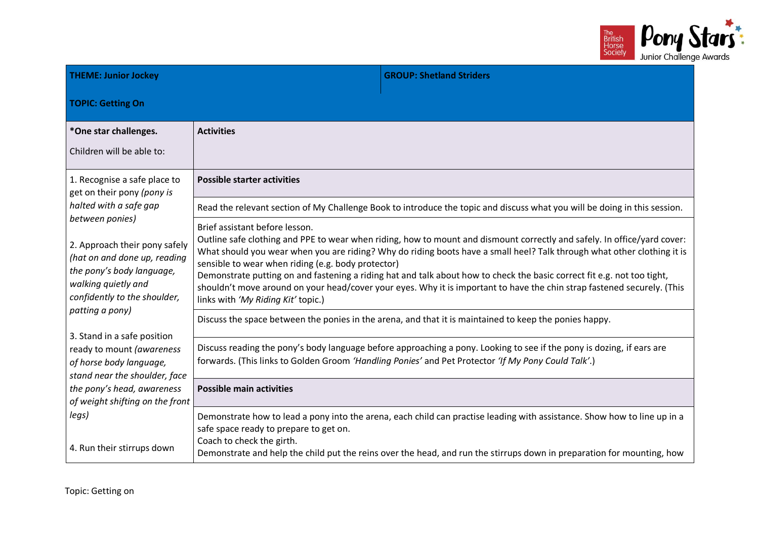| THEME: Junior Jockey<br><br>TOPIC: Getting On | GROUP: Shetland Striders |
|---|---|
| ***One star challenges.**<br><br>Children will be able to: | **Activities** |
| 1. Recognise a safe place to get on their pony *(pony is halted with a safe gap between ponies)*<br><br>2. Approach their pony safely *(hat on and done up, reading the pony's body language, walking quietly and confidently to the shoulder, patting a pony)*<br><br>3. Stand in a safe position ready to mount *(awareness of horse body language, stand near the shoulder, face the pony's head, awareness of weight shifting on the front legs)*<br><br>4. Run their stirrups down | **Possible starter activities**<br><br>Read the relevant section of My Challenge Book to introduce the topic and discuss what you will be doing in this session.<br><br>Brief assistant before lesson.<br>Outline safe clothing and PPE to wear when riding, how to mount and dismount correctly and safely. In office/yard cover: What should you wear when you are riding? Why do riding boots have a small heel? Talk through what other clothing it is sensible to wear when riding (e.g. body protector)<br>Demonstrate putting on and fastening a riding hat and talk about how to check the basic correct fit e.g. not too tight, shouldn't move around on your head/cover your eyes. Why it is important to have the chin strap fastened securely. (This links with *'My Riding Kit'* topic.)<br><br>Discuss the space between the ponies in the arena, and that it is maintained to keep the ponies happy.<br><br>Discuss reading the pony's body language before approaching a pony. Looking to see if the pony is dozing, if ears are forwards. (This links to Golden Groom *'Handling Ponies'* and Pet Protector *'If My Pony Could Talk'*.)<br><br>**Possible main activities**<br><br>Demonstrate how to lead a pony into the arena, each child can practise leading with assistance. Show how to line up in a safe space ready to prepare to get on.<br>Coach to check the girth.<br>Demonstrate and help the child put the reins over the head, and run the stirrups down in preparation for mounting, how |

Topic: Getting on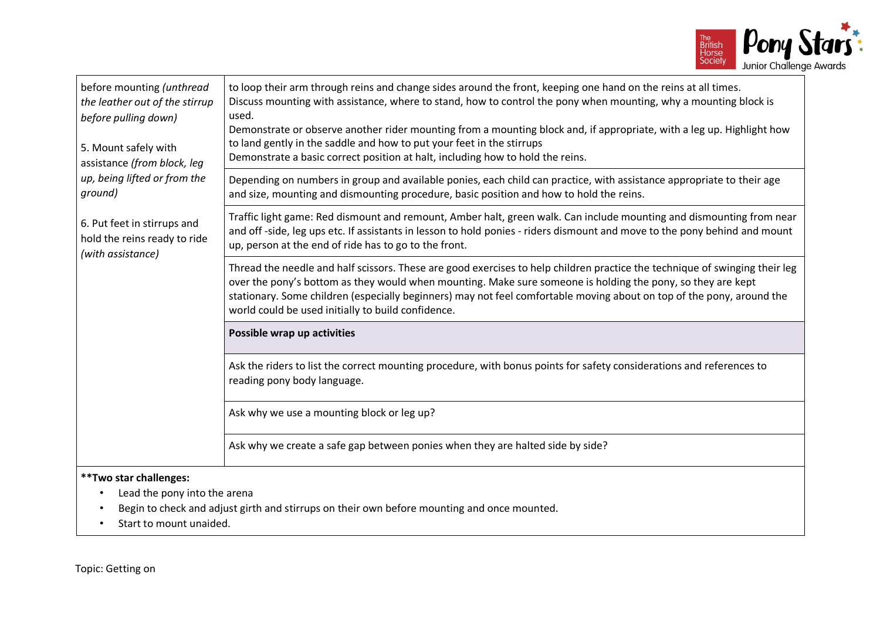| | |
|---|---|
| before mounting *(unthread the leather out of the stirrup before pulling down)*<br><br>5. Mount safely with assistance *(from block, leg up, being lifted or from the ground)*<br><br>6. Put feet in stirrups and hold the reins ready to ride *(with assistance)* | to loop their arm through reins and change sides around the front, keeping one hand on the reins at all times.<br>Discuss mounting with assistance, where to stand, how to control the pony when mounting, why a mounting block is used.<br>Demonstrate or observe another rider mounting from a mounting block and, if appropriate, with a leg up. Highlight how to land gently in the saddle and how to put your feet in the stirrups<br>Demonstrate a basic correct position at halt, including how to hold the reins. |
| | Depending on numbers in group and available ponies, each child can practice, with assistance appropriate to their age and size, mounting and dismounting procedure, basic position and how to hold the reins. |
| | Traffic light game: Red dismount and remount, Amber halt, green walk. Can include mounting and dismounting from near and off -side, leg ups etc. If assistants in lesson to hold ponies - riders dismount and move to the pony behind and mount up, person at the end of ride has to go to the front. |
| | Thread the needle and half scissors. These are good exercises to help children practice the technique of swinging their leg over the pony's bottom as they would when mounting. Make sure someone is holding the pony, so they are kept stationary. Some children (especially beginners) may not feel comfortable moving about on top of the pony, around the world could be used initially to build confidence. |
| | **Possible wrap up activities** |
| | Ask the riders to list the correct mounting procedure, with bonus points for safety considerations and references to reading pony body language. |
| | Ask why we use a mounting block or leg up? |
| | Ask why we create a safe gap between ponies when they are halted side by side? |

**\*\*Two star challenges:**

- Lead the pony into the arena
- Begin to check and adjust girth and stirrups on their own before mounting and once mounted.
- Start to mount unaided.

Topic: Getting on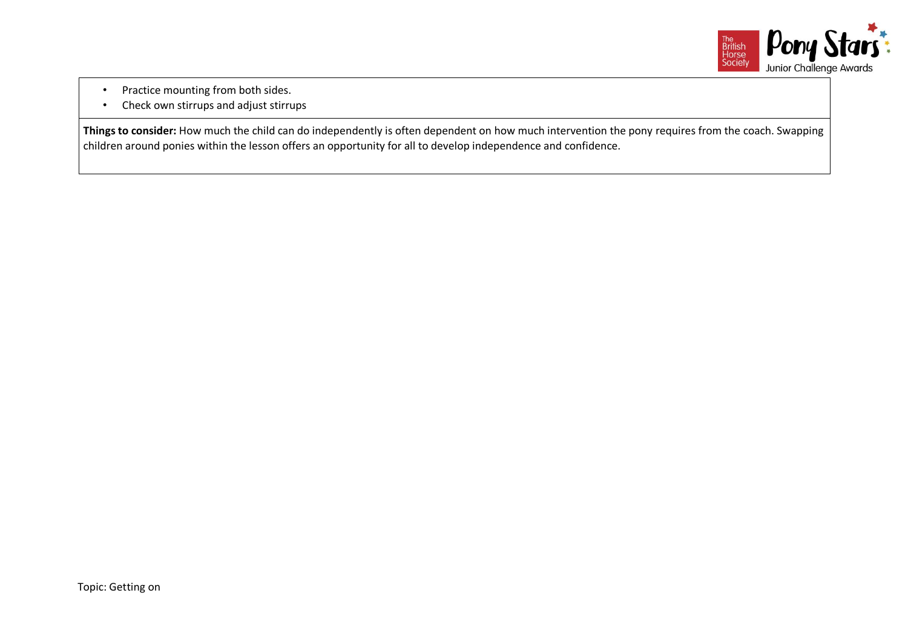- Practice mounting from both sides.
- Check own stirrups and adjust stirrups

**Things to consider:** How much the child can do independently is often dependent on how much intervention the pony requires from the coach. Swapping children around ponies within the lesson offers an opportunity for all to develop independence and confidence.

Topic: Getting on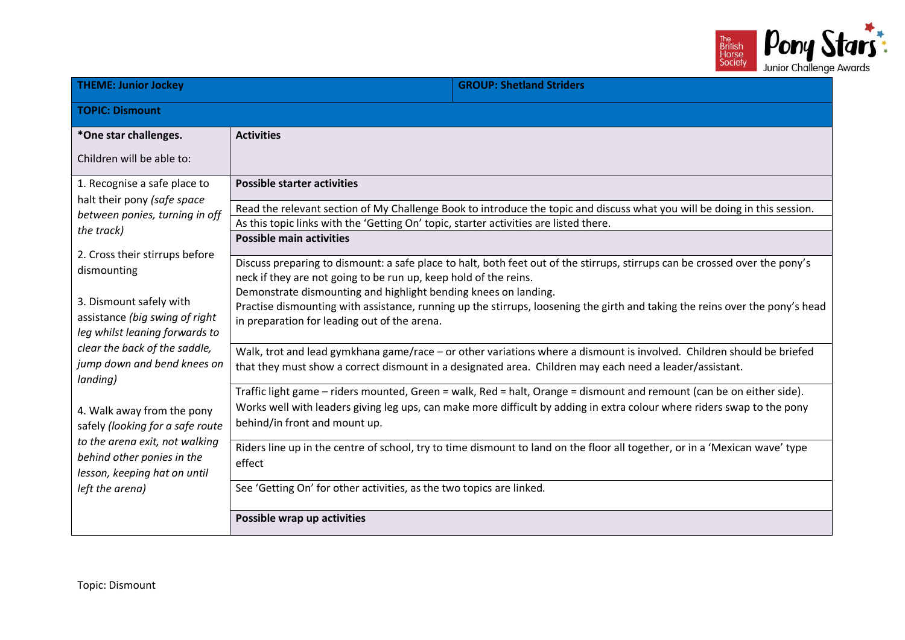| THEME: Junior Jockey | GROUP: Shetland Striders |
|---|---|
| **TOPIC: Dismount** | |

| **\*One star challenges.**<br><br>Children will be able to: | **Activities** |
|---|---|
| 1. Recognise a safe place to halt their pony *(safe space between ponies, turning in off the track)*<br><br>2. Cross their stirrups before dismounting<br><br>3. Dismount safely with assistance *(big swing of right leg whilst leaning forwards to clear the back of the saddle, jump down and bend knees on landing)*<br><br>4. Walk away from the pony safely *(looking for a safe route to the arena exit, not walking behind other ponies in the lesson, keeping hat on until left the arena)* | **Possible starter activities** |
| | Read the relevant section of My Challenge Book to introduce the topic and discuss what you will be doing in this session. |
| | As this topic links with the 'Getting On' topic, starter activities are listed there. |
| | **Possible main activities** |
| | Discuss preparing to dismount: a safe place to halt, both feet out of the stirrups, stirrups can be crossed over the pony's neck if they are not going to be run up, keep hold of the reins.<br>Demonstrate dismounting and highlight bending knees on landing.<br>Practise dismounting with assistance, running up the stirrups, loosening the girth and taking the reins over the pony's head in preparation for leading out of the arena. |
| | Walk, trot and lead gymkhana game/race – or other variations where a dismount is involved. Children should be briefed that they must show a correct dismount in a designated area. Children may each need a leader/assistant. |
| | Traffic light game – riders mounted, Green = walk, Red = halt, Orange = dismount and remount (can be on either side). Works well with leaders giving leg ups, can make more difficult by adding in extra colour where riders swap to the pony behind/in front and mount up. |
| | Riders line up in the centre of school, try to time dismount to land on the floor all together, or in a 'Mexican wave' type effect |
| | See 'Getting On' for other activities, as the two topics are linked. |
| | **Possible wrap up activities** |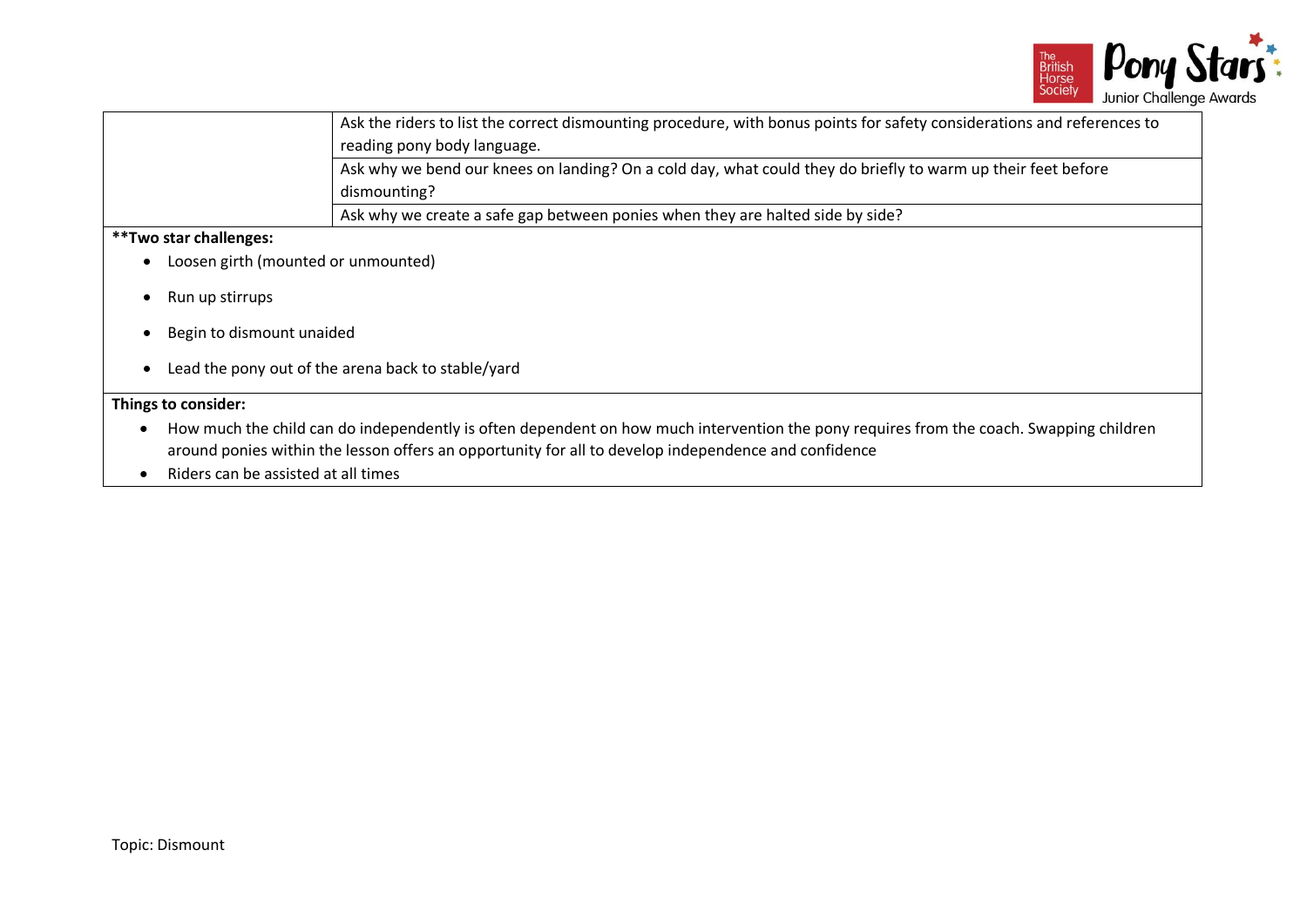| | |
|---|---|
| | Ask the riders to list the correct dismounting procedure, with bonus points for safety considerations and references to reading pony body language. |
| | Ask why we bend our knees on landing? On a cold day, what could they do briefly to warm up their feet before dismounting? |
| | Ask why we create a safe gap between ponies when they are halted side by side? |

**Two star challenges:**

- Loosen girth (mounted or unmounted)
- Run up stirrups
- Begin to dismount unaided
- Lead the pony out of the arena back to stable/yard

**Things to consider:**

- How much the child can do independently is often dependent on how much intervention the pony requires from the coach. Swapping children around ponies within the lesson offers an opportunity for all to develop independence and confidence
- Riders can be assisted at all times

Topic: Dismount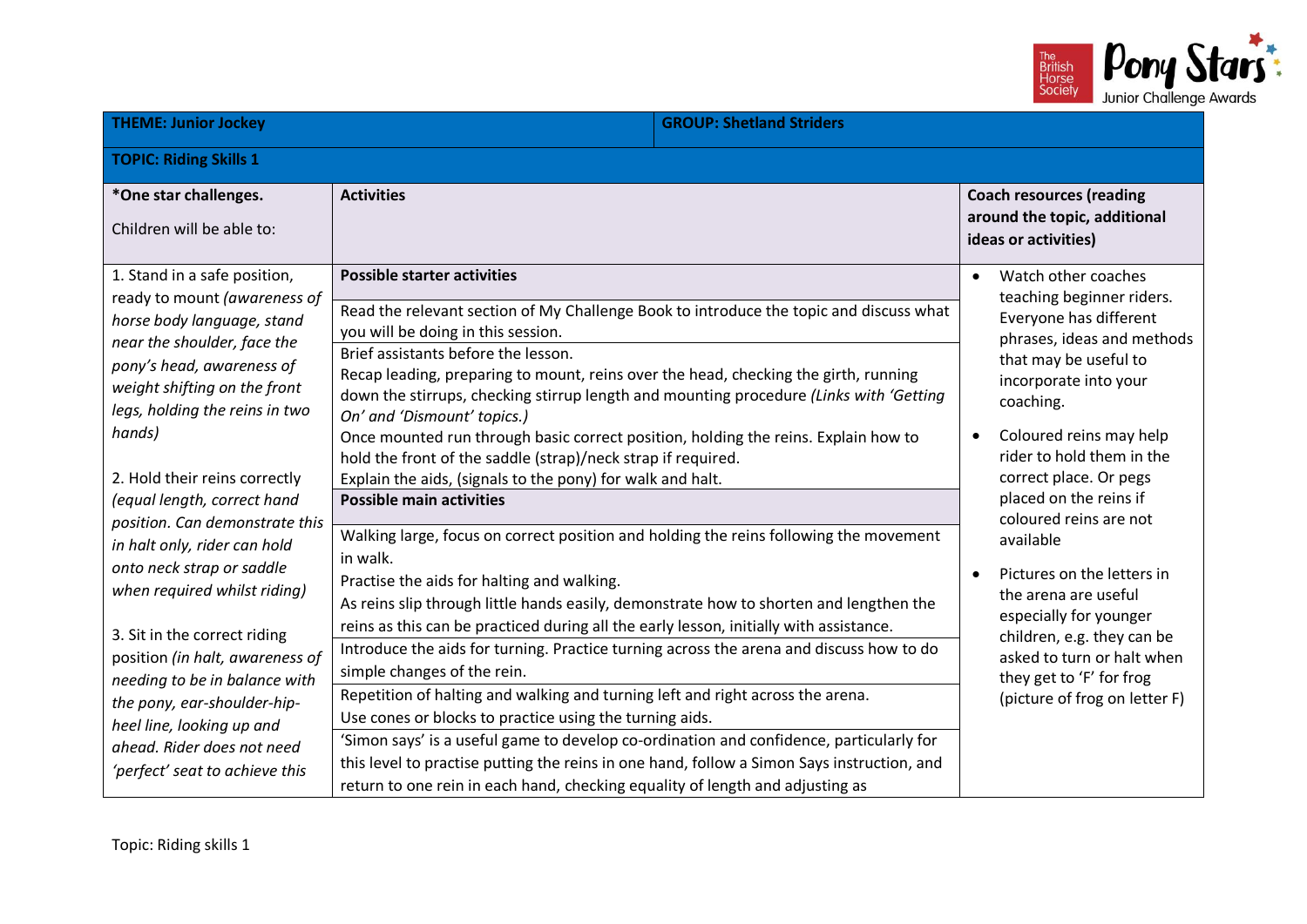| THEME: Junior Jockey | GROUP: Shetland Striders | |
|---|---|---|
| **TOPIC: Riding Skills 1** | | |
| ***One star challenges.** Children will be able to: | **Activities** | **Coach resources (reading around the topic, additional ideas or activities)** |
| 1. Stand in a safe position, ready to mount *(awareness of horse body language, stand near the shoulder, face the pony's head, awareness of weight shifting on the front legs, holding the reins in two hands)*<br><br>2. Hold their reins correctly *(equal length, correct hand position. Can demonstrate this in halt only, rider can hold onto neck strap or saddle when required whilst riding)*<br><br>3. Sit in the correct riding position *(in halt, awareness of needing to be in balance with the pony, ear-shoulder-hip-heel line, looking up and ahead. Rider does not need 'perfect' seat to achieve this* | **Possible starter activities**<br><br>Read the relevant section of My Challenge Book to introduce the topic and discuss what you will be doing in this session.<br><br>Brief assistants before the lesson.<br>Recap leading, preparing to mount, reins over the head, checking the girth, running down the stirrups, checking stirrup length and mounting procedure *(Links with 'Getting On' and 'Dismount' topics.)*<br>Once mounted run through basic correct position, holding the reins. Explain how to hold the front of the saddle (strap)/neck strap if required.<br>Explain the aids, (signals to the pony) for walk and halt.<br><br>**Possible main activities**<br><br>Walking large, focus on correct position and holding the reins following the movement in walk.<br>Practise the aids for halting and walking.<br>As reins slip through little hands easily, demonstrate how to shorten and lengthen the reins as this can be practiced during all the early lesson, initially with assistance.<br><br>Introduce the aids for turning. Practice turning across the arena and discuss how to do simple changes of the rein.<br><br>Repetition of halting and walking and turning left and right across the arena.<br>Use cones or blocks to practice using the turning aids.<br><br>'Simon says' is a useful game to develop co-ordination and confidence, particularly for this level to practise putting the reins in one hand, follow a Simon Says instruction, and return to one rein in each hand, checking equality of length and adjusting as | • Watch other coaches teaching beginner riders. Everyone has different phrases, ideas and methods that may be useful to incorporate into your coaching.<br><br>• Coloured reins may help rider to hold them in the correct place. Or pegs placed on the reins if coloured reins are not available<br><br>• Pictures on the letters in the arena are useful especially for younger children, e.g. they can be asked to turn or halt when they get to 'F' for frog (picture of frog on letter F) |

Topic: Riding skills 1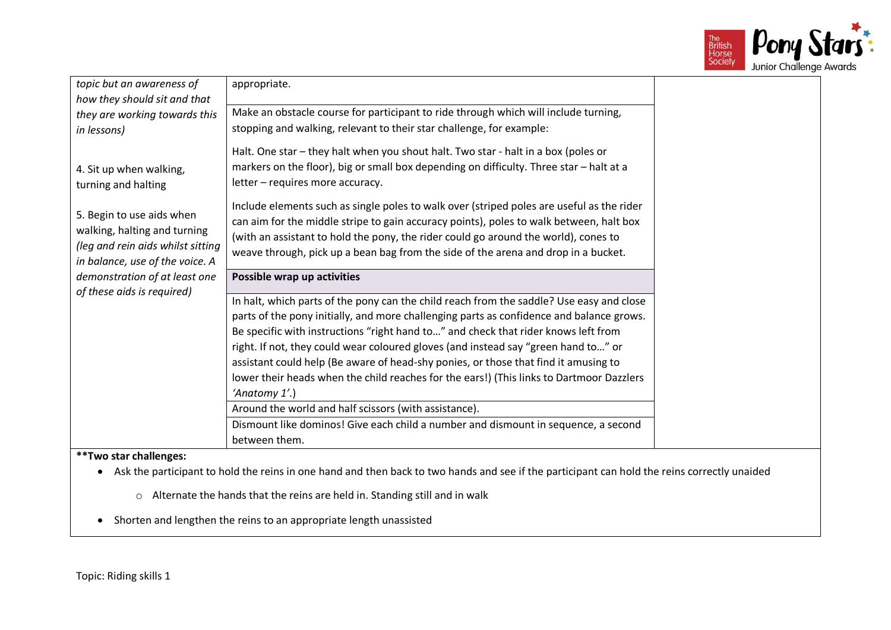| | | |
|---|---|---|
| *topic but an awareness of how they should sit and that they are working towards this in lessons)*<br><br>4. Sit up when walking, turning and halting<br><br>5. Begin to use aids when walking, halting and turning *(leg and rein aids whilst sitting in balance, use of the voice. A demonstration of at least one of these aids is required)* | appropriate. | |
| | Make an obstacle course for participant to ride through which will include turning, stopping and walking, relevant to their star challenge, for example:<br><br>Halt. One star – they halt when you shout halt. Two star - halt in a box (poles or markers on the floor), big or small box depending on difficulty. Three star – halt at a letter – requires more accuracy.<br><br>Include elements such as single poles to walk over (striped poles are useful as the rider can aim for the middle stripe to gain accuracy points), poles to walk between, halt box (with an assistant to hold the pony, the rider could go around the world), cones to weave through, pick up a bean bag from the side of the arena and drop in a bucket. | |
| | **Possible wrap up activities** | |
| | In halt, which parts of the pony can the child reach from the saddle? Use easy and close parts of the pony initially, and more challenging parts as confidence and balance grows. Be specific with instructions "right hand to…" and check that rider knows left from right. If not, they could wear coloured gloves (and instead say "green hand to…" or assistant could help (Be aware of head-shy ponies, or those that find it amusing to lower their heads when the child reaches for the ears!) (This links to Dartmoor Dazzlers *'Anatomy 1'*.) | |
| | Around the world and half scissors (with assistance). | |
| | Dismount like dominos! Give each child a number and dismount in sequence, a second between them. | |

**Two star challenges:**

- Ask the participant to hold the reins in one hand and then back to two hands and see if the participant can hold the reins correctly unaided
  - Alternate the hands that the reins are held in. Standing still and in walk
- Shorten and lengthen the reins to an appropriate length unassisted

Topic: Riding skills 1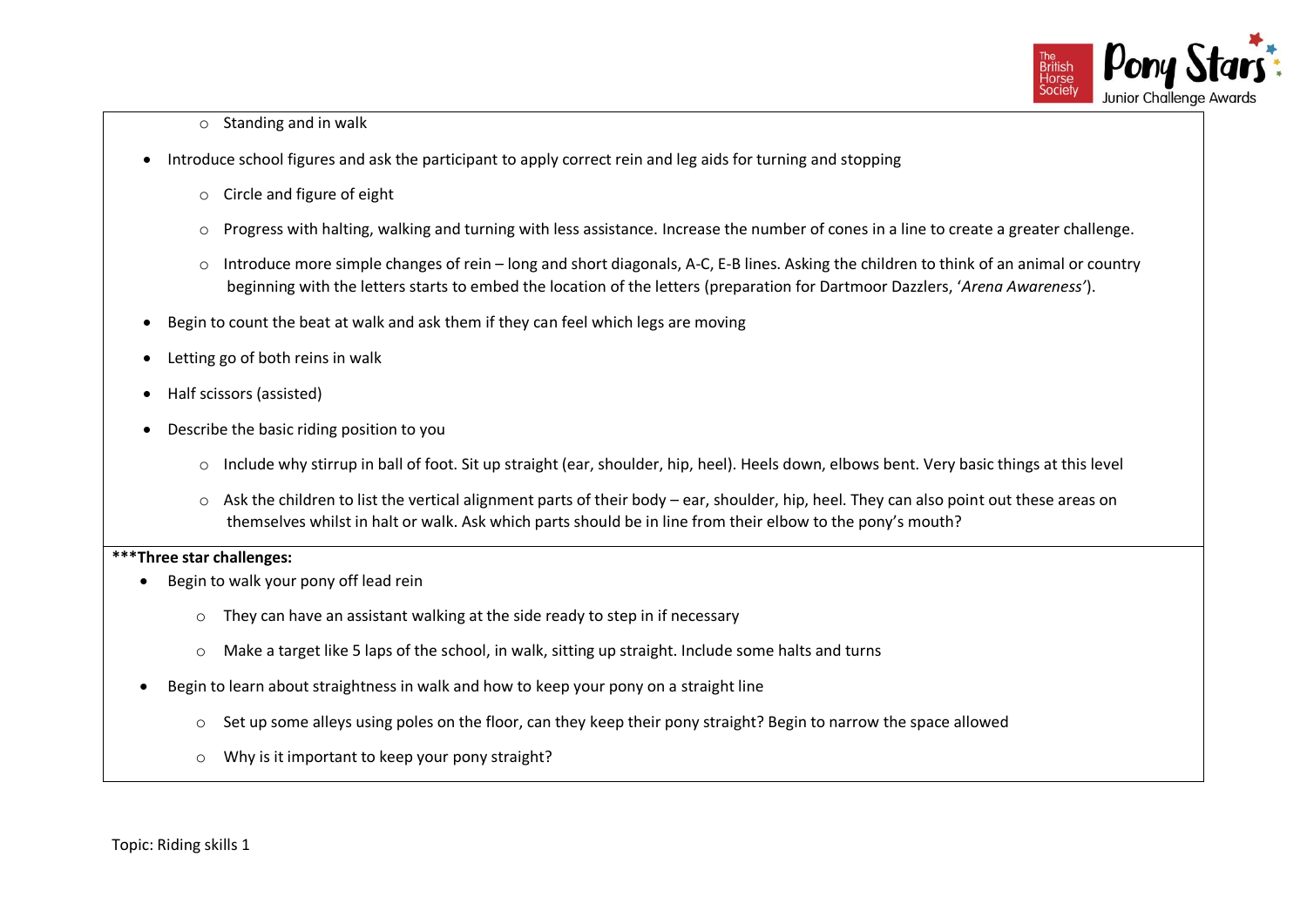- Standing and in walk

- Introduce school figures and ask the participant to apply correct rein and leg aids for turning and stopping
    - Circle and figure of eight
    - Progress with halting, walking and turning with less assistance. Increase the number of cones in a line to create a greater challenge.
    - Introduce more simple changes of rein – long and short diagonals, A-C, E-B lines. Asking the children to think of an animal or country beginning with the letters starts to embed the location of the letters (preparation for Dartmoor Dazzlers, '*Arena Awareness'*).
- Begin to count the beat at walk and ask them if they can feel which legs are moving
- Letting go of both reins in walk
- Half scissors (assisted)
- Describe the basic riding position to you
    - Include why stirrup in ball of foot. Sit up straight (ear, shoulder, hip, heel). Heels down, elbows bent. Very basic things at this level
    - Ask the children to list the vertical alignment parts of their body – ear, shoulder, hip, heel. They can also point out these areas on themselves whilst in halt or walk. Ask which parts should be in line from their elbow to the pony's mouth?

**\*\*\*Three star challenges:**

- Begin to walk your pony off lead rein
    - They can have an assistant walking at the side ready to step in if necessary
    - Make a target like 5 laps of the school, in walk, sitting up straight. Include some halts and turns
- Begin to learn about straightness in walk and how to keep your pony on a straight line
    - Set up some alleys using poles on the floor, can they keep their pony straight? Begin to narrow the space allowed
    - Why is it important to keep your pony straight?

Topic: Riding skills 1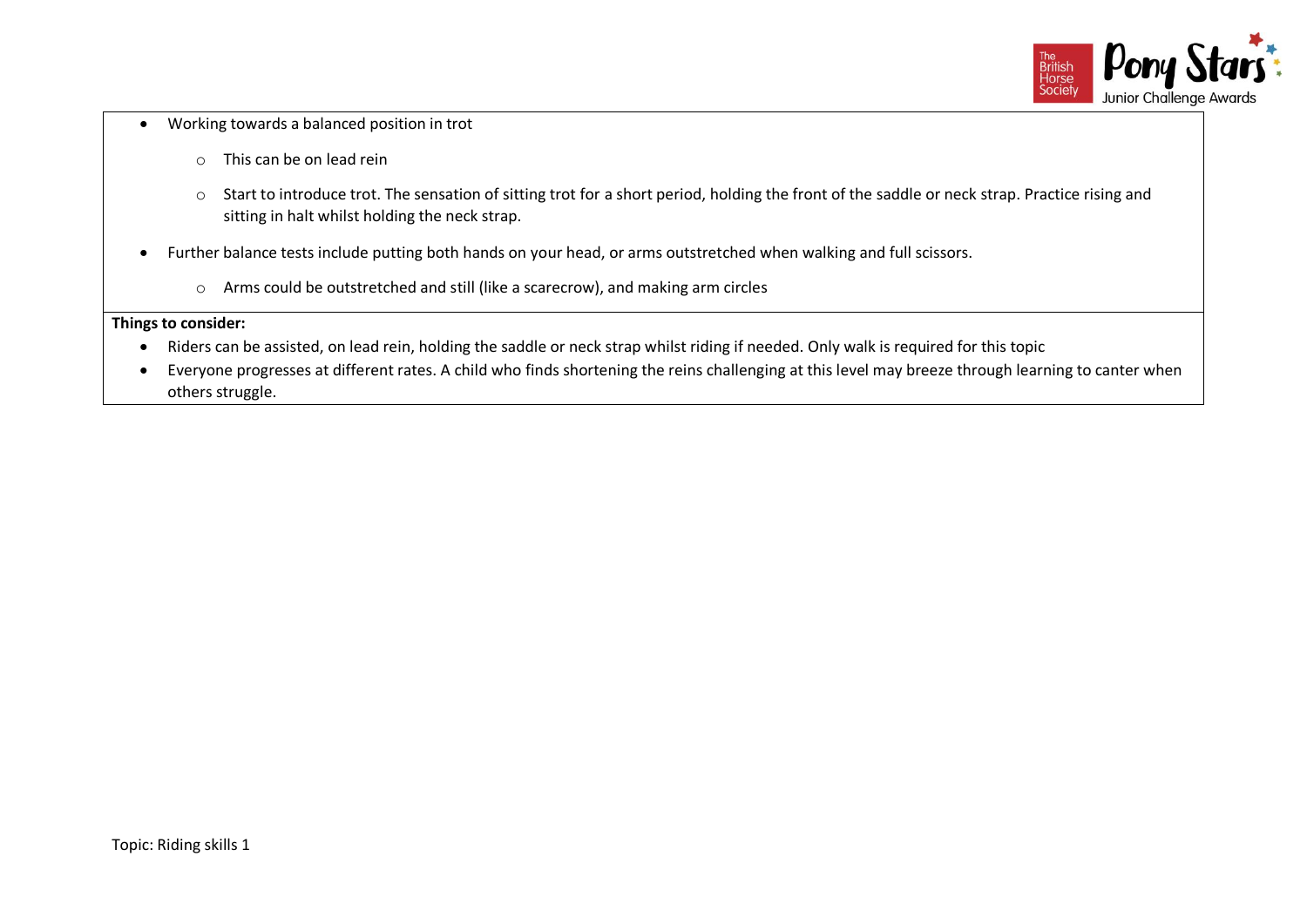- Working towards a balanced position in trot
  - This can be on lead rein
  - Start to introduce trot. The sensation of sitting trot for a short period, holding the front of the saddle or neck strap. Practice rising and sitting in halt whilst holding the neck strap.
- Further balance tests include putting both hands on your head, or arms outstretched when walking and full scissors.
  - Arms could be outstretched and still (like a scarecrow), and making arm circles

**Things to consider:**

- Riders can be assisted, on lead rein, holding the saddle or neck strap whilst riding if needed. Only walk is required for this topic
- Everyone progresses at different rates. A child who finds shortening the reins challenging at this level may breeze through learning to canter when others struggle.

Topic: Riding skills 1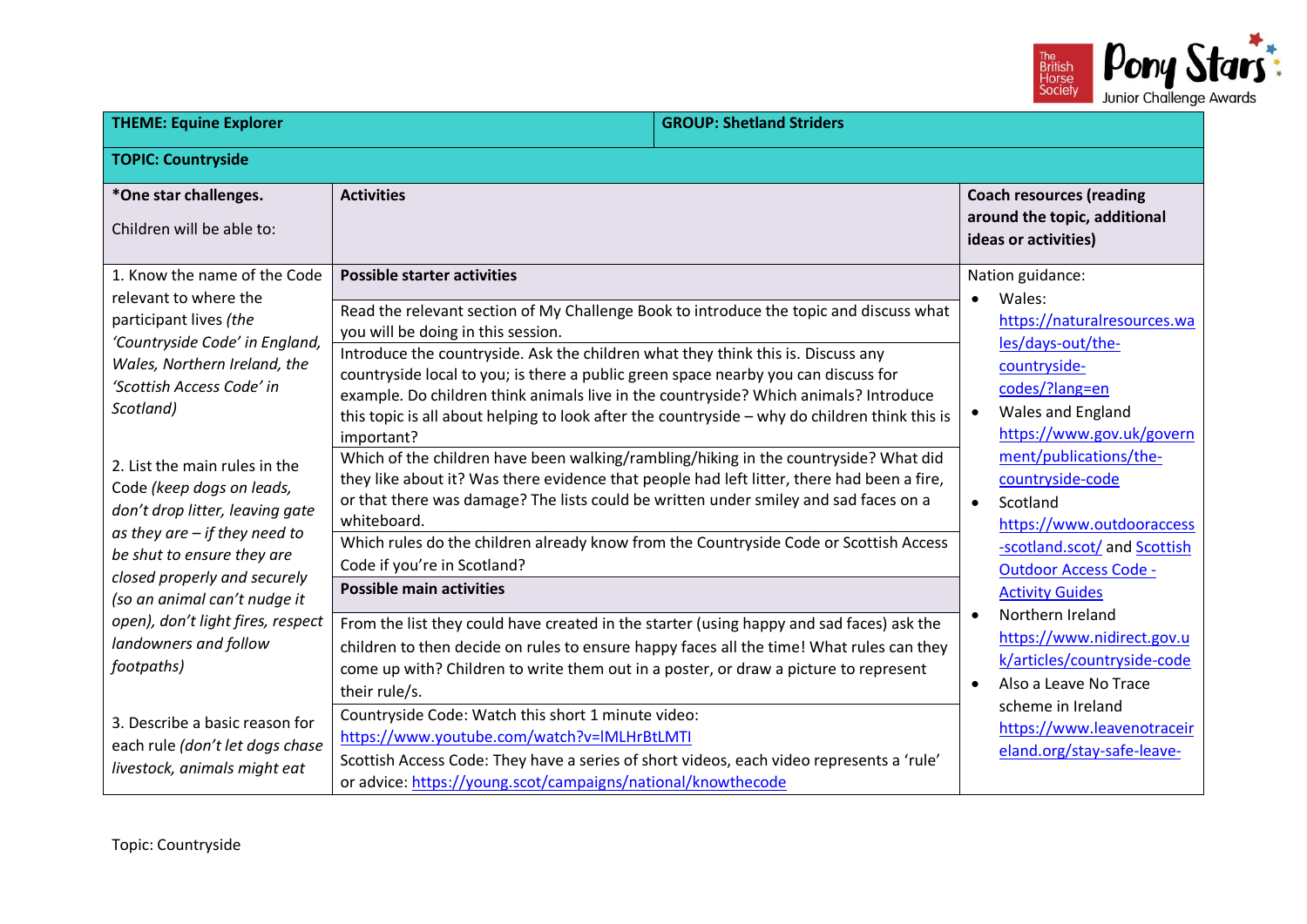| THEME: Equine Explorer | | GROUP: Shetland Striders |
|---|---|---|
| **TOPIC: Countryside** | | |
| ***One star challenges.**<br><br>Children will be able to: | **Activities** | **Coach resources (reading around the topic, additional ideas or activities)** |
| 1. Know the name of the Code relevant to where the participant lives *(the 'Countryside Code' in England, Wales, Northern Ireland, the 'Scottish Access Code' in Scotland)*<br><br>2. List the main rules in the Code *(keep dogs on leads, don't drop litter, leaving gate as they are – if they need to be shut to ensure they are closed properly and securely (so an animal can't nudge it open), don't light fires, respect landowners and follow footpaths)*<br><br>3. Describe a basic reason for each rule *(don't let dogs chase livestock, animals might eat* | **Possible starter activities**<br><br>Read the relevant section of My Challenge Book to introduce the topic and discuss what you will be doing in this session.<br><br>Introduce the countryside. Ask the children what they think this is. Discuss any countryside local to you; is there a public green space nearby you can discuss for example. Do children think animals live in the countryside? Which animals? Introduce this topic is all about helping to look after the countryside – why do children think this is important?<br><br>Which of the children have been walking/rambling/hiking in the countryside? What did they like about it? Was there evidence that people had left litter, there had been a fire, or that there was damage? The lists could be written under smiley and sad faces on a whiteboard.<br><br>Which rules do the children already know from the Countryside Code or Scottish Access Code if you're in Scotland?<br><br>**Possible main activities**<br><br>From the list they could have created in the starter (using happy and sad faces) ask the children to then decide on rules to ensure happy faces all the time! What rules can they come up with? Children to write them out in a poster, or draw a picture to represent their rule/s.<br><br>Countryside Code: Watch this short 1 minute video: https://www.youtube.com/watch?v=lMLHrBtLMTI<br>Scottish Access Code: They have a series of short videos, each video represents a 'rule' or advice: https://young.scot/campaigns/national/knowthecode | Nation guidance:<br>• Wales: https://naturalresources.wales/days-out/the-countryside-codes/?lang=en<br>• Wales and England https://www.gov.uk/government/publications/the-countryside-code<br>• Scotland https://www.outdooraccess-scotland.scot/ and Scottish Outdoor Access Code - Activity Guides<br>• Northern Ireland https://www.nidirect.gov.uk/articles/countryside-code<br>• Also a Leave No Trace scheme in Ireland https://www.leavenotraceireland.org/stay-safe-leave- |

Topic: Countryside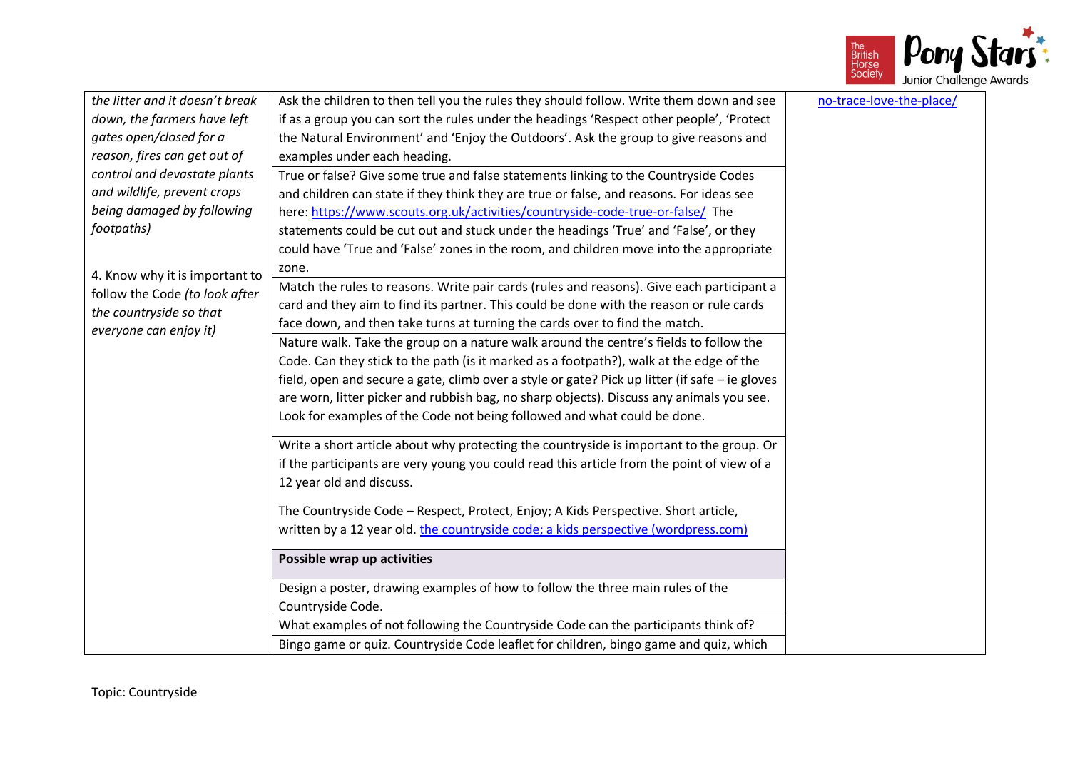| | | |
|---|---|---|
| *the litter and it doesn't break down, the farmers have left gates open/closed for a reason, fires can get out of control and devastate plants and wildlife, prevent crops being damaged by following footpaths)*<br><br>4. Know why it is important to follow the Code *(to look after the countryside so that everyone can enjoy it)* | Ask the children to then tell you the rules they should follow. Write them down and see if as a group you can sort the rules under the headings 'Respect other people', 'Protect the Natural Environment' and 'Enjoy the Outdoors'. Ask the group to give reasons and examples under each heading. | no-trace-love-the-place/ |
| | True or false? Give some true and false statements linking to the Countryside Codes and children can state if they think they are true or false, and reasons. For ideas see here: https://www.scouts.org.uk/activities/countryside-code-true-or-false/ The statements could be cut out and stuck under the headings 'True' and 'False', or they could have 'True and 'False' zones in the room, and children move into the appropriate zone. | |
| | Match the rules to reasons. Write pair cards (rules and reasons). Give each participant a card and they aim to find its partner. This could be done with the reason or rule cards face down, and then take turns at turning the cards over to find the match. | |
| | Nature walk. Take the group on a nature walk around the centre's fields to follow the Code. Can they stick to the path (is it marked as a footpath?), walk at the edge of the field, open and secure a gate, climb over a style or gate? Pick up litter (if safe – ie gloves are worn, litter picker and rubbish bag, no sharp objects). Discuss any animals you see. Look for examples of the Code not being followed and what could be done. | |
| | Write a short article about why protecting the countryside is important to the group. Or if the participants are very young you could read this article from the point of view of a 12 year old and discuss.<br><br>The Countryside Code – Respect, Protect, Enjoy; A Kids Perspective. Short article, written by a 12 year old. the countryside code; a kids perspective (wordpress.com) | |
| | **Possible wrap up activities** | |
| | Design a poster, drawing examples of how to follow the three main rules of the Countryside Code. | |
| | What examples of not following the Countryside Code can the participants think of? | |
| | Bingo game or quiz. Countryside Code leaflet for children, bingo game and quiz, which | |

Topic: Countryside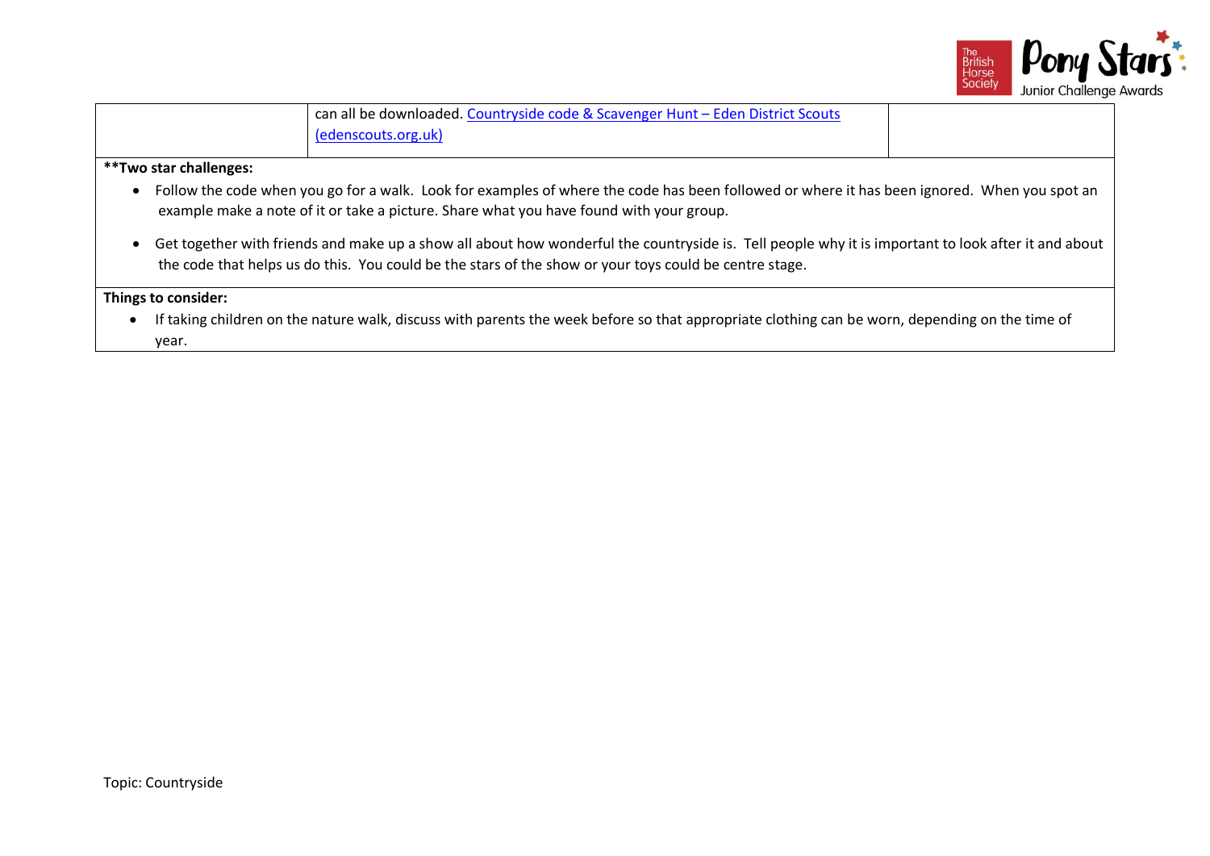| | can all be downloaded. [Countryside code & Scavenger Hunt – Eden District Scouts (edenscouts.org.uk)] | |
|---|---|---|

**Two star challenges:**

- Follow the code when you go for a walk. Look for examples of where the code has been followed or where it has been ignored. When you spot an example make a note of it or take a picture. Share what you have found with your group.
- Get together with friends and make up a show all about how wonderful the countryside is. Tell people why it is important to look after it and about the code that helps us do this. You could be the stars of the show or your toys could be centre stage.

**Things to consider:**

- If taking children on the nature walk, discuss with parents the week before so that appropriate clothing can be worn, depending on the time of year.

Topic: Countryside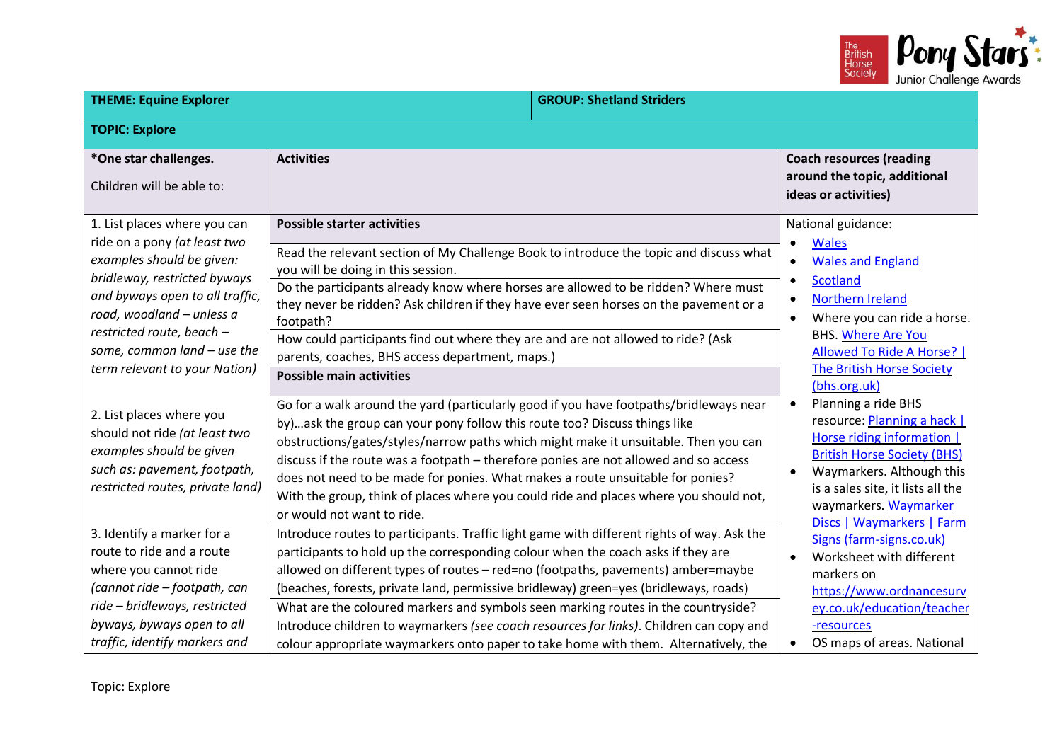| THEME: Equine Explorer | | GROUP: Shetland Striders |
|---|---|---|
| **TOPIC: Explore** | | |
| ***One star challenges.**<br><br>Children will be able to: | **Activities** | **Coach resources (reading around the topic, additional ideas or activities)** |
| 1. List places where you can ride on a pony *(at least two examples should be given: bridleway, restricted byways and byways open to all traffic, road, woodland – unless a restricted route, beach – some, common land – use the term relevant to your Nation)*<br><br>2. List places where you should not ride *(at least two examples should be given such as: pavement, footpath, restricted routes, private land)*<br><br>3. Identify a marker for a route to ride and a route where you cannot ride *(cannot ride – footpath, can ride – bridleways, restricted byways, byways open to all traffic, identify markers and* | **Possible starter activities**<br><br>Read the relevant section of My Challenge Book to introduce the topic and discuss what you will be doing in this session.<br><br>Do the participants already know where horses are allowed to be ridden? Where must they never be ridden? Ask children if they have ever seen horses on the pavement or a footpath?<br><br>How could participants find out where they are and are not allowed to ride? (Ask parents, coaches, BHS access department, maps.)<br><br>**Possible main activities**<br><br>Go for a walk around the yard (particularly good if you have footpaths/bridleways near by)…ask the group can your pony follow this route too? Discuss things like obstructions/gates/styles/narrow paths which might make it unsuitable. Then you can discuss if the route was a footpath – therefore ponies are not allowed and so access does not need to be made for ponies. What makes a route unsuitable for ponies? With the group, think of places where you could ride and places where you should not, or would not want to ride.<br><br>Introduce routes to participants. Traffic light game with different rights of way. Ask the participants to hold up the corresponding colour when the coach asks if they are allowed on different types of routes – red=no (footpaths, pavements) amber=maybe (beaches, forests, private land, permissive bridleway) green=yes (bridleways, roads)<br><br>What are the coloured markers and symbols seen marking routes in the countryside? Introduce children to waymarkers *(see coach resources for links)*. Children can copy and colour appropriate waymarkers onto paper to take home with them. Alternatively, the | National guidance:<br>• Wales<br>• Wales and England<br>• Scotland<br>• Northern Ireland<br>• Where you can ride a horse. BHS. Where Are You Allowed To Ride A Horse? \| The British Horse Society (bhs.org.uk)<br>• Planning a ride BHS resource: Planning a hack \| Horse riding information \| British Horse Society (BHS)<br>• Waymarkers. Although this is a sales site, it lists all the waymarkers. Waymarker Discs \| Waymarkers \| Farm Signs (farm-signs.co.uk)<br>• Worksheet with different markers on https://www.ordnancesurvey.co.uk/education/teacher-resources<br>• OS maps of areas. National |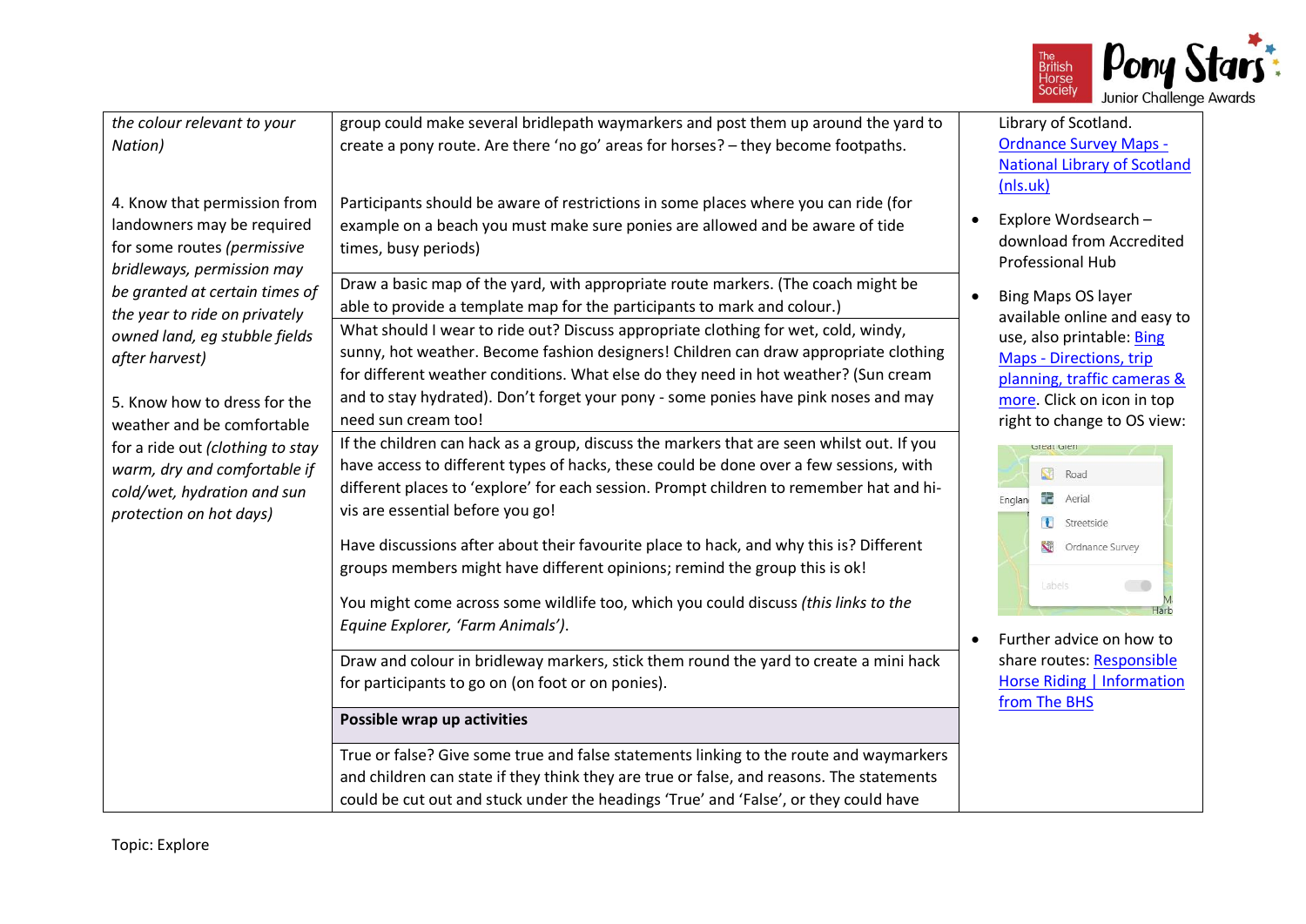| | | |
|---|---|---|
| *the colour relevant to your Nation)*<br><br>4. Know that permission from landowners may be required for some routes *(permissive bridleways, permission may be granted at certain times of the year to ride on privately owned land, eg stubble fields after harvest)*<br><br>5. Know how to dress for the weather and be comfortable for a ride out *(clothing to stay warm, dry and comfortable if cold/wet, hydration and sun protection on hot days)* | group could make several bridlepath waymarkers and post them up around the yard to create a pony route. Are there 'no go' areas for horses? – they become footpaths.<br><br>Participants should be aware of restrictions in some places where you can ride (for example on a beach you must make sure ponies are allowed and be aware of tide times, busy periods) | Library of Scotland. [Ordnance Survey Maps - National Library of Scotland (nls.uk)]<br><br>• Explore Wordsearch – download from Accredited Professional Hub<br><br>• Bing Maps OS layer available online and easy to use, also printable: [Bing Maps - Directions, trip planning, traffic cameras & more]. Click on icon in top right to change to OS view:<br><br>• Further advice on how to share routes: [Responsible Horse Riding \| Information from The BHS] |
| | Draw a basic map of the yard, with appropriate route markers. (The coach might be able to provide a template map for the participants to mark and colour.) | |
| | What should I wear to ride out? Discuss appropriate clothing for wet, cold, windy, sunny, hot weather. Become fashion designers! Children can draw appropriate clothing for different weather conditions. What else do they need in hot weather? (Sun cream and to stay hydrated). Don't forget your pony - some ponies have pink noses and may need sun cream too! | |
| | If the children can hack as a group, discuss the markers that are seen whilst out. If you have access to different types of hacks, these could be done over a few sessions, with different places to 'explore' for each session. Prompt children to remember hat and hi-vis are essential before you go!<br><br>Have discussions after about their favourite place to hack, and why this is? Different groups members might have different opinions; remind the group this is ok!<br><br>You might come across some wildlife too, which you could discuss *(this links to the Equine Explorer, 'Farm Animals')*. | |
| | Draw and colour in bridleway markers, stick them round the yard to create a mini hack for participants to go on (on foot or on ponies). | |
| | **Possible wrap up activities** | |
| | True or false? Give some true and false statements linking to the route and waymarkers and children can state if they think they are true or false, and reasons. The statements could be cut out and stuck under the headings 'True' and 'False', or they could have | |

Topic: Explore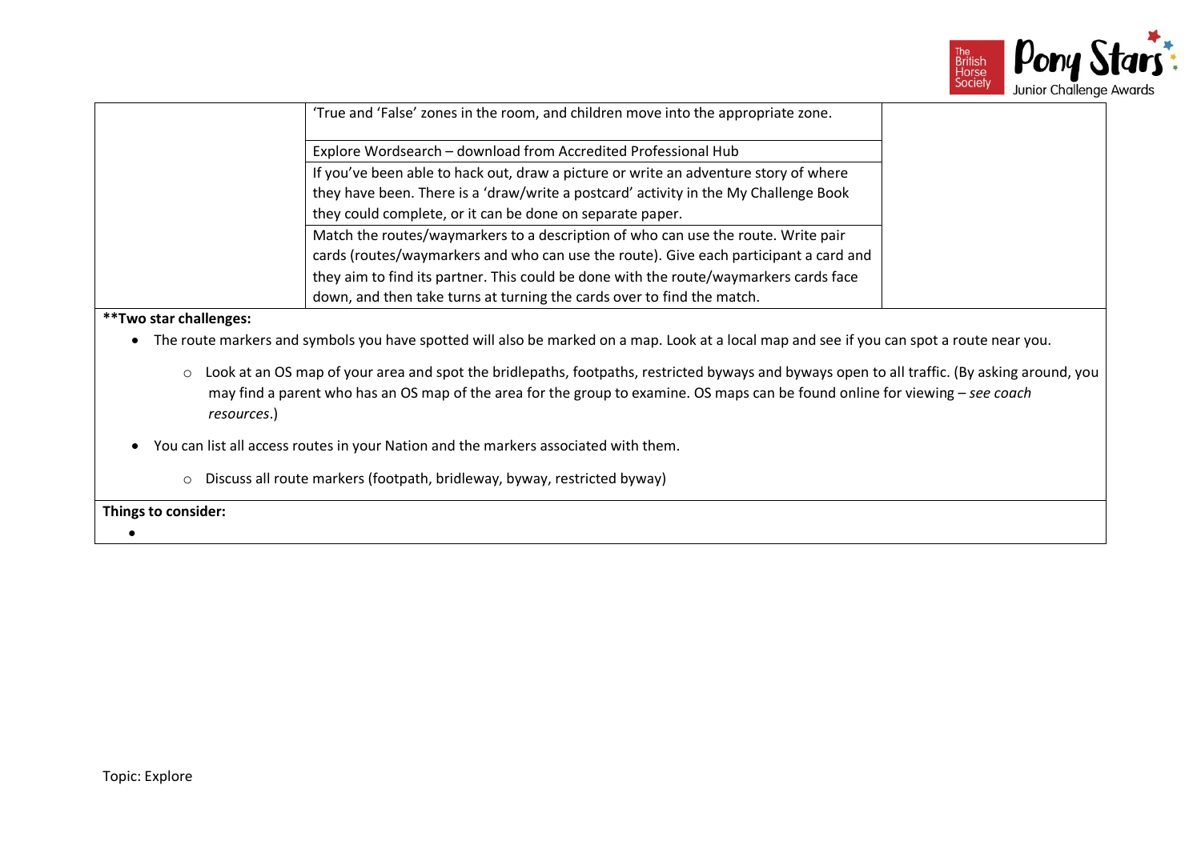| | | |
|---|---|---|
| | 'True and 'False' zones in the room, and children move into the appropriate zone. | |
| | Explore Wordsearch – download from Accredited Professional Hub | |
| | If you've been able to hack out, draw a picture or write an adventure story of where they have been. There is a 'draw/write a postcard' activity in the My Challenge Book they could complete, or it can be done on separate paper. | |
| | Match the routes/waymarkers to a description of who can use the route. Write pair cards (routes/waymarkers and who can use the route). Give each participant a card and they aim to find its partner. This could be done with the route/waymarkers cards face down, and then take turns at turning the cards over to find the match. | |

**Two star challenges:**

- The route markers and symbols you have spotted will also be marked on a map. Look at a local map and see if you can spot a route near you.
    - Look at an OS map of your area and spot the bridlepaths, footpaths, restricted byways and byways open to all traffic. (By asking around, you may find a parent who has an OS map of the area for the group to examine. OS maps can be found online for viewing – *see coach resources*.)
- You can list all access routes in your Nation and the markers associated with them.
    - Discuss all route markers (footpath, bridleway, byway, restricted byway)

**Things to consider:**

-

Topic: Explore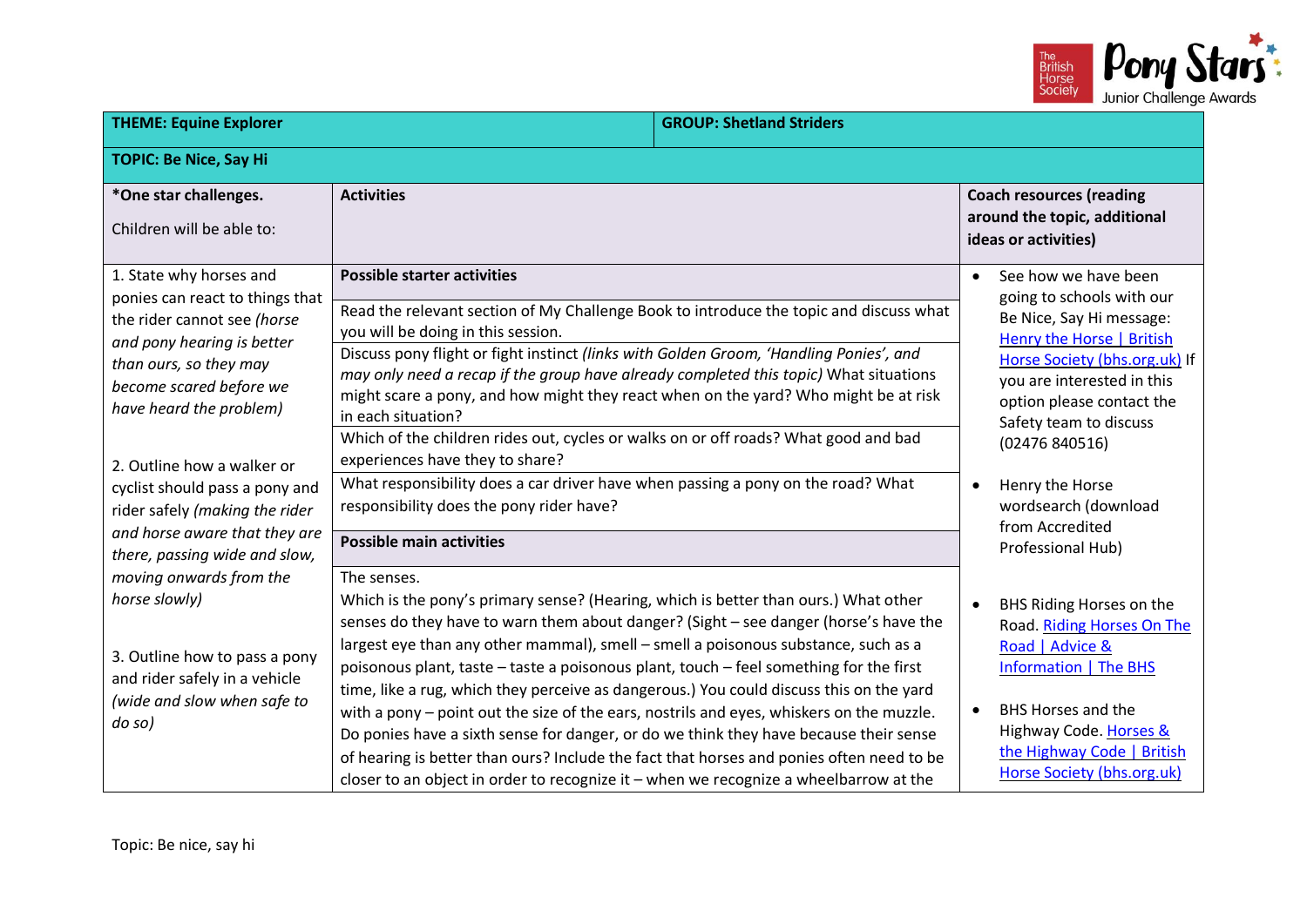| THEME: Equine Explorer | | GROUP: Shetland Striders |
|---|---|---|
| TOPIC: Be Nice, Say Hi | | |
| ***One star challenges.** Children will be able to: | **Activities** | **Coach resources (reading around the topic, additional ideas or activities)** |
| 1. State why horses and ponies can react to things that the rider cannot see *(horse and pony hearing is better than ours, so they may become scared before we have heard the problem)*<br><br>2. Outline how a walker or cyclist should pass a pony and rider safely *(making the rider and horse aware that they are there, passing wide and slow, moving onwards from the horse slowly)*<br><br>3. Outline how to pass a pony and rider safely in a vehicle *(wide and slow when safe to do so)* | **Possible starter activities**<br><br>Read the relevant section of My Challenge Book to introduce the topic and discuss what you will be doing in this session.<br><br>Discuss pony flight or fight instinct *(links with Golden Groom, 'Handling Ponies', and may only need a recap if the group have already completed this topic)* What situations might scare a pony, and how might they react when on the yard? Who might be at risk in each situation?<br><br>Which of the children rides out, cycles or walks on or off roads? What good and bad experiences have they to share?<br><br>What responsibility does a car driver have when passing a pony on the road? What responsibility does the pony rider have?<br><br>**Possible main activities**<br><br>The senses.<br>Which is the pony's primary sense? (Hearing, which is better than ours.) What other senses do they have to warn them about danger? (Sight – see danger (horse's have the largest eye than any other mammal), smell – smell a poisonous substance, such as a poisonous plant, taste – taste a poisonous plant, touch – feel something for the first time, like a rug, which they perceive as dangerous.) You could discuss this on the yard with a pony – point out the size of the ears, nostrils and eyes, whiskers on the muzzle. Do ponies have a sixth sense for danger, or do we think they have because their sense of hearing is better than ours? Include the fact that horses and ponies often need to be closer to an object in order to recognize it – when we recognize a wheelbarrow at the | • See how we have been going to schools with our Be Nice, Say Hi message: [Henry the Horse \| British Horse Society (bhs.org.uk)] If you are interested in this option please contact the Safety team to discuss (02476 840516)<br><br>• Henry the Horse wordsearch (download from Accredited Professional Hub)<br><br>• BHS Riding Horses on the Road. [Riding Horses On The Road \| Advice & Information \| The BHS]<br><br>• BHS Horses and the Highway Code. [Horses & the Highway Code \| British Horse Society (bhs.org.uk)] |

Topic: Be nice, say hi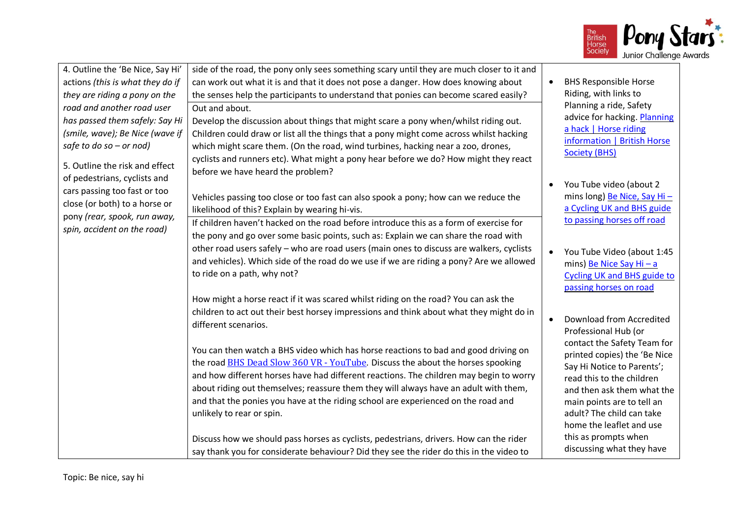| 4. Outline the 'Be Nice, Say Hi' actions *(this is what they do if they are riding a pony on the road and another road user has passed them safely: Say Hi (smile, wave); Be Nice (wave if safe to do so – or nod)*<br><br>5. Outline the risk and effect of pedestrians, cyclists and cars passing too fast or too close (or both) to a horse or pony *(rear, spook, run away, spin, accident on the road)* | side of the road, the pony only sees something scary until they are much closer to it and can work out what it is and that it does not pose a danger. How does knowing about the senses help the participants to understand that ponies can become scared easily? | • BHS Responsible Horse Riding, with links to Planning a ride, Safety advice for hacking. [Planning a hack \| Horse riding information \| British Horse Society (BHS)]<br><br>• You Tube video (about 2 mins long) [Be Nice, Say Hi – a Cycling UK and BHS guide to passing horses off road]<br><br>• You Tube Video (about 1:45 mins) [Be Nice Say Hi – a Cycling UK and BHS guide to passing horses on road]<br><br>• Download from Accredited Professional Hub (or contact the Safety Team for printed copies) the 'Be Nice Say Hi Notice to Parents'; read this to the children and then ask them what the main points are to tell an adult? The child can take home the leaflet and use this as prompts when discussing what they have |
|---|---|---|
| | Out and about.<br>Develop the discussion about things that might scare a pony when/whilst riding out. Children could draw or list all the things that a pony might come across whilst hacking which might scare them. (On the road, wind turbines, hacking near a zoo, drones, cyclists and runners etc). What might a pony hear before we do? How might they react before we have heard the problem?<br><br>Vehicles passing too close or too fast can also spook a pony; how can we reduce the likelihood of this? Explain by wearing hi-vis. | |
| | If children haven't hacked on the road before introduce this as a form of exercise for the pony and go over some basic points, such as: Explain we can share the road with other road users safely – who are road users (main ones to discuss are walkers, cyclists and vehicles). Which side of the road do we use if we are riding a pony? Are we allowed to ride on a path, why not?<br><br>How might a horse react if it was scared whilst riding on the road? You can ask the children to act out their best horsey impressions and think about what they might do in different scenarios.<br><br>You can then watch a BHS video which has horse reactions to bad and good driving on the road [BHS Dead Slow 360 VR - YouTube]. Discuss the about the horses spooking and how different horses have had different reactions. The children may begin to worry about riding out themselves; reassure them they will always have an adult with them, and that the ponies you have at the riding school are experienced on the road and unlikely to rear or spin.<br><br>Discuss how we should pass horses as cyclists, pedestrians, drivers. How can the rider say thank you for considerate behaviour? Did they see the rider do this in the video to | |

Topic: Be nice, say hi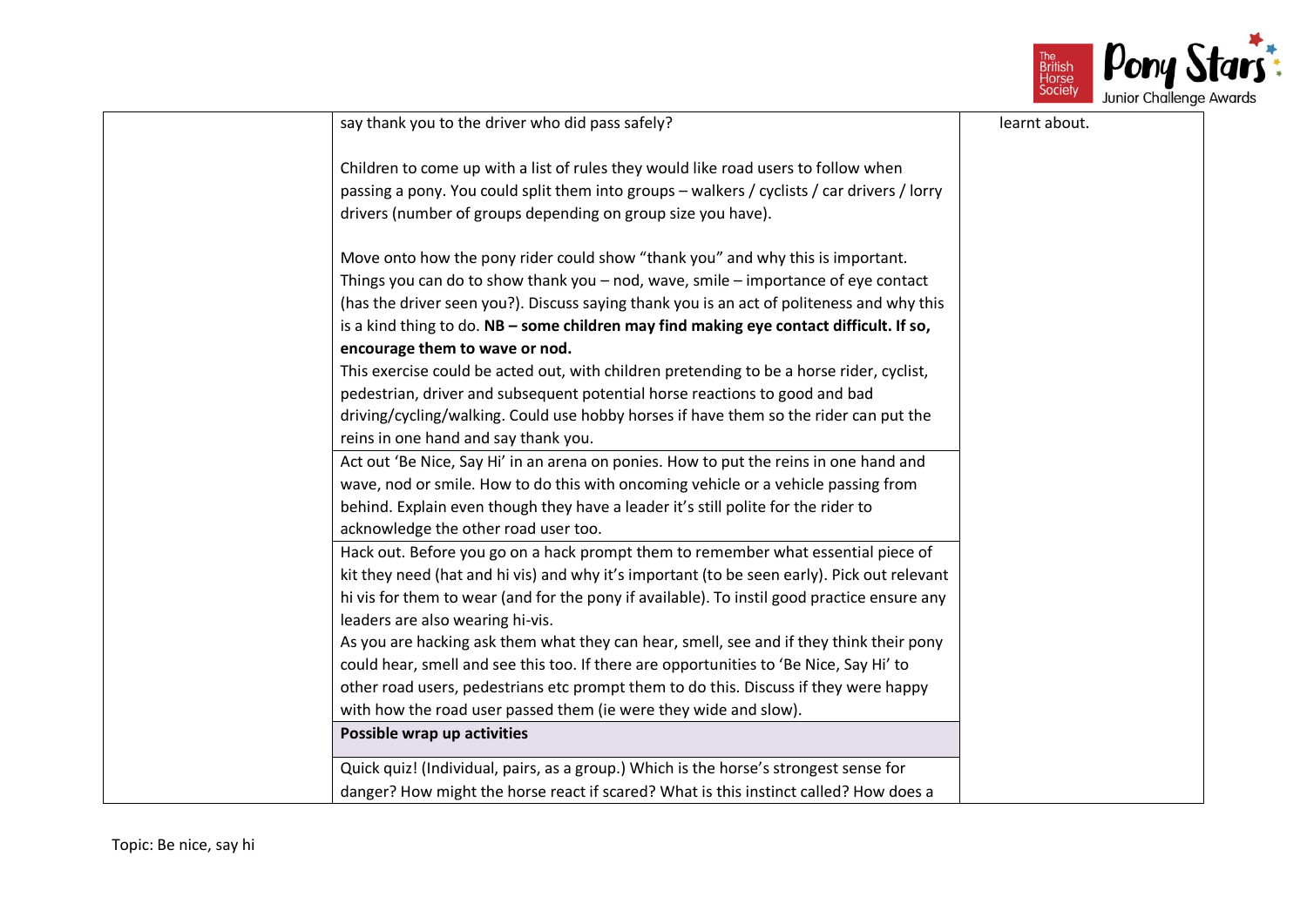| | | |
|---|---|---|
| | say thank you to the driver who did pass safely?<br><br>Children to come up with a list of rules they would like road users to follow when passing a pony. You could split them into groups – walkers / cyclists / car drivers / lorry drivers (number of groups depending on group size you have).<br><br>Move onto how the pony rider could show "thank you" and why this is important. Things you can do to show thank you – nod, wave, smile – importance of eye contact (has the driver seen you?). Discuss saying thank you is an act of politeness and why this is a kind thing to do. **NB – some children may find making eye contact difficult. If so, encourage them to wave or nod.**<br>This exercise could be acted out, with children pretending to be a horse rider, cyclist, pedestrian, driver and subsequent potential horse reactions to good and bad driving/cycling/walking. Could use hobby horses if have them so the rider can put the reins in one hand and say thank you. | learnt about. |
| | Act out 'Be Nice, Say Hi' in an arena on ponies. How to put the reins in one hand and wave, nod or smile. How to do this with oncoming vehicle or a vehicle passing from behind. Explain even though they have a leader it's still polite for the rider to acknowledge the other road user too. | |
| | Hack out. Before you go on a hack prompt them to remember what essential piece of kit they need (hat and hi vis) and why it's important (to be seen early). Pick out relevant hi vis for them to wear (and for the pony if available). To instil good practice ensure any leaders are also wearing hi-vis.<br>As you are hacking ask them what they can hear, smell, see and if they think their pony could hear, smell and see this too. If there are opportunities to 'Be Nice, Say Hi' to other road users, pedestrians etc prompt them to do this. Discuss if they were happy with how the road user passed them (ie were they wide and slow). | |
| | **Possible wrap up activities** | |
| | Quick quiz! (Individual, pairs, as a group.) Which is the horse's strongest sense for danger? How might the horse react if scared? What is this instinct called? How does a | |

Topic: Be nice, say hi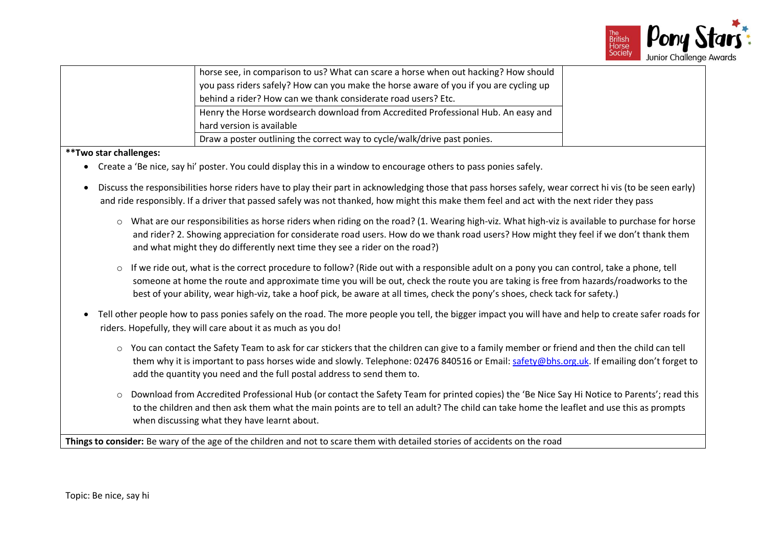| | | |
|---|---|---|
| | horse see, in comparison to us? What can scare a horse when out hacking? How should you pass riders safely? How can you make the horse aware of you if you are cycling up behind a rider? How can we thank considerate road users? Etc. | |
| | Henry the Horse wordsearch download from Accredited Professional Hub. An easy and hard version is available | |
| | Draw a poster outlining the correct way to cycle/walk/drive past ponies. | |

**Two star challenges:**

- Create a 'Be nice, say hi' poster. You could display this in a window to encourage others to pass ponies safely.
- Discuss the responsibilities horse riders have to play their part in acknowledging those that pass horses safely, wear correct hi vis (to be seen early) and ride responsibly. If a driver that passed safely was not thanked, how might this make them feel and act with the next rider they pass
  - What are our responsibilities as horse riders when riding on the road? (1. Wearing high-viz. What high-viz is available to purchase for horse and rider? 2. Showing appreciation for considerate road users. How do we thank road users? How might they feel if we don't thank them and what might they do differently next time they see a rider on the road?)
  - If we ride out, what is the correct procedure to follow? (Ride out with a responsible adult on a pony you can control, take a phone, tell someone at home the route and approximate time you will be out, check the route you are taking is free from hazards/roadworks to the best of your ability, wear high-viz, take a hoof pick, be aware at all times, check the pony's shoes, check tack for safety.)
- Tell other people how to pass ponies safely on the road. The more people you tell, the bigger impact you will have and help to create safer roads for riders. Hopefully, they will care about it as much as you do!
  - You can contact the Safety Team to ask for car stickers that the children can give to a family member or friend and then the child can tell them why it is important to pass horses wide and slowly. Telephone: 02476 840516 or Email: safety@bhs.org.uk. If emailing don't forget to add the quantity you need and the full postal address to send them to.
  - Download from Accredited Professional Hub (or contact the Safety Team for printed copies) the 'Be Nice Say Hi Notice to Parents'; read this to the children and then ask them what the main points are to tell an adult? The child can take home the leaflet and use this as prompts when discussing what they have learnt about.

**Things to consider:** Be wary of the age of the children and not to scare them with detailed stories of accidents on the road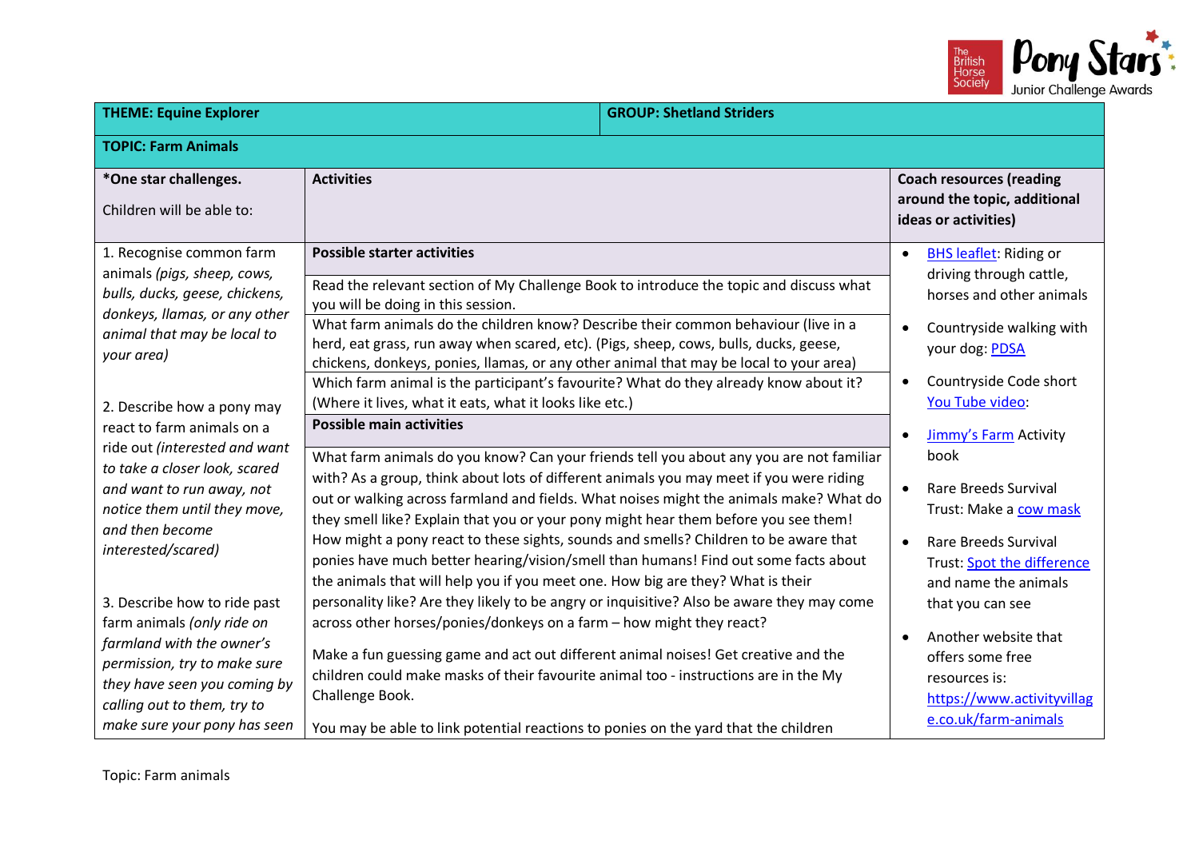| THEME: Equine Explorer | | GROUP: Shetland Striders |
|---|---|---|
| **TOPIC: Farm Animals** | | |
| ***One star challenges.** Children will be able to: | **Activities** | **Coach resources (reading around the topic, additional ideas or activities)** |
| 1. Recognise common farm animals *(pigs, sheep, cows, bulls, ducks, geese, chickens, donkeys, llamas, or any other animal that may be local to your area)* 2. Describe how a pony may react to farm animals on a ride out *(interested and want to take a closer look, scared and want to run away, not notice them until they move, and then become interested/scared)* 3. Describe how to ride past farm animals *(only ride on farmland with the owner's permission, try to make sure they have seen you coming by calling out to them, try to make sure your pony has seen* | **Possible starter activities** Read the relevant section of My Challenge Book to introduce the topic and discuss what you will be doing in this session. What farm animals do the children know? Describe their common behaviour (live in a herd, eat grass, run away when scared, etc). (Pigs, sheep, cows, bulls, ducks, geese, chickens, donkeys, ponies, llamas, or any other animal that may be local to your area) Which farm animal is the participant's favourite? What do they already know about it? (Where it lives, what it eats, what it looks like etc.) **Possible main activities** What farm animals do you know? Can your friends tell you about any you are not familiar with? As a group, think about lots of different animals you may meet if you were riding out or walking across farmland and fields. What noises might the animals make? What do they smell like? Explain that you or your pony might hear them before you see them! How might a pony react to these sights, sounds and smells? Children to be aware that ponies have much better hearing/vision/smell than humans! Find out some facts about the animals that will help you if you meet one. How big are they? What is their personality like? Are they likely to be angry or inquisitive? Also be aware they may come across other horses/ponies/donkeys on a farm – how might they react? Make a fun guessing game and act out different animal noises! Get creative and the children could make masks of their favourite animal too - instructions are in the My Challenge Book. You may be able to link potential reactions to ponies on the yard that the children | • BHS leaflet: Riding or driving through cattle, horses and other animals • Countryside walking with your dog: PDSA • Countryside Code short You Tube video: • Jimmy's Farm Activity book • Rare Breeds Survival Trust: Make a cow mask • Rare Breeds Survival Trust: Spot the difference and name the animals that you can see • Another website that offers some free resources is: https://www.activityvillage.co.uk/farm-animals |

Topic: Farm animals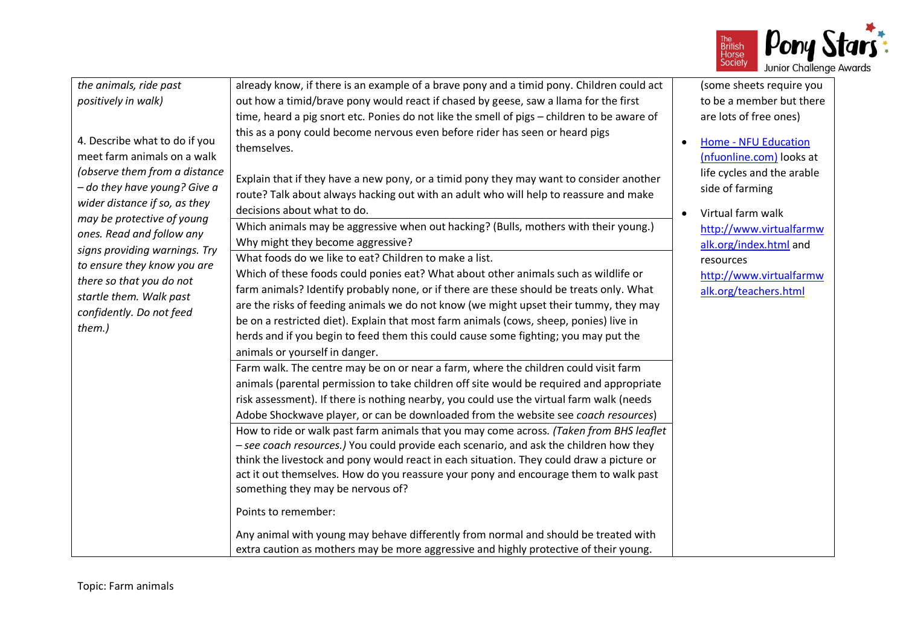| | | |
|---|---|---|
| *the animals, ride past positively in walk)*<br><br>4. Describe what to do if you meet farm animals on a walk *(observe them from a distance – do they have young? Give a wider distance if so, as they may be protective of young ones. Read and follow any signs providing warnings. Try to ensure they know you are there so that you do not startle them. Walk past confidently. Do not feed them.)* | already know, if there is an example of a brave pony and a timid pony. Children could act out how a timid/brave pony would react if chased by geese, saw a llama for the first time, heard a pig snort etc. Ponies do not like the smell of pigs – children to be aware of this as a pony could become nervous even before rider has seen or heard pigs themselves.<br><br>Explain that if they have a new pony, or a timid pony they may want to consider another route? Talk about always hacking out with an adult who will help to reassure and make decisions about what to do. | (some sheets require you to be a member but there are lots of free ones)<br><br>• Home - NFU Education (nfuonline.com) looks at life cycles and the arable side of farming<br><br>• Virtual farm walk http://www.virtualfarmwalk.org/index.html and resources http://www.virtualfarmwalk.org/teachers.html |
| | Which animals may be aggressive when out hacking? (Bulls, mothers with their young.) Why might they become aggressive? | |
| | What foods do we like to eat? Children to make a list.<br>Which of these foods could ponies eat? What about other animals such as wildlife or farm animals? Identify probably none, or if there are these should be treats only. What are the risks of feeding animals we do not know (we might upset their tummy, they may be on a restricted diet). Explain that most farm animals (cows, sheep, ponies) live in herds and if you begin to feed them this could cause some fighting; you may put the animals or yourself in danger. | |
| | Farm walk. The centre may be on or near a farm, where the children could visit farm animals (parental permission to take children off site would be required and appropriate risk assessment). If there is nothing nearby, you could use the virtual farm walk (needs Adobe Shockwave player, or can be downloaded from the website see *coach resources*) | |
| | How to ride or walk past farm animals that you may come across. *(Taken from BHS leaflet – see coach resources.)* You could provide each scenario, and ask the children how they think the livestock and pony would react in each situation. They could draw a picture or act it out themselves. How do you reassure your pony and encourage them to walk past something they may be nervous of?<br><br>Points to remember:<br><br>Any animal with young may behave differently from normal and should be treated with extra caution as mothers may be more aggressive and highly protective of their young. | |

Topic: Farm animals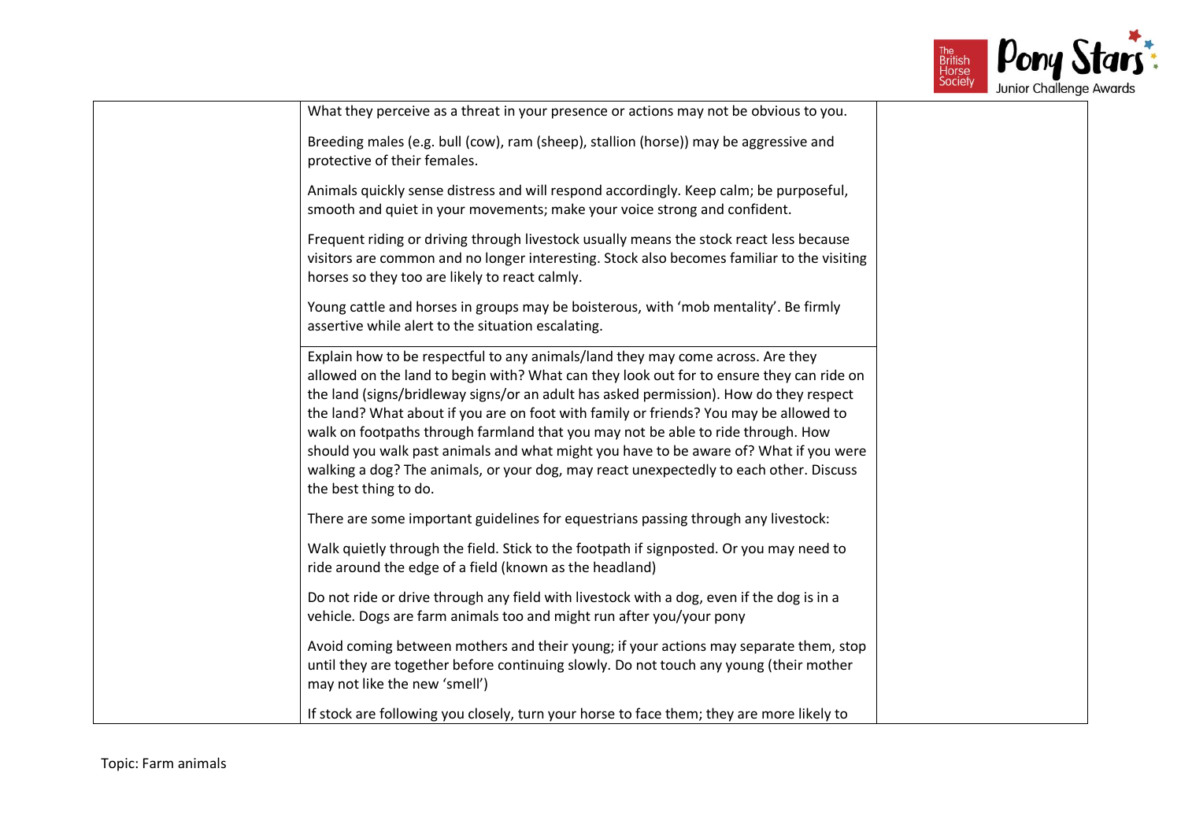| | | |
|---|---|---|
| | What they perceive as a threat in your presence or actions may not be obvious to you.<br><br>Breeding males (e.g. bull (cow), ram (sheep), stallion (horse)) may be aggressive and protective of their females.<br><br>Animals quickly sense distress and will respond accordingly. Keep calm; be purposeful, smooth and quiet in your movements; make your voice strong and confident.<br><br>Frequent riding or driving through livestock usually means the stock react less because visitors are common and no longer interesting. Stock also becomes familiar to the visiting horses so they too are likely to react calmly.<br><br>Young cattle and horses in groups may be boisterous, with 'mob mentality'. Be firmly assertive while alert to the situation escalating. | |
| | Explain how to be respectful to any animals/land they may come across. Are they allowed on the land to begin with? What can they look out for to ensure they can ride on the land (signs/bridleway signs/or an adult has asked permission). How do they respect the land? What about if you are on foot with family or friends? You may be allowed to walk on footpaths through farmland that you may not be able to ride through. How should you walk past animals and what might you have to be aware of? What if you were walking a dog? The animals, or your dog, may react unexpectedly to each other. Discuss the best thing to do.<br><br>There are some important guidelines for equestrians passing through any livestock:<br><br>Walk quietly through the field. Stick to the footpath if signposted. Or you may need to ride around the edge of a field (known as the headland)<br><br>Do not ride or drive through any field with livestock with a dog, even if the dog is in a vehicle. Dogs are farm animals too and might run after you/your pony<br><br>Avoid coming between mothers and their young; if your actions may separate them, stop until they are together before continuing slowly. Do not touch any young (their mother may not like the new 'smell')<br><br>If stock are following you closely, turn your horse to face them; they are more likely to | |

Topic: Farm animals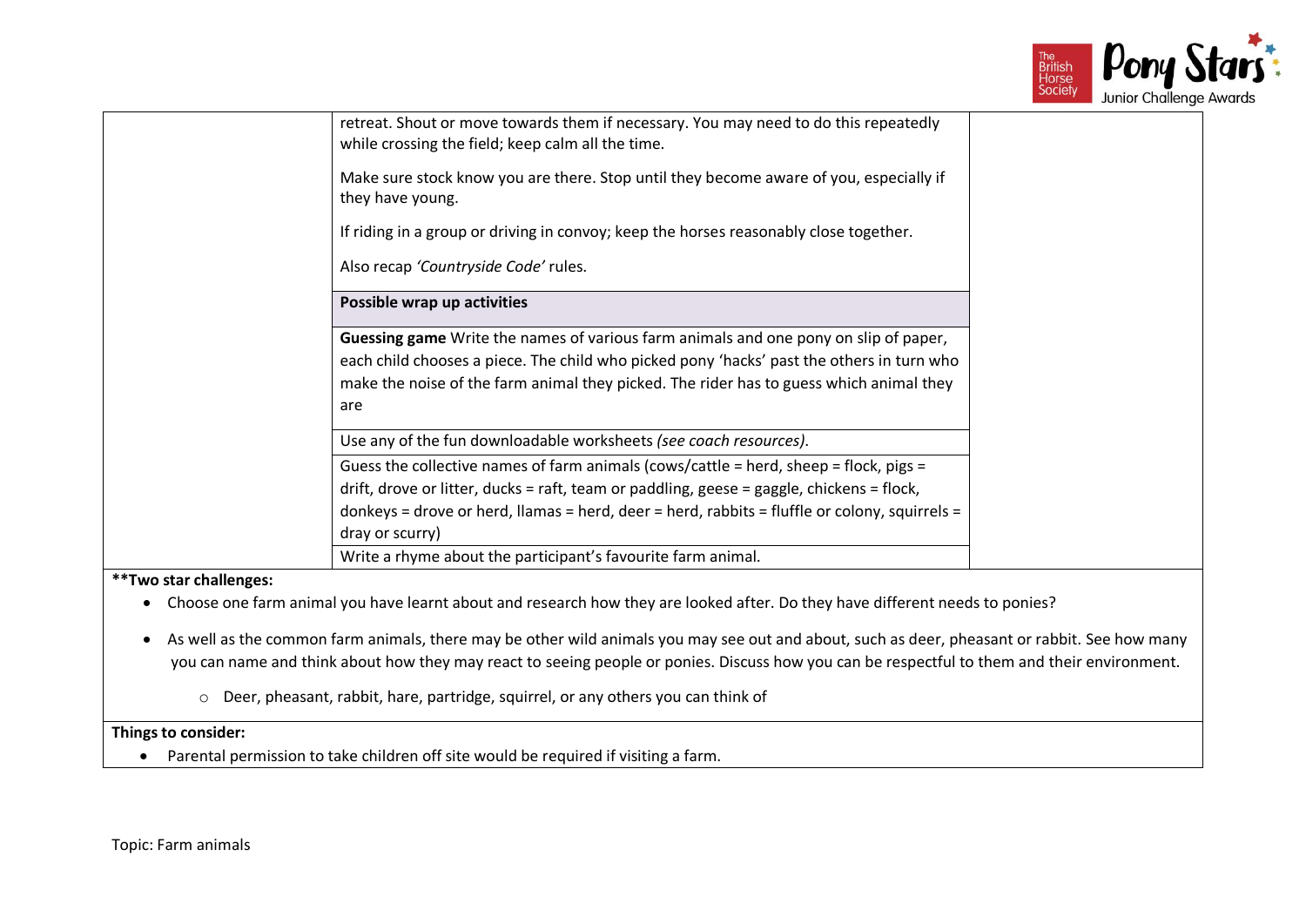| | | |
|---|---|---|
| | retreat. Shout or move towards them if necessary. You may need to do this repeatedly while crossing the field; keep calm all the time.<br><br>Make sure stock know you are there. Stop until they become aware of you, especially if they have young.<br><br>If riding in a group or driving in convoy; keep the horses reasonably close together.<br><br>Also recap *'Countryside Code'* rules. | |
| | **Possible wrap up activities** | |
| | **Guessing game** Write the names of various farm animals and one pony on slip of paper, each child chooses a piece. The child who picked pony 'hacks' past the others in turn who make the noise of the farm animal they picked. The rider has to guess which animal they are | |
| | Use any of the fun downloadable worksheets *(see coach resources)*. | |
| | Guess the collective names of farm animals (cows/cattle = herd, sheep = flock, pigs = drift, drove or litter, ducks = raft, team or paddling, geese = gaggle, chickens = flock, donkeys = drove or herd, llamas = herd, deer = herd, rabbits = fluffle or colony, squirrels = dray or scurry) | |
| | Write a rhyme about the participant's favourite farm animal. | |

****Two star challenges:**

- Choose one farm animal you have learnt about and research how they are looked after. Do they have different needs to ponies?
- As well as the common farm animals, there may be other wild animals you may see out and about, such as deer, pheasant or rabbit. See how many you can name and think about how they may react to seeing people or ponies. Discuss how you can be respectful to them and their environment.
    - Deer, pheasant, rabbit, hare, partridge, squirrel, or any others you can think of

**Things to consider:**

- Parental permission to take children off site would be required if visiting a farm.

Topic: Farm animals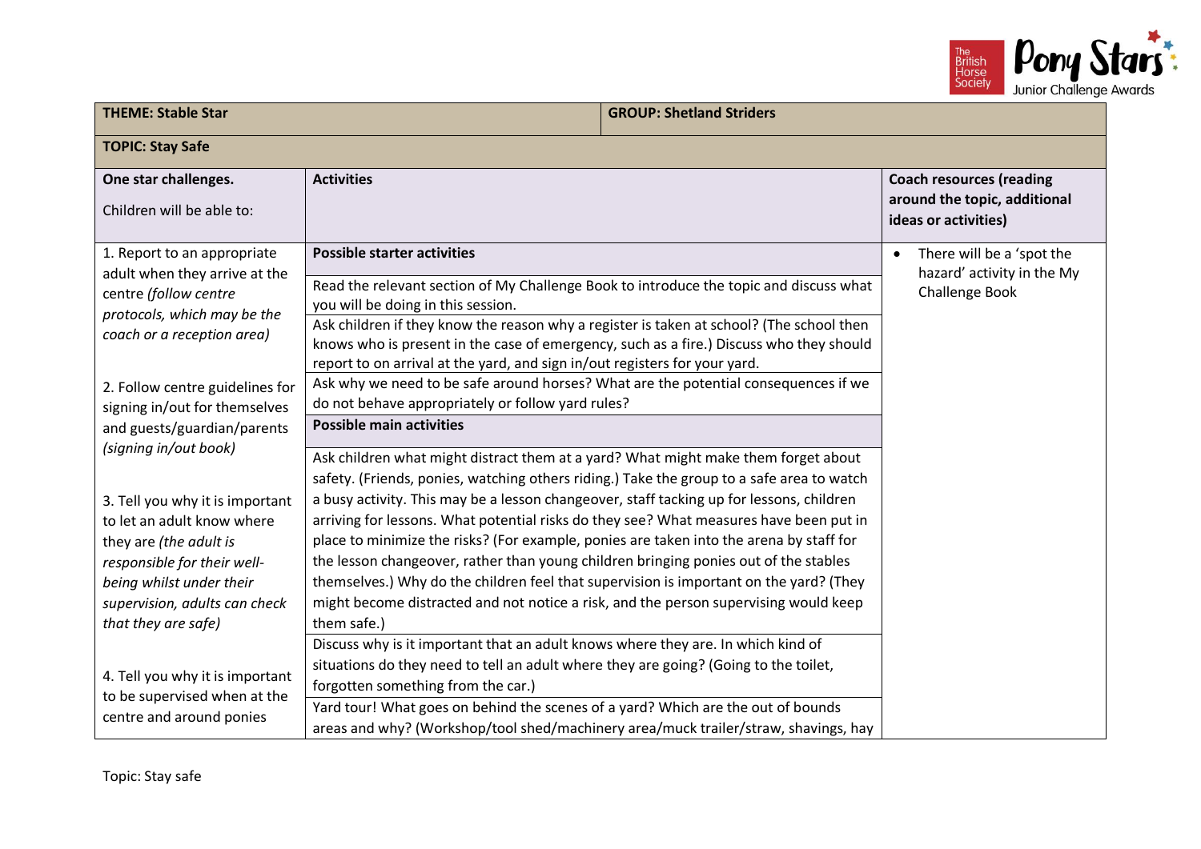| THEME: Stable Star | GROUP: Shetland Striders | |
|---|---|---|
| **TOPIC: Stay Safe** | | |
| **One star challenges.** Children will be able to: | **Activities** | **Coach resources (reading around the topic, additional ideas or activities)** |
| 1. Report to an appropriate adult when they arrive at the centre *(follow centre protocols, which may be the coach or a reception area)* <br><br> 2. Follow centre guidelines for signing in/out for themselves and guests/guardian/parents *(signing in/out book)* <br><br> 3. Tell you why it is important to let an adult know where they are *(the adult is responsible for their well-being whilst under their supervision, adults can check that they are safe)* <br><br> 4. Tell you why it is important to be supervised when at the centre and around ponies | **Possible starter activities** <br><br> Read the relevant section of My Challenge Book to introduce the topic and discuss what you will be doing in this session. <br><br> Ask children if they know the reason why a register is taken at school? (The school then knows who is present in the case of emergency, such as a fire.) Discuss who they should report to on arrival at the yard, and sign in/out registers for your yard. <br><br> Ask why we need to be safe around horses? What are the potential consequences if we do not behave appropriately or follow yard rules? <br><br> **Possible main activities** <br><br> Ask children what might distract them at a yard? What might make them forget about safety. (Friends, ponies, watching others riding.) Take the group to a safe area to watch a busy activity. This may be a lesson changeover, staff tacking up for lessons, children arriving for lessons. What potential risks do they see? What measures have been put in place to minimize the risks? (For example, ponies are taken into the arena by staff for the lesson changeover, rather than young children bringing ponies out of the stables themselves.) Why do the children feel that supervision is important on the yard? (They might become distracted and not notice a risk, and the person supervising would keep them safe.) <br><br> Discuss why is it important that an adult knows where they are. In which kind of situations do they need to tell an adult where they are going? (Going to the toilet, forgotten something from the car.) <br><br> Yard tour! What goes on behind the scenes of a yard? Which are the out of bounds areas and why? (Workshop/tool shed/machinery area/muck trailer/straw, shavings, hay | • There will be a 'spot the hazard' activity in the My Challenge Book |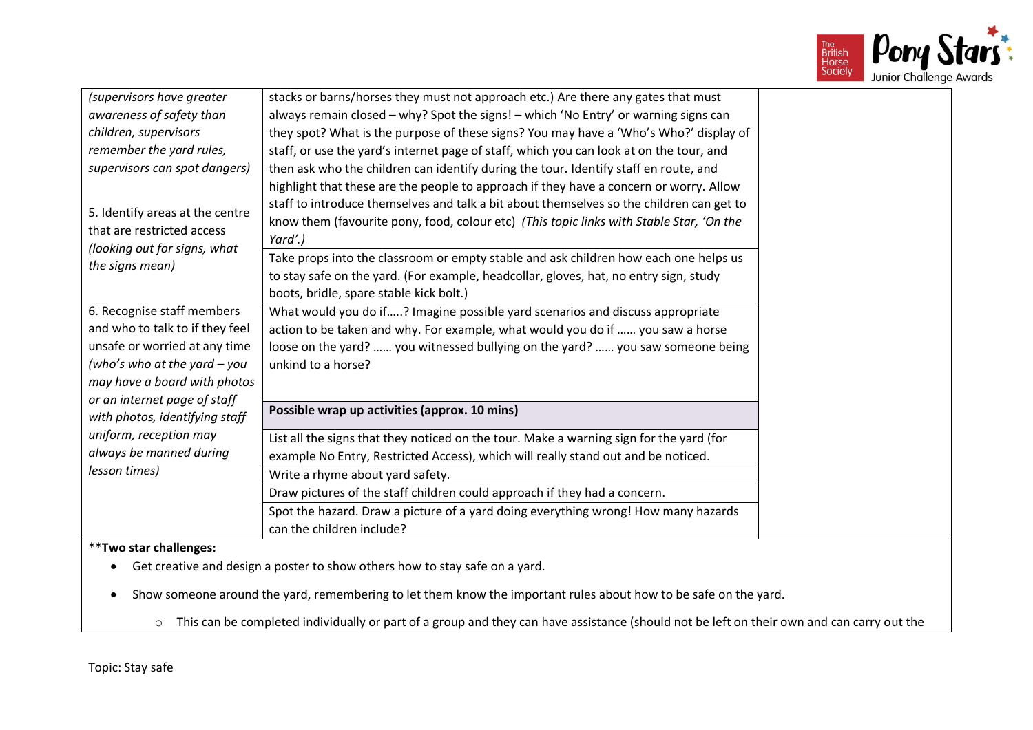| | | |
|---|---|---|
| *(supervisors have greater awareness of safety than children, supervisors remember the yard rules, supervisors can spot dangers)* <br><br> 5. Identify areas at the centre that are restricted access *(looking out for signs, what the signs mean)* <br><br> 6. Recognise staff members and who to talk to if they feel unsafe or worried at any time *(who's who at the yard – you may have a board with photos or an internet page of staff with photos, identifying staff uniform, reception may always be manned during lesson times)* | stacks or barns/horses they must not approach etc.) Are there any gates that must always remain closed – why? Spot the signs! – which 'No Entry' or warning signs can they spot? What is the purpose of these signs? You may have a 'Who's Who?' display of staff, or use the yard's internet page of staff, which you can look at on the tour, and then ask who the children can identify during the tour. Identify staff en route, and highlight that these are the people to approach if they have a concern or worry. Allow staff to introduce themselves and talk a bit about themselves so the children can get to know them (favourite pony, food, colour etc) *(This topic links with Stable Star, 'On the Yard'.)* | |
| | Take props into the classroom or empty stable and ask children how each one helps us to stay safe on the yard. (For example, headcollar, gloves, hat, no entry sign, study boots, bridle, spare stable kick bolt.) | |
| | What would you do if…..? Imagine possible yard scenarios and discuss appropriate action to be taken and why. For example, what would you do if …… you saw a horse loose on the yard? …… you witnessed bullying on the yard? …… you saw someone being unkind to a horse? | |
| | **Possible wrap up activities (approx. 10 mins)** | |
| | List all the signs that they noticed on the tour. Make a warning sign for the yard (for example No Entry, Restricted Access), which will really stand out and be noticed. | |
| | Write a rhyme about yard safety. | |
| | Draw pictures of the staff children could approach if they had a concern. | |
| | Spot the hazard. Draw a picture of a yard doing everything wrong! How many hazards can the children include? | |

**Two star challenges:**

- Get creative and design a poster to show others how to stay safe on a yard.
- Show someone around the yard, remembering to let them know the important rules about how to be safe on the yard.
  - This can be completed individually or part of a group and they can have assistance (should not be left on their own and can carry out the

Topic: Stay safe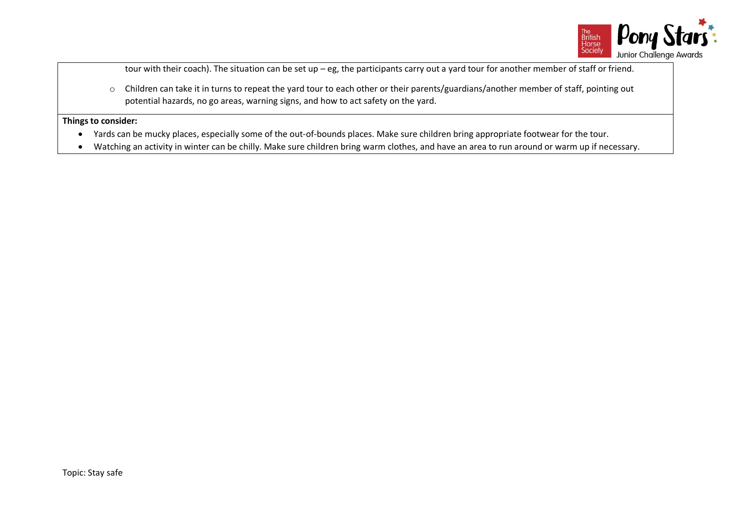tour with their coach). The situation can be set up – eg, the participants carry out a yard tour for another member of staff or friend.

  - Children can take it in turns to repeat the yard tour to each other or their parents/guardians/another member of staff, pointing out potential hazards, no go areas, warning signs, and how to act safety on the yard.

**Things to consider:**

- Yards can be mucky places, especially some of the out-of-bounds places. Make sure children bring appropriate footwear for the tour.
- Watching an activity in winter can be chilly. Make sure children bring warm clothes, and have an area to run around or warm up if necessary.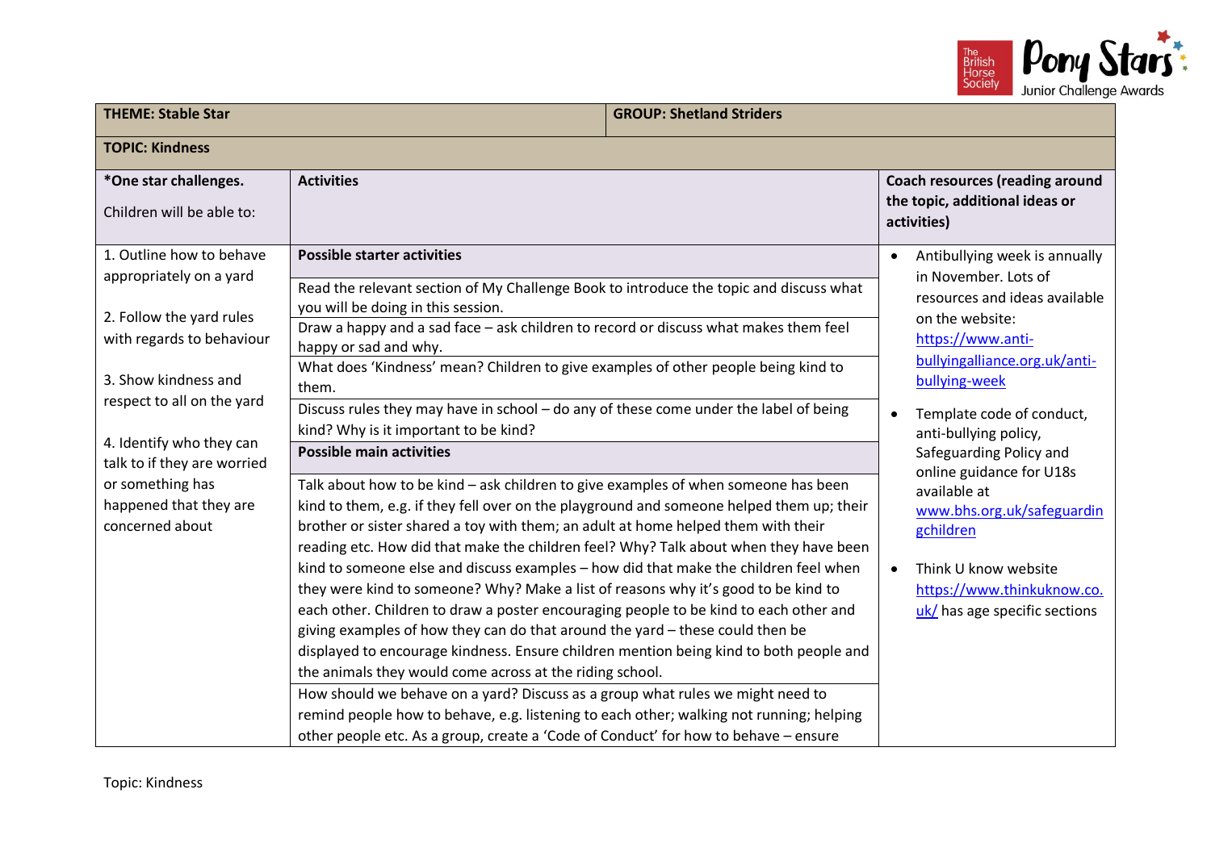| THEME: Stable Star | | GROUP: Shetland Striders |
|---|---|---|
| **TOPIC: Kindness** | | |
| **\*One star challenges.**<br><br>Children will be able to: | **Activities** | **Coach resources (reading around the topic, additional ideas or activities)** |
| 1. Outline how to behave appropriately on a yard<br><br>2. Follow the yard rules with regards to behaviour<br><br>3. Show kindness and respect to all on the yard<br><br>4. Identify who they can talk to if they are worried or something has happened that they are concerned about | **Possible starter activities**<br><br>Read the relevant section of My Challenge Book to introduce the topic and discuss what you will be doing in this session.<br><br>Draw a happy and a sad face – ask children to record or discuss what makes them feel happy or sad and why.<br><br>What does 'Kindness' mean? Children to give examples of other people being kind to them.<br><br>Discuss rules they may have in school – do any of these come under the label of being kind? Why is it important to be kind?<br><br>**Possible main activities**<br><br>Talk about how to be kind – ask children to give examples of when someone has been kind to them, e.g. if they fell over on the playground and someone helped them up; their brother or sister shared a toy with them; an adult at home helped them with their reading etc. How did that make the children feel? Why? Talk about when they have been kind to someone else and discuss examples – how did that make the children feel when they were kind to someone? Why? Make a list of reasons why it's good to be kind to each other. Children to draw a poster encouraging people to be kind to each other and giving examples of how they can do that around the yard – these could then be displayed to encourage kindness. Ensure children mention being kind to both people and the animals they would come across at the riding school.<br><br>How should we behave on a yard? Discuss as a group what rules we might need to remind people how to behave, e.g. listening to each other; walking not running; helping other people etc. As a group, create a 'Code of Conduct' for how to behave – ensure | • Antibullying week is annually in November. Lots of resources and ideas available on the website: https://www.anti-bullyingalliance.org.uk/anti-bullying-week<br><br>• Template code of conduct, anti-bullying policy, Safeguarding Policy and online guidance for U18s available at www.bhs.org.uk/safeguardingchildren<br><br>• Think U know website https://www.thinkuknow.co.uk/ has age specific sections |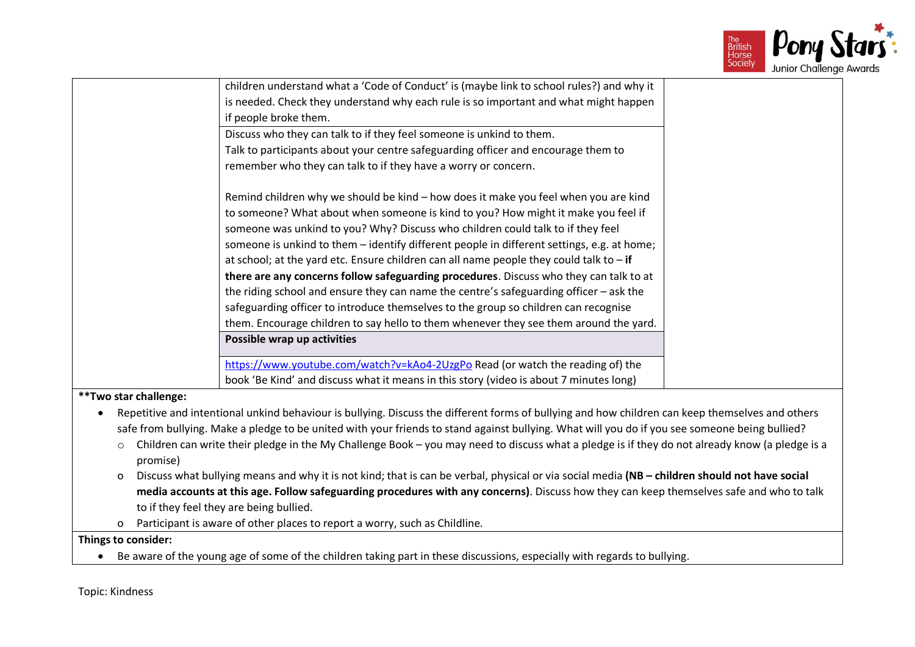| | | |
|---|---|---|
| | children understand what a 'Code of Conduct' is (maybe link to school rules?) and why it is needed. Check they understand why each rule is so important and what might happen if people broke them. | |
| | Discuss who they can talk to if they feel someone is unkind to them.<br>Talk to participants about your centre safeguarding officer and encourage them to remember who they can talk to if they have a worry or concern.<br><br>Remind children why we should be kind – how does it make you feel when you are kind to someone? What about when someone is kind to you? How might it make you feel if someone was unkind to you? Why? Discuss who children could talk to if they feel someone is unkind to them – identify different people in different settings, e.g. at home; at school; at the yard etc. Ensure children can all name people they could talk to – **if there are any concerns follow safeguarding procedures**. Discuss who they can talk to at the riding school and ensure they can name the centre's safeguarding officer – ask the safeguarding officer to introduce themselves to the group so children can recognise them. Encourage children to say hello to them whenever they see them around the yard. | |
| | **Possible wrap up activities** | |
| | https://www.youtube.com/watch?v=kAo4-2UzgPo Read (or watch the reading of) the book 'Be Kind' and discuss what it means in this story (video is about 7 minutes long) | |

**\*\*Two star challenge:**

- Repetitive and intentional unkind behaviour is bullying. Discuss the different forms of bullying and how children can keep themselves and others safe from bullying. Make a pledge to be united with your friends to stand against bullying. What will you do if you see someone being bullied?
  - Children can write their pledge in the My Challenge Book – you may need to discuss what a pledge is if they do not already know (a pledge is a promise)
  - Discuss what bullying means and why it is not kind; that is can be verbal, physical or via social media **(NB – children should not have social media accounts at this age. Follow safeguarding procedures with any concerns)**. Discuss how they can keep themselves safe and who to talk to if they feel they are being bullied.
  - Participant is aware of other places to report a worry, such as Childline.

**Things to consider:**

- Be aware of the young age of some of the children taking part in these discussions, especially with regards to bullying.

Topic: Kindness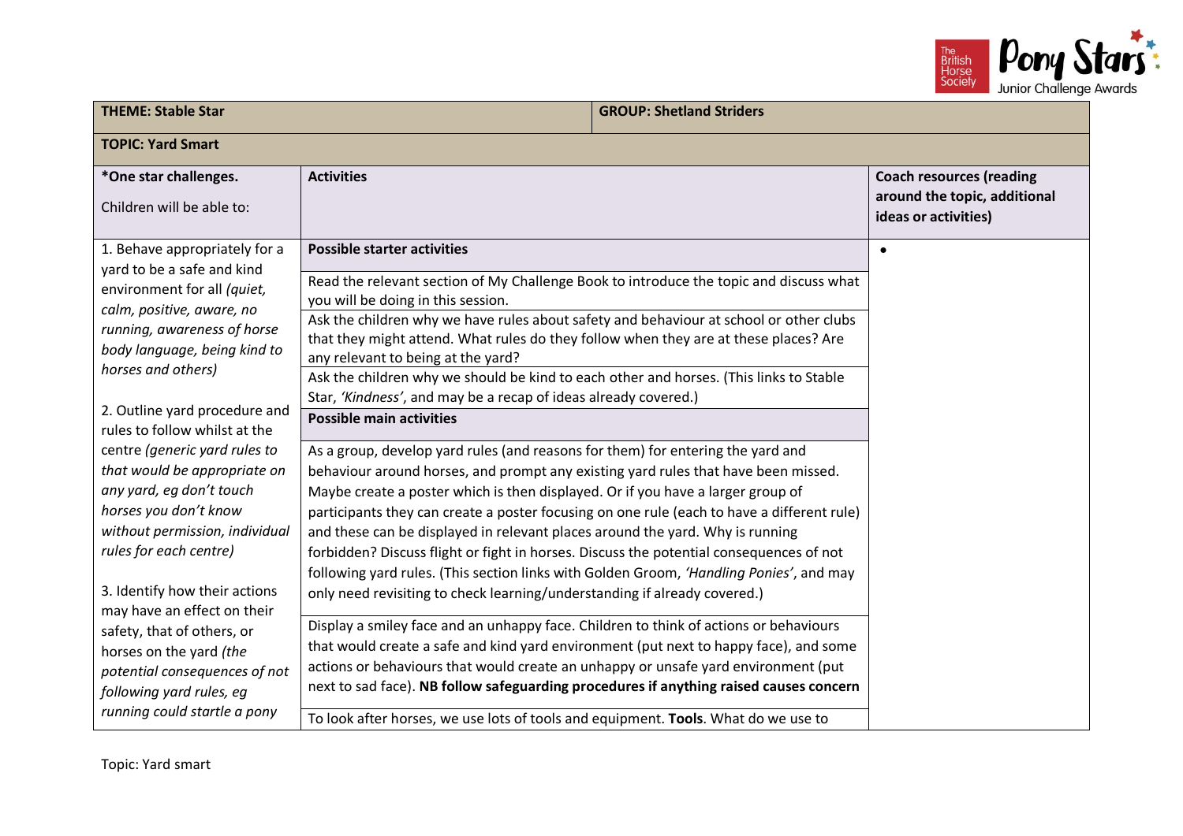| THEME: Stable Star | | GROUP: Shetland Striders |
|---|---|---|
| **TOPIC: Yard Smart** | | |
| ***One star challenges.**<br><br>Children will be able to: | **Activities** | **Coach resources (reading around the topic, additional ideas or activities)** |
| 1. Behave appropriately for a yard to be a safe and kind environment for all *(quiet, calm, positive, aware, no running, awareness of horse body language, being kind to horses and others)*<br><br>2. Outline yard procedure and rules to follow whilst at the centre *(generic yard rules to that would be appropriate on any yard, eg don't touch horses you don't know without permission, individual rules for each centre)*<br><br>3. Identify how their actions may have an effect on their safety, that of others, or horses on the yard *(the potential consequences of not following yard rules, eg running could startle a pony* | **Possible starter activities**<br><br>Read the relevant section of My Challenge Book to introduce the topic and discuss what you will be doing in this session.<br><br>Ask the children why we have rules about safety and behaviour at school or other clubs that they might attend. What rules do they follow when they are at these places? Are any relevant to being at the yard?<br><br>Ask the children why we should be kind to each other and horses. (This links to Stable Star, *'Kindness'*, and may be a recap of ideas already covered.)<br><br>**Possible main activities**<br><br>As a group, develop yard rules (and reasons for them) for entering the yard and behaviour around horses, and prompt any existing yard rules that have been missed. Maybe create a poster which is then displayed. Or if you have a larger group of participants they can create a poster focusing on one rule (each to have a different rule) and these can be displayed in relevant places around the yard. Why is running forbidden? Discuss flight or fight in horses. Discuss the potential consequences of not following yard rules. (This section links with Golden Groom, *'Handling Ponies'*, and may only need revisiting to check learning/understanding if already covered.)<br><br>Display a smiley face and an unhappy face. Children to think of actions or behaviours that would create a safe and kind yard environment (put next to happy face), and some actions or behaviours that would create an unhappy or unsafe yard environment (put next to sad face). **NB follow safeguarding procedures if anything raised causes concern**<br><br>To look after horses, we use lots of tools and equipment. **Tools**. What do we use to | • |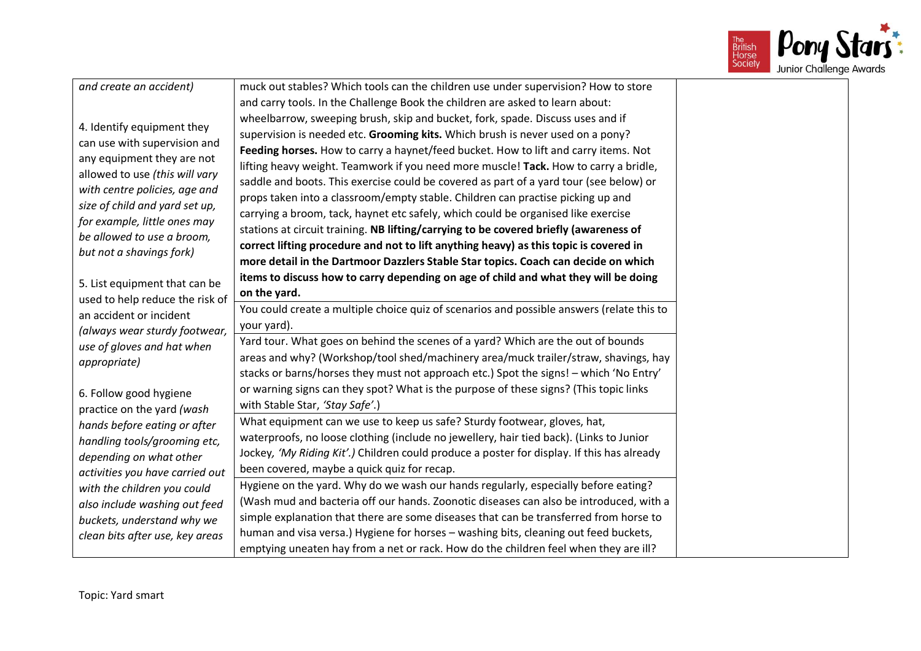| | | |
|---|---|---|
| *and create an accident)*<br><br>4. Identify equipment they can use with supervision and any equipment they are not allowed to use *(this will vary with centre policies, age and size of child and yard set up, for example, little ones may be allowed to use a broom, but not a shavings fork)*<br><br>5. List equipment that can be used to help reduce the risk of an accident or incident *(always wear sturdy footwear, use of gloves and hat when appropriate)*<br><br>6. Follow good hygiene practice on the yard *(wash hands before eating or after handling tools/grooming etc, depending on what other activities you have carried out with the children you could also include washing out feed buckets, understand why we clean bits after use, key areas* | muck out stables? Which tools can the children use under supervision? How to store and carry tools. In the Challenge Book the children are asked to learn about: wheelbarrow, sweeping brush, skip and bucket, fork, spade. Discuss uses and if supervision is needed etc. **Grooming kits.** Which brush is never used on a pony? **Feeding horses.** How to carry a haynet/feed bucket. How to lift and carry items. Not lifting heavy weight. Teamwork if you need more muscle! **Tack.** How to carry a bridle, saddle and boots. This exercise could be covered as part of a yard tour (see below) or props taken into a classroom/empty stable. Children can practise picking up and carrying a broom, tack, haynet etc safely, which could be organised like exercise stations at circuit training. **NB lifting/carrying to be covered briefly (awareness of correct lifting procedure and not to lift anything heavy) as this topic is covered in more detail in the Dartmoor Dazzlers Stable Star topics. Coach can decide on which items to discuss how to carry depending on age of child and what they will be doing on the yard.** | |
| | You could create a multiple choice quiz of scenarios and possible answers (relate this to your yard). | |
| | Yard tour. What goes on behind the scenes of a yard? Which are the out of bounds areas and why? (Workshop/tool shed/machinery area/muck trailer/straw, shavings, hay stacks or barns/horses they must not approach etc.) Spot the signs! – which 'No Entry' or warning signs can they spot? What is the purpose of these signs? (This topic links with Stable Star, *'Stay Safe'*.) | |
| | What equipment can we use to keep us safe? Sturdy footwear, gloves, hat, waterproofs, no loose clothing (include no jewellery, hair tied back). (Links to Junior Jockey, *'My Riding Kit'.)* Children could produce a poster for display. If this has already been covered, maybe a quick quiz for recap. | |
| | Hygiene on the yard. Why do we wash our hands regularly, especially before eating? (Wash mud and bacteria off our hands. Zoonotic diseases can also be introduced, with a simple explanation that there are some diseases that can be transferred from horse to human and visa versa.) Hygiene for horses – washing bits, cleaning out feed buckets, emptying uneaten hay from a net or rack. How do the children feel when they are ill? | |

Topic: Yard smart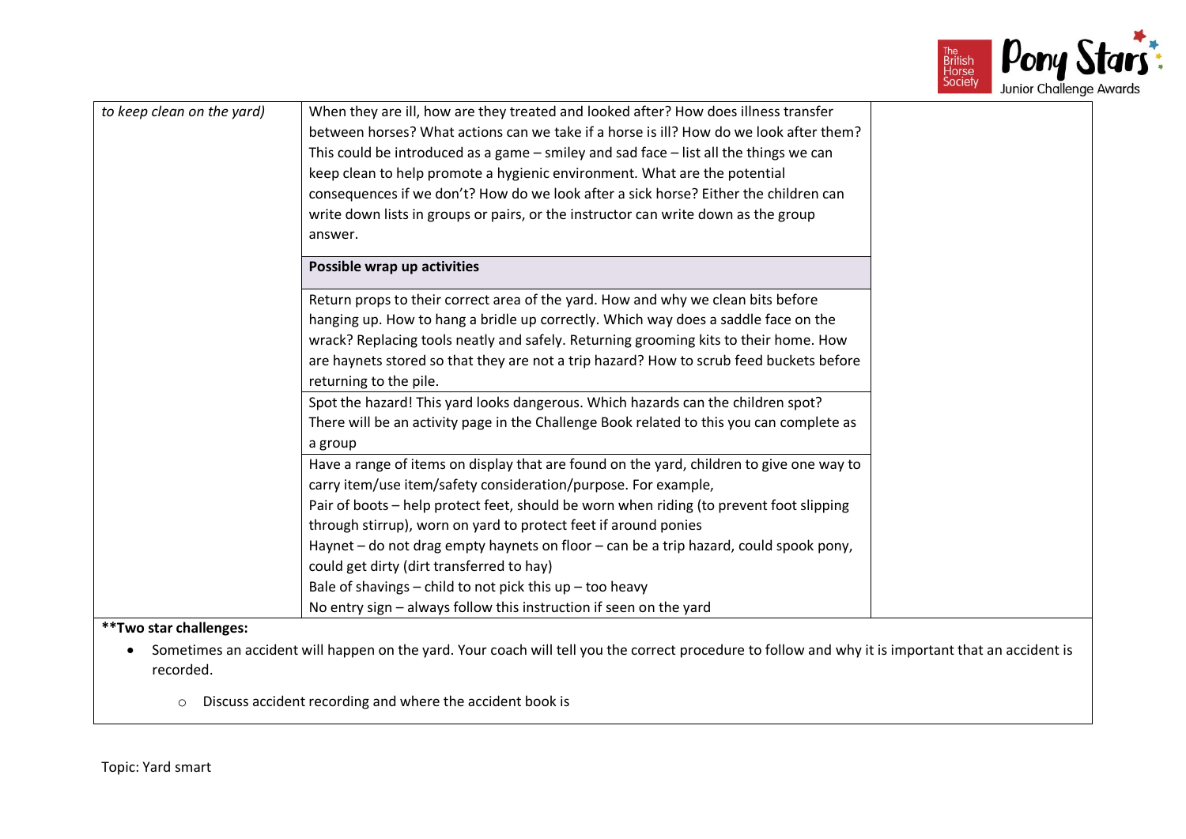| | | |
|---|---|---|
| *to keep clean on the yard)* | When they are ill, how are they treated and looked after? How does illness transfer between horses? What actions can we take if a horse is ill? How do we look after them? This could be introduced as a game – smiley and sad face – list all the things we can keep clean to help promote a hygienic environment. What are the potential consequences if we don't? How do we look after a sick horse? Either the children can write down lists in groups or pairs, or the instructor can write down as the group answer. | |
| | **Possible wrap up activities** | |
| | Return props to their correct area of the yard. How and why we clean bits before hanging up. How to hang a bridle up correctly. Which way does a saddle face on the wrack? Replacing tools neatly and safely. Returning grooming kits to their home. How are haynets stored so that they are not a trip hazard? How to scrub feed buckets before returning to the pile. | |
| | Spot the hazard! This yard looks dangerous. Which hazards can the children spot? There will be an activity page in the Challenge Book related to this you can complete as a group | |
| | Have a range of items on display that are found on the yard, children to give one way to carry item/use item/safety consideration/purpose. For example,<br>Pair of boots – help protect feet, should be worn when riding (to prevent foot slipping through stirrup), worn on yard to protect feet if around ponies<br>Haynet – do not drag empty haynets on floor – can be a trip hazard, could spook pony, could get dirty (dirt transferred to hay)<br>Bale of shavings – child to not pick this up – too heavy<br>No entry sign – always follow this instruction if seen on the yard | |

**Two star challenges:**

- Sometimes an accident will happen on the yard. Your coach will tell you the correct procedure to follow and why it is important that an accident is recorded.
    - Discuss accident recording and where the accident book is

Topic: Yard smart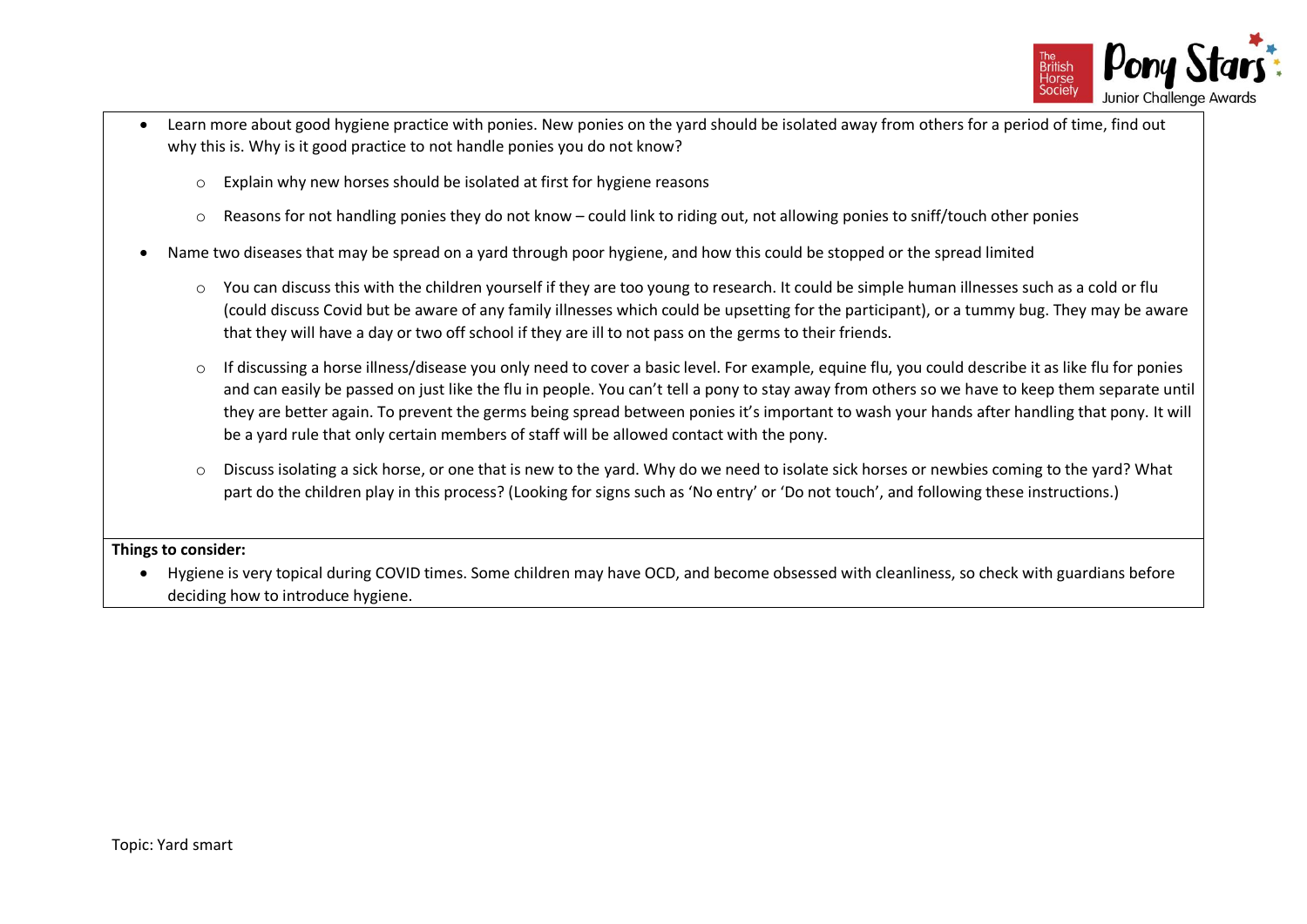- Learn more about good hygiene practice with ponies. New ponies on the yard should be isolated away from others for a period of time, find out why this is. Why is it good practice to not handle ponies you do not know?
    - Explain why new horses should be isolated at first for hygiene reasons
    - Reasons for not handling ponies they do not know – could link to riding out, not allowing ponies to sniff/touch other ponies
- Name two diseases that may be spread on a yard through poor hygiene, and how this could be stopped or the spread limited
    - You can discuss this with the children yourself if they are too young to research. It could be simple human illnesses such as a cold or flu (could discuss Covid but be aware of any family illnesses which could be upsetting for the participant), or a tummy bug. They may be aware that they will have a day or two off school if they are ill to not pass on the germs to their friends.
    - If discussing a horse illness/disease you only need to cover a basic level. For example, equine flu, you could describe it as like flu for ponies and can easily be passed on just like the flu in people. You can't tell a pony to stay away from others so we have to keep them separate until they are better again. To prevent the germs being spread between ponies it's important to wash your hands after handling that pony. It will be a yard rule that only certain members of staff will be allowed contact with the pony.
    - Discuss isolating a sick horse, or one that is new to the yard. Why do we need to isolate sick horses or newbies coming to the yard? What part do the children play in this process? (Looking for signs such as 'No entry' or 'Do not touch', and following these instructions.)

**Things to consider:**

- Hygiene is very topical during COVID times. Some children may have OCD, and become obsessed with cleanliness, so check with guardians before deciding how to introduce hygiene.

Topic: Yard smart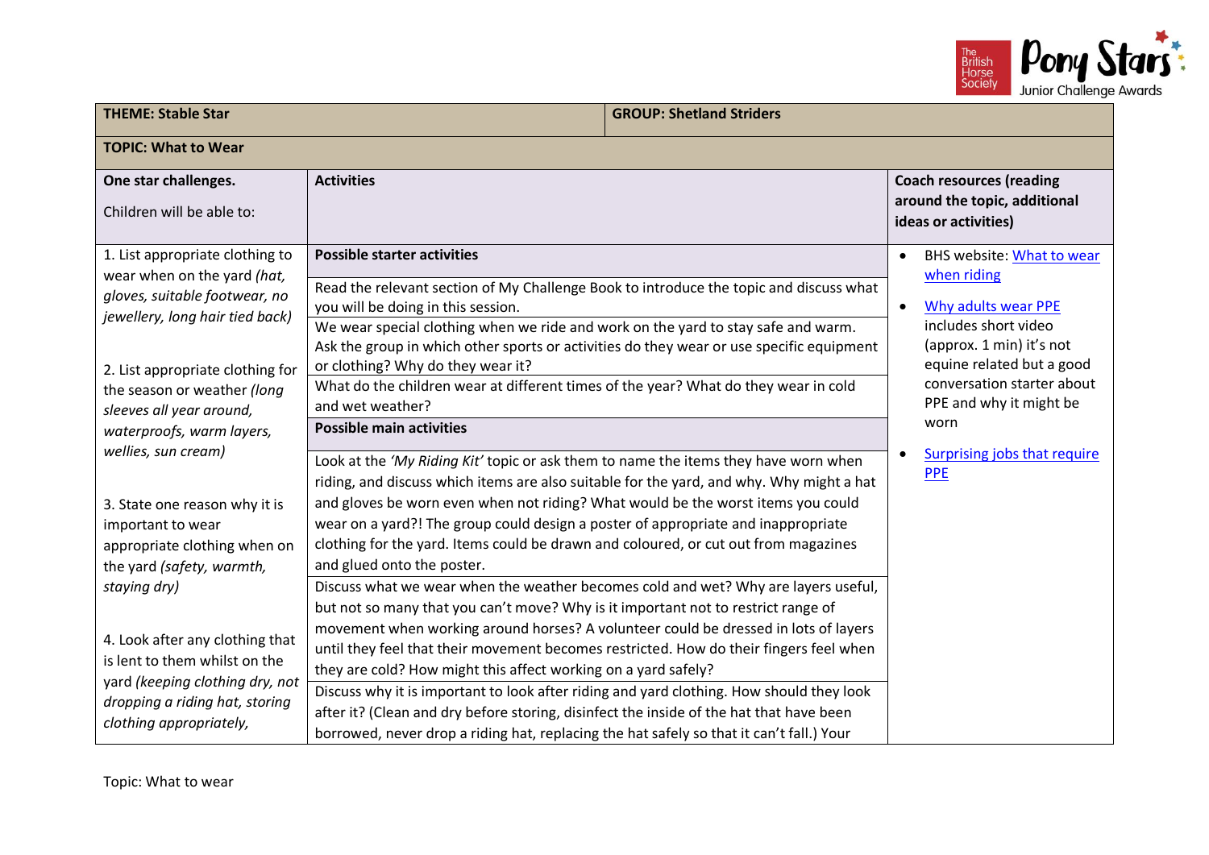| THEME: Stable Star | GROUP: Shetland Striders | |
|---|---|---|
| **TOPIC: What to Wear** | | |
| **One star challenges.** Children will be able to: | **Activities** | **Coach resources (reading around the topic, additional ideas or activities)** |
| 1. List appropriate clothing to wear when on the yard *(hat, gloves, suitable footwear, no jewellery, long hair tied back)* 2. List appropriate clothing for the season or weather *(long sleeves all year around, waterproofs, warm layers, wellies, sun cream)* 3. State one reason why it is important to wear appropriate clothing when on the yard *(safety, warmth, staying dry)* 4. Look after any clothing that is lent to them whilst on the yard *(keeping clothing dry, not dropping a riding hat, storing clothing appropriately,* | **Possible starter activities** Read the relevant section of My Challenge Book to introduce the topic and discuss what you will be doing in this session. We wear special clothing when we ride and work on the yard to stay safe and warm. Ask the group in which other sports or activities do they wear or use specific equipment or clothing? Why do they wear it? What do the children wear at different times of the year? What do they wear in cold and wet weather? **Possible main activities** Look at the *'My Riding Kit'* topic or ask them to name the items they have worn when riding, and discuss which items are also suitable for the yard, and why. Why might a hat and gloves be worn even when not riding? What would be the worst items you could wear on a yard?! The group could design a poster of appropriate and inappropriate clothing for the yard. Items could be drawn and coloured, or cut out from magazines and glued onto the poster. Discuss what we wear when the weather becomes cold and wet? Why are layers useful, but not so many that you can't move? Why is it important not to restrict range of movement when working around horses? A volunteer could be dressed in lots of layers until they feel that their movement becomes restricted. How do their fingers feel when they are cold? How might this affect working on a yard safely? Discuss why it is important to look after riding and yard clothing. How should they look after it? (Clean and dry before storing, disinfect the inside of the hat that have been borrowed, never drop a riding hat, replacing the hat safely so that it can't fall.) Your | • BHS website: [What to wear when riding] • [Why adults wear PPE] includes short video (approx. 1 min) it's not equine related but a good conversation starter about PPE and why it might be worn • [Surprising jobs that require PPE] |

Topic: What to wear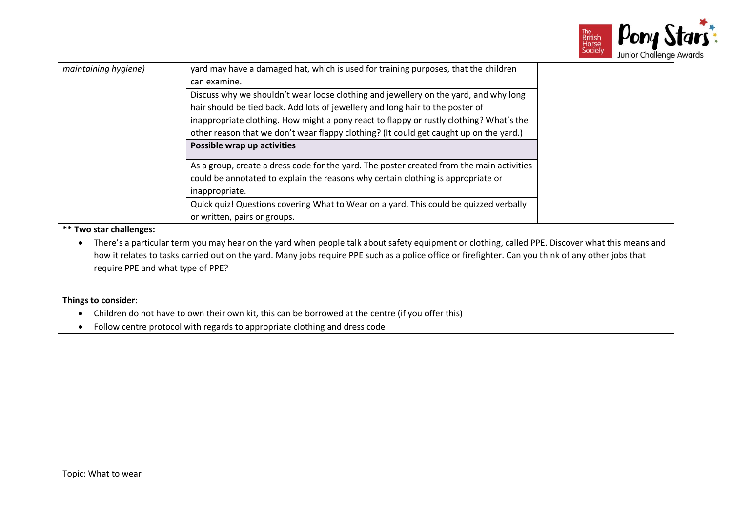| | | |
|---|---|---|
| *maintaining hygiene)* | yard may have a damaged hat, which is used for training purposes, that the children can examine. | |
| | Discuss why we shouldn't wear loose clothing and jewellery on the yard, and why long hair should be tied back. Add lots of jewellery and long hair to the poster of inappropriate clothing. How might a pony react to flappy or rustly clothing? What's the other reason that we don't wear flappy clothing? (It could get caught up on the yard.) | |
| | **Possible wrap up activities** | |
| | As a group, create a dress code for the yard. The poster created from the main activities could be annotated to explain the reasons why certain clothing is appropriate or inappropriate. | |
| | Quick quiz! Questions covering What to Wear on a yard. This could be quizzed verbally or written, pairs or groups. | |

**** Two star challenges:**

- There's a particular term you may hear on the yard when people talk about safety equipment or clothing, called PPE. Discover what this means and how it relates to tasks carried out on the yard. Many jobs require PPE such as a police office or firefighter. Can you think of any other jobs that require PPE and what type of PPE?

**Things to consider:**

- Children do not have to own their own kit, this can be borrowed at the centre (if you offer this)
- Follow centre protocol with regards to appropriate clothing and dress code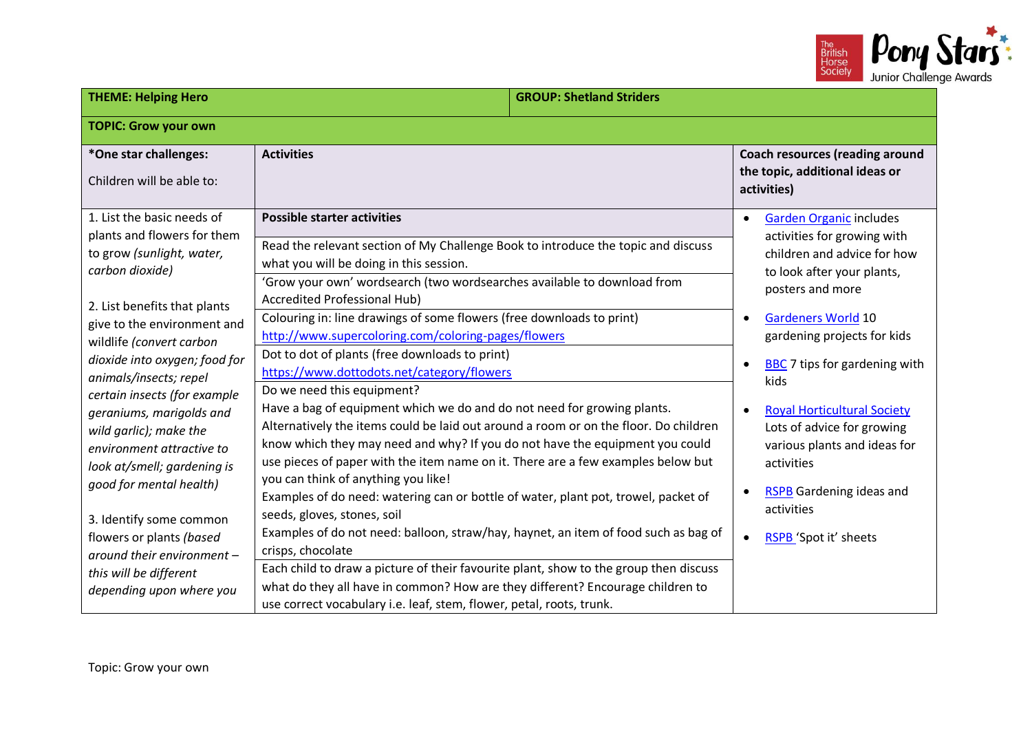| **THEME: Helping Hero** | | **GROUP: Shetland Striders** |
|---|---|---|
| **TOPIC: Grow your own** | | |
| ***One star challenges:**<br><br>Children will be able to: | **Activities** | **Coach resources (reading around the topic, additional ideas or activities)** |
| 1. List the basic needs of plants and flowers for them to grow *(sunlight, water, carbon dioxide)*<br><br>2. List benefits that plants give to the environment and wildlife *(convert carbon dioxide into oxygen; food for animals/insects; repel certain insects (for example geraniums, marigolds and wild garlic); make the environment attractive to look at/smell; gardening is good for mental health)*<br><br>3. Identify some common flowers or plants *(based around their environment – this will be different depending upon where you* | **Possible starter activities**<br><br>Read the relevant section of My Challenge Book to introduce the topic and discuss what you will be doing in this session.<br><br>'Grow your own' wordsearch (two wordsearches available to download from Accredited Professional Hub)<br><br>Colouring in: line drawings of some flowers (free downloads to print) http://www.supercoloring.com/coloring-pages/flowers<br><br>Dot to dot of plants (free downloads to print) https://www.dottodots.net/category/flowers<br><br>Do we need this equipment?<br>Have a bag of equipment which we do and do not need for growing plants. Alternatively the items could be laid out around a room or on the floor. Do children know which they may need and why? If you do not have the equipment you could use pieces of paper with the item name on it. There are a few examples below but you can think of anything you like!<br>Examples of do need: watering can or bottle of water, plant pot, trowel, packet of seeds, gloves, stones, soil<br>Examples of do not need: balloon, straw/hay, haynet, an item of food such as bag of crisps, chocolate<br><br>Each child to draw a picture of their favourite plant, show to the group then discuss what do they all have in common? How are they different? Encourage children to use correct vocabulary i.e. leaf, stem, flower, petal, roots, trunk. | • Garden Organic includes activities for growing with children and advice for how to look after your plants, posters and more<br><br>• Gardeners World 10 gardening projects for kids<br><br>• BBC 7 tips for gardening with kids<br><br>• Royal Horticultural Society Lots of advice for growing various plants and ideas for activities<br><br>• RSPB Gardening ideas and activities<br><br>• RSPB 'Spot it' sheets |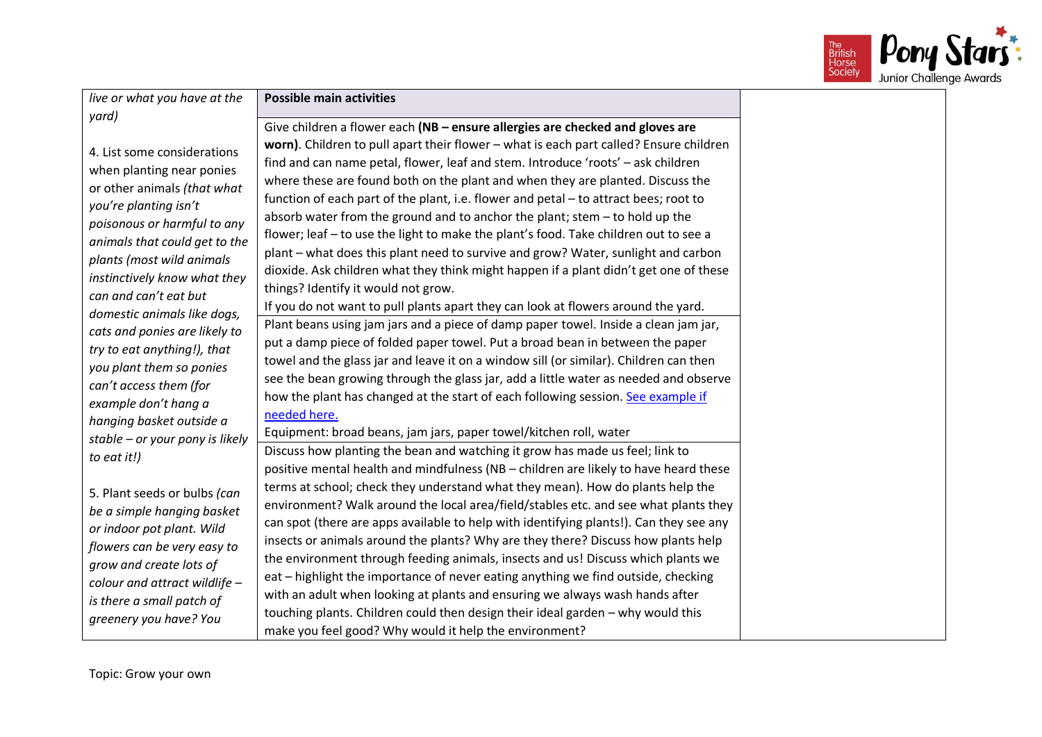| *live or what you have at the yard)*<br><br>4. List some considerations when planting near ponies or other animals *(that what you're planting isn't poisonous or harmful to any animals that could get to the plants (most wild animals instinctively know what they can and can't eat but domestic animals like dogs, cats and ponies are likely to try to eat anything!), that you plant them so ponies can't access them (for example don't hang a hanging basket outside a stable – or your pony is likely to eat it!)*<br><br>5. Plant seeds or bulbs *(can be a simple hanging basket or indoor pot plant. Wild flowers can be very easy to grow and create lots of colour and attract wildlife – is there a small patch of greenery you have? You* | **Possible main activities** | |
|---|---|---|
| | Give children a flower each **(NB – ensure allergies are checked and gloves are worn)**. Children to pull apart their flower – what is each part called? Ensure children find and can name petal, flower, leaf and stem. Introduce 'roots' – ask children where these are found both on the plant and when they are planted. Discuss the function of each part of the plant, i.e. flower and petal – to attract bees; root to absorb water from the ground and to anchor the plant; stem – to hold up the flower; leaf – to use the light to make the plant's food. Take children out to see a plant – what does this plant need to survive and grow? Water, sunlight and carbon dioxide. Ask children what they think might happen if a plant didn't get one of these things? Identify it would not grow.<br>If you do not want to pull plants apart they can look at flowers around the yard. | |
| | Plant beans using jam jars and a piece of damp paper towel. Inside a clean jam jar, put a damp piece of folded paper towel. Put a broad bean in between the paper towel and the glass jar and leave it on a window sill (or similar). Children can then see the bean growing through the glass jar, add a little water as needed and observe how the plant has changed at the start of each following session. See example if needed here.<br>Equipment: broad beans, jam jars, paper towel/kitchen roll, water | |
| | Discuss how planting the bean and watching it grow has made us feel; link to positive mental health and mindfulness (NB – children are likely to have heard these terms at school; check they understand what they mean). How do plants help the environment? Walk around the local area/field/stables etc. and see what plants they can spot (there are apps available to help with identifying plants!). Can they see any insects or animals around the plants? Why are they there? Discuss how plants help the environment through feeding animals, insects and us! Discuss which plants we eat – highlight the importance of never eating anything we find outside, checking with an adult when looking at plants and ensuring we always wash hands after touching plants. Children could then design their ideal garden – why would this make you feel good? Why would it help the environment? | |

Topic: Grow your own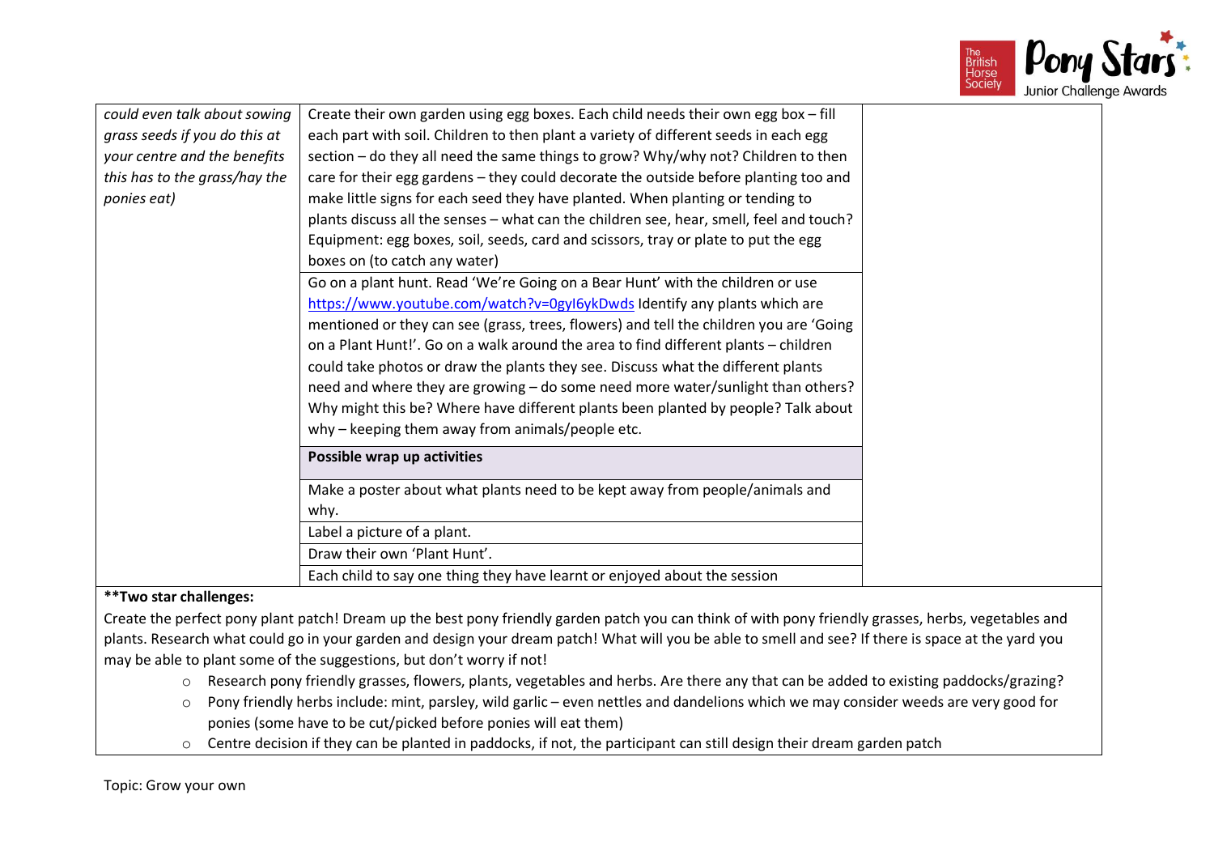| | | |
|---|---|---|
| *could even talk about sowing grass seeds if you do this at your centre and the benefits this has to the grass/hay the ponies eat)* | Create their own garden using egg boxes. Each child needs their own egg box – fill each part with soil. Children to then plant a variety of different seeds in each egg section – do they all need the same things to grow? Why/why not? Children to then care for their egg gardens – they could decorate the outside before planting too and make little signs for each seed they have planted. When planting or tending to plants discuss all the senses – what can the children see, hear, smell, feel and touch? Equipment: egg boxes, soil, seeds, card and scissors, tray or plate to put the egg boxes on (to catch any water) | |
| | Go on a plant hunt. Read 'We're Going on a Bear Hunt' with the children or use https://www.youtube.com/watch?v=0gyI6ykDwds Identify any plants which are mentioned or they can see (grass, trees, flowers) and tell the children you are 'Going on a Plant Hunt!'. Go on a walk around the area to find different plants – children could take photos or draw the plants they see. Discuss what the different plants need and where they are growing – do some need more water/sunlight than others? Why might this be? Where have different plants been planted by people? Talk about why – keeping them away from animals/people etc. | |
| | **Possible wrap up activities** | |
| | Make a poster about what plants need to be kept away from people/animals and why. | |
| | Label a picture of a plant. | |
| | Draw their own 'Plant Hunt'. | |
| | Each child to say one thing they have learnt or enjoyed about the session | |

**\*\*Two star challenges:**

Create the perfect pony plant patch! Dream up the best pony friendly garden patch you can think of with pony friendly grasses, herbs, vegetables and plants. Research what could go in your garden and design your dream patch! What will you be able to smell and see? If there is space at the yard you may be able to plant some of the suggestions, but don't worry if not!

- Research pony friendly grasses, flowers, plants, vegetables and herbs. Are there any that can be added to existing paddocks/grazing?
- Pony friendly herbs include: mint, parsley, wild garlic – even nettles and dandelions which we may consider weeds are very good for ponies (some have to be cut/picked before ponies will eat them)
- Centre decision if they can be planted in paddocks, if not, the participant can still design their dream garden patch

Topic: Grow your own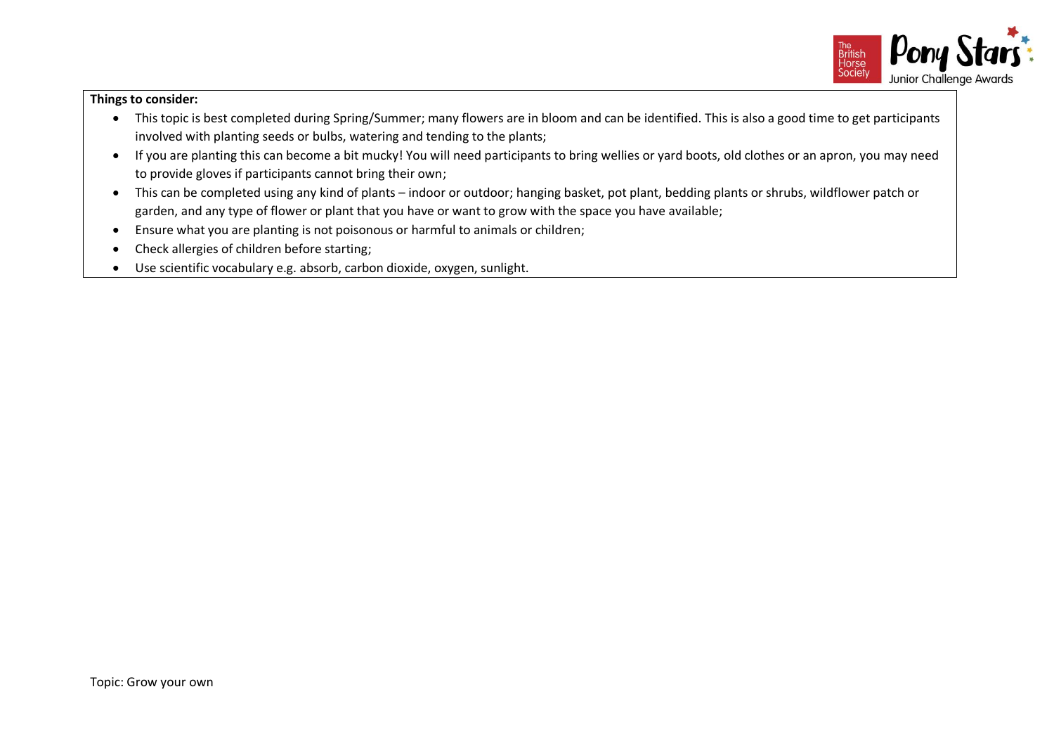**Things to consider:**

- This topic is best completed during Spring/Summer; many flowers are in bloom and can be identified. This is also a good time to get participants involved with planting seeds or bulbs, watering and tending to the plants;
- If you are planting this can become a bit mucky! You will need participants to bring wellies or yard boots, old clothes or an apron, you may need to provide gloves if participants cannot bring their own;
- This can be completed using any kind of plants – indoor or outdoor; hanging basket, pot plant, bedding plants or shrubs, wildflower patch or garden, and any type of flower or plant that you have or want to grow with the space you have available;
- Ensure what you are planting is not poisonous or harmful to animals or children;
- Check allergies of children before starting;
- Use scientific vocabulary e.g. absorb, carbon dioxide, oxygen, sunlight.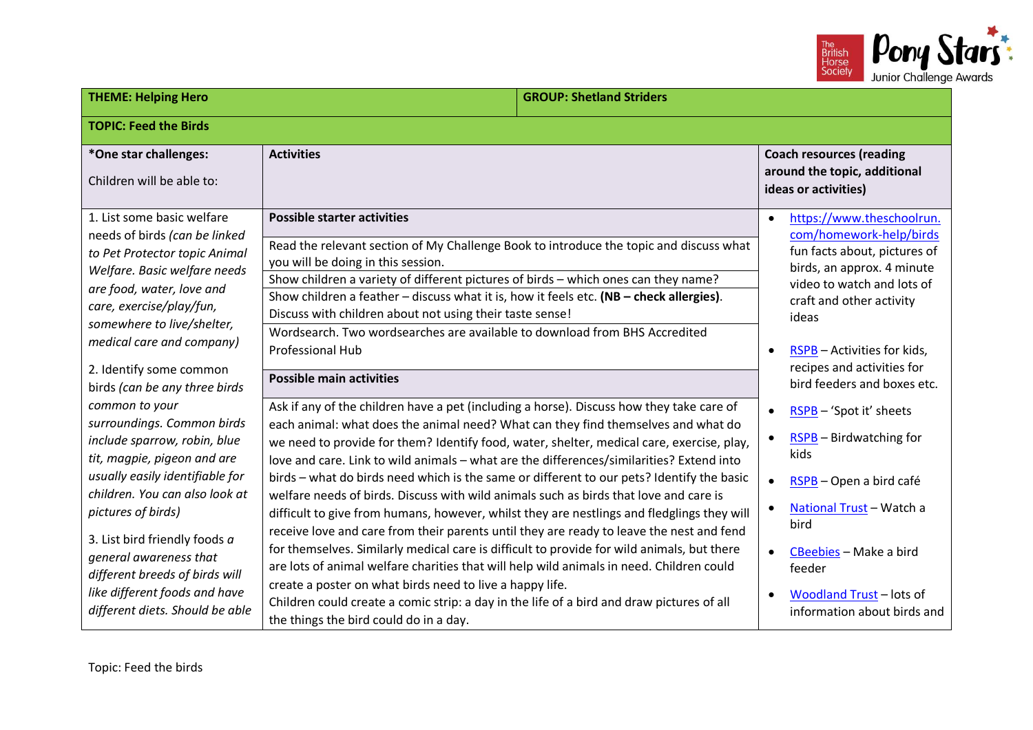| THEME: Helping Hero | | GROUP: Shetland Striders |
|---|---|---|
| **TOPIC: Feed the Birds** | | |
| ***One star challenges:**<br><br>Children will be able to: | **Activities** | **Coach resources (reading around the topic, additional ideas or activities)** |
| 1. List some basic welfare needs of birds *(can be linked to Pet Protector topic Animal Welfare. Basic welfare needs are food, water, love and care, exercise/play/fun, somewhere to live/shelter, medical care and company)*<br><br>2. Identify some common birds *(can be any three birds common to your surroundings. Common birds include sparrow, robin, blue tit, magpie, pigeon and are usually easily identifiable for children. You can also look at pictures of birds)*<br><br>3. List bird friendly foods *a general awareness that different breeds of birds will like different foods and have different diets. Should be able* | **Possible starter activities**<br><br>Read the relevant section of My Challenge Book to introduce the topic and discuss what you will be doing in this session.<br><br>Show children a variety of different pictures of birds – which ones can they name?<br><br>Show children a feather – discuss what it is, how it feels etc. **(NB – check allergies)**. Discuss with children about not using their taste sense!<br><br>Wordsearch. Two wordsearches are available to download from BHS Accredited Professional Hub<br><br>**Possible main activities**<br><br>Ask if any of the children have a pet (including a horse). Discuss how they take care of each animal: what does the animal need? What can they find themselves and what do we need to provide for them? Identify food, water, shelter, medical care, exercise, play, love and care. Link to wild animals – what are the differences/similarities? Extend into birds – what do birds need which is the same or different to our pets? Identify the basic welfare needs of birds. Discuss with wild animals such as birds that love and care is difficult to give from humans, however, whilst they are nestlings and fledglings they will receive love and care from their parents until they are ready to leave the nest and fend for themselves. Similarly medical care is difficult to provide for wild animals, but there are lots of animal welfare charities that will help wild animals in need. Children could create a poster on what birds need to live a happy life.<br>Children could create a comic strip: a day in the life of a bird and draw pictures of all the things the bird could do in a day. | • https://www.theschoolrun.com/homework-help/birds fun facts about, pictures of birds, an approx. 4 minute video to watch and lots of craft and other activity ideas<br><br>• RSPB – Activities for kids, recipes and activities for bird feeders and boxes etc.<br><br>• RSPB – 'Spot it' sheets<br><br>• RSPB – Birdwatching for kids<br><br>• RSPB – Open a bird café<br><br>• National Trust – Watch a bird<br><br>• CBeebies – Make a bird feeder<br><br>• Woodland Trust – lots of information about birds and |

Topic: Feed the birds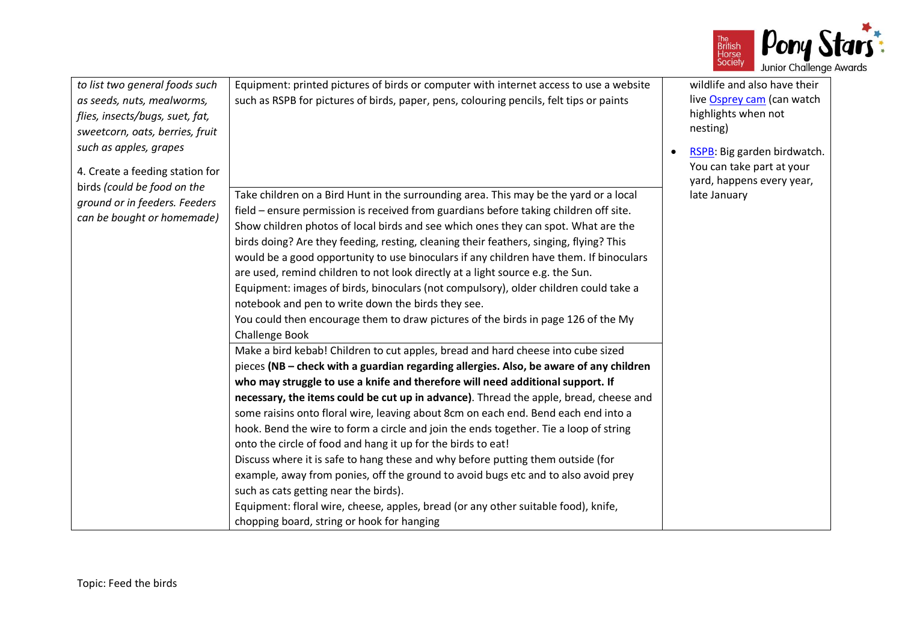| | | |
|---|---|---|
| *to list two general foods such as seeds, nuts, mealworms, flies, insects/bugs, suet, fat, sweetcorn, oats, berries, fruit such as apples, grapes*<br><br>4. Create a feeding station for birds *(could be food on the ground or in feeders. Feeders can be bought or homemade)* | Equipment: printed pictures of birds or computer with internet access to use a website such as RSPB for pictures of birds, paper, pens, colouring pencils, felt tips or paints | wildlife and also have their live Osprey cam (can watch highlights when not nesting)<br><br>• RSPB: Big garden birdwatch. You can take part at your yard, happens every year, late January |
| | Take children on a Bird Hunt in the surrounding area. This may be the yard or a local field – ensure permission is received from guardians before taking children off site. Show children photos of local birds and see which ones they can spot. What are the birds doing? Are they feeding, resting, cleaning their feathers, singing, flying? This would be a good opportunity to use binoculars if any children have them. If binoculars are used, remind children to not look directly at a light source e.g. the Sun.<br>Equipment: images of birds, binoculars (not compulsory), older children could take a notebook and pen to write down the birds they see.<br>You could then encourage them to draw pictures of the birds in page 126 of the My Challenge Book | |
| | Make a bird kebab! Children to cut apples, bread and hard cheese into cube sized pieces **(NB – check with a guardian regarding allergies. Also, be aware of any children who may struggle to use a knife and therefore will need additional support. If necessary, the items could be cut up in advance)**. Thread the apple, bread, cheese and some raisins onto floral wire, leaving about 8cm on each end. Bend each end into a hook. Bend the wire to form a circle and join the ends together. Tie a loop of string onto the circle of food and hang it up for the birds to eat!<br>Discuss where it is safe to hang these and why before putting them outside (for example, away from ponies, off the ground to avoid bugs etc and to also avoid prey such as cats getting near the birds).<br>Equipment: floral wire, cheese, apples, bread (or any other suitable food), knife, chopping board, string or hook for hanging | |

Topic: Feed the birds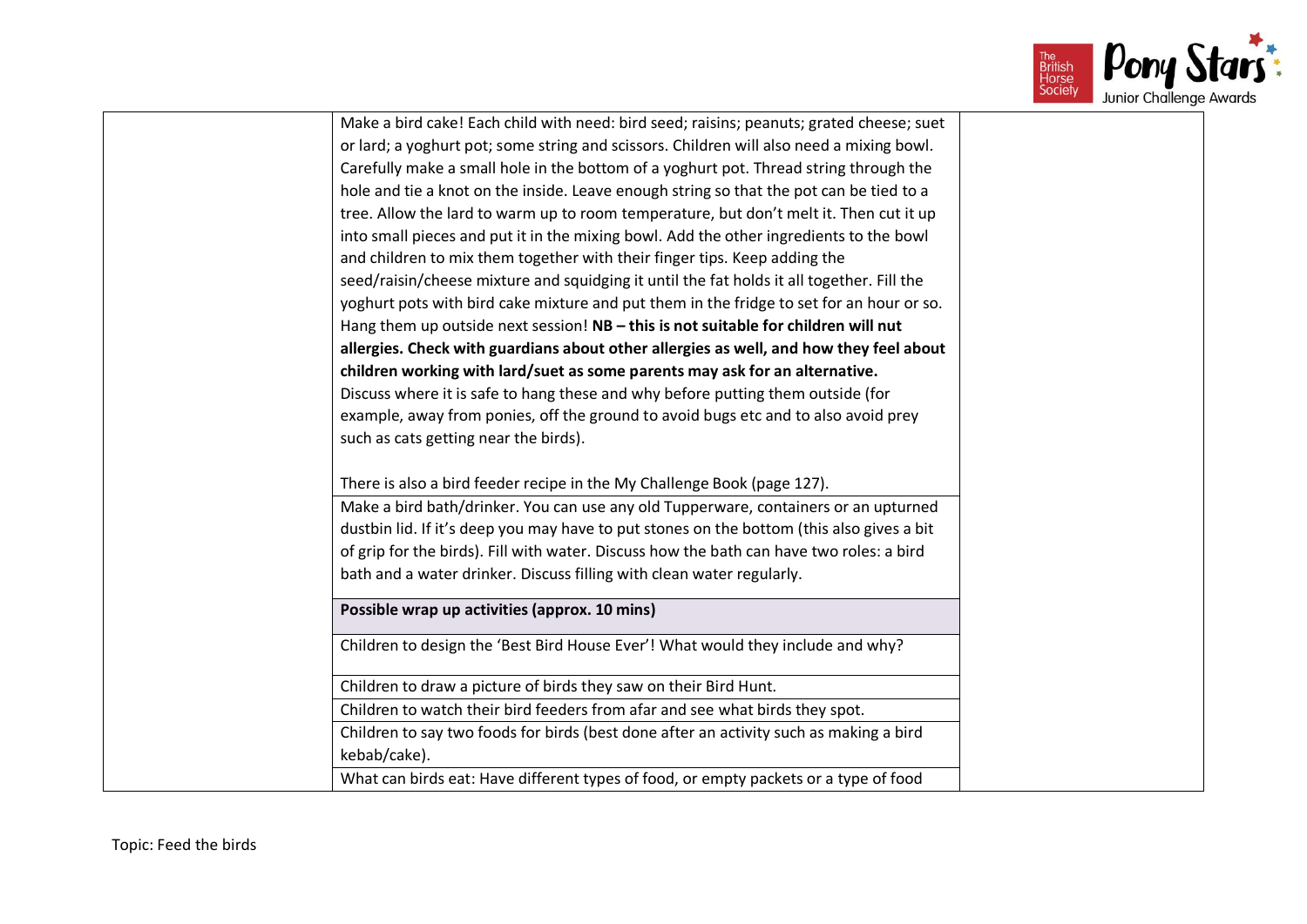| | | |
|---|---|---|
| | Make a bird cake! Each child with need: bird seed; raisins; peanuts; grated cheese; suet or lard; a yoghurt pot; some string and scissors. Children will also need a mixing bowl. Carefully make a small hole in the bottom of a yoghurt pot. Thread string through the hole and tie a knot on the inside. Leave enough string so that the pot can be tied to a tree. Allow the lard to warm up to room temperature, but don't melt it. Then cut it up into small pieces and put it in the mixing bowl. Add the other ingredients to the bowl and children to mix them together with their finger tips. Keep adding the seed/raisin/cheese mixture and squidging it until the fat holds it all together. Fill the yoghurt pots with bird cake mixture and put them in the fridge to set for an hour or so. Hang them up outside next session! **NB – this is not suitable for children will nut allergies. Check with guardians about other allergies as well, and how they feel about children working with lard/suet as some parents may ask for an alternative.** Discuss where it is safe to hang these and why before putting them outside (for example, away from ponies, off the ground to avoid bugs etc and to also avoid prey such as cats getting near the birds).<br><br>There is also a bird feeder recipe in the My Challenge Book (page 127). | |
| | Make a bird bath/drinker. You can use any old Tupperware, containers or an upturned dustbin lid. If it's deep you may have to put stones on the bottom (this also gives a bit of grip for the birds). Fill with water. Discuss how the bath can have two roles: a bird bath and a water drinker. Discuss filling with clean water regularly. | |
| | **Possible wrap up activities (approx. 10 mins)** | |
| | Children to design the 'Best Bird House Ever'! What would they include and why? | |
| | Children to draw a picture of birds they saw on their Bird Hunt. | |
| | Children to watch their bird feeders from afar and see what birds they spot. | |
| | Children to say two foods for birds (best done after an activity such as making a bird kebab/cake). | |
| | What can birds eat: Have different types of food, or empty packets or a type of food | |

Topic: Feed the birds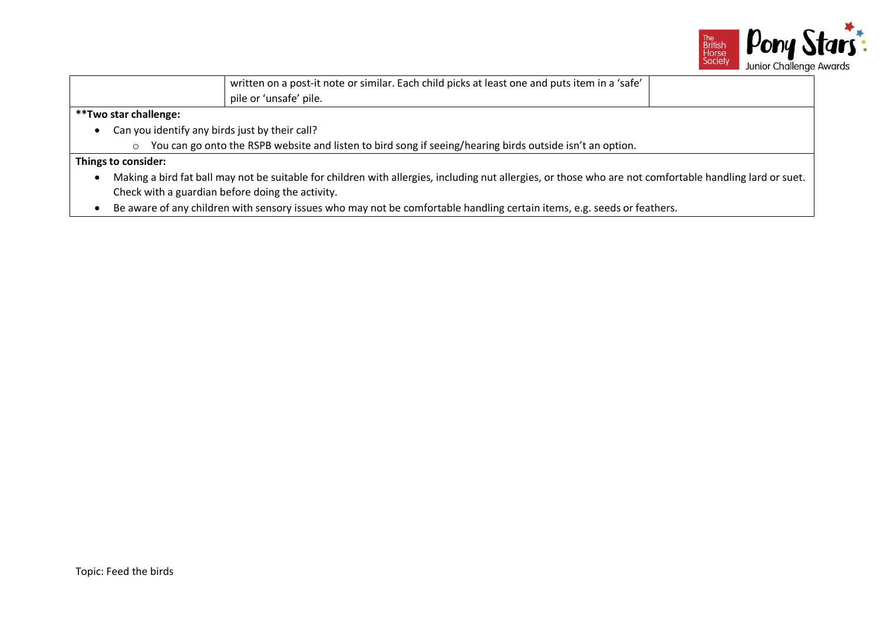| | | |
|---|---|---|
| | written on a post-it note or similar. Each child picks at least one and puts item in a 'safe' pile or 'unsafe' pile. | |

**\*\*Two star challenge:**

- Can you identify any birds just by their call?
  - You can go onto the RSPB website and listen to bird song if seeing/hearing birds outside isn't an option.

**Things to consider:**

- Making a bird fat ball may not be suitable for children with allergies, including nut allergies, or those who are not comfortable handling lard or suet. Check with a guardian before doing the activity.
- Be aware of any children with sensory issues who may not be comfortable handling certain items, e.g. seeds or feathers.

Topic: Feed the birds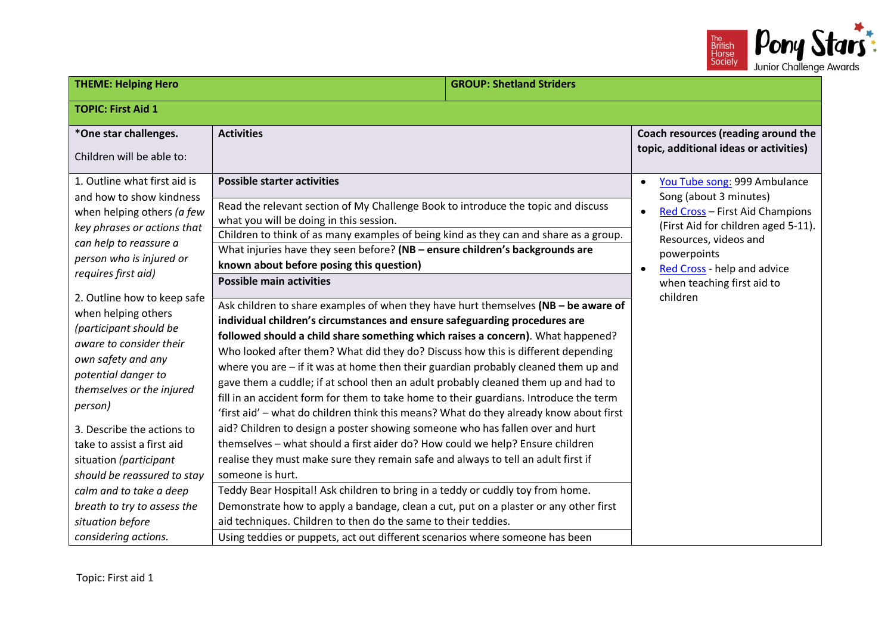| THEME: Helping Hero | | GROUP: Shetland Striders |
|---|---|---|
| **TOPIC: First Aid 1** | | |
| ***One star challenges.**<br><br>Children will be able to: | **Activities** | **Coach resources (reading around the topic, additional ideas or activities)** |
| 1. Outline what first aid is and how to show kindness when helping others *(a few key phrases or actions that can help to reassure a person who is injured or requires first aid)*<br><br>2. Outline how to keep safe when helping others *(participant should be aware to consider their own safety and any potential danger to themselves or the injured person)*<br><br>3. Describe the actions to take to assist a first aid situation *(participant should be reassured to stay calm and to take a deep breath to try to assess the situation before considering actions.* | **Possible starter activities**<br><br>Read the relevant section of My Challenge Book to introduce the topic and discuss what you will be doing in this session.<br><br>Children to think of as many examples of being kind as they can and share as a group.<br><br>What injuries have they seen before? **(NB – ensure children's backgrounds are known about before posing this question)**<br><br>**Possible main activities**<br><br>Ask children to share examples of when they have hurt themselves **(NB – be aware of individual children's circumstances and ensure safeguarding procedures are followed should a child share something which raises a concern)**. What happened? Who looked after them? What did they do? Discuss how this is different depending where you are – if it was at home then their guardian probably cleaned them up and gave them a cuddle; if at school then an adult probably cleaned them up and had to fill in an accident form for them to take home to their guardians. Introduce the term 'first aid' – what do children think this means? What do they already know about first aid? Children to design a poster showing someone who has fallen over and hurt themselves – what should a first aider do? How could we help? Ensure children realise they must make sure they remain safe and always to tell an adult first if someone is hurt.<br><br>Teddy Bear Hospital! Ask children to bring in a teddy or cuddly toy from home. Demonstrate how to apply a bandage, clean a cut, put on a plaster or any other first aid techniques. Children to then do the same to their teddies.<br><br>Using teddies or puppets, act out different scenarios where someone has been | • You Tube song: 999 Ambulance Song (about 3 minutes)<br>• Red Cross – First Aid Champions (First Aid for children aged 5-11). Resources, videos and powerpoints<br>• Red Cross - help and advice when teaching first aid to children |

Topic: First aid 1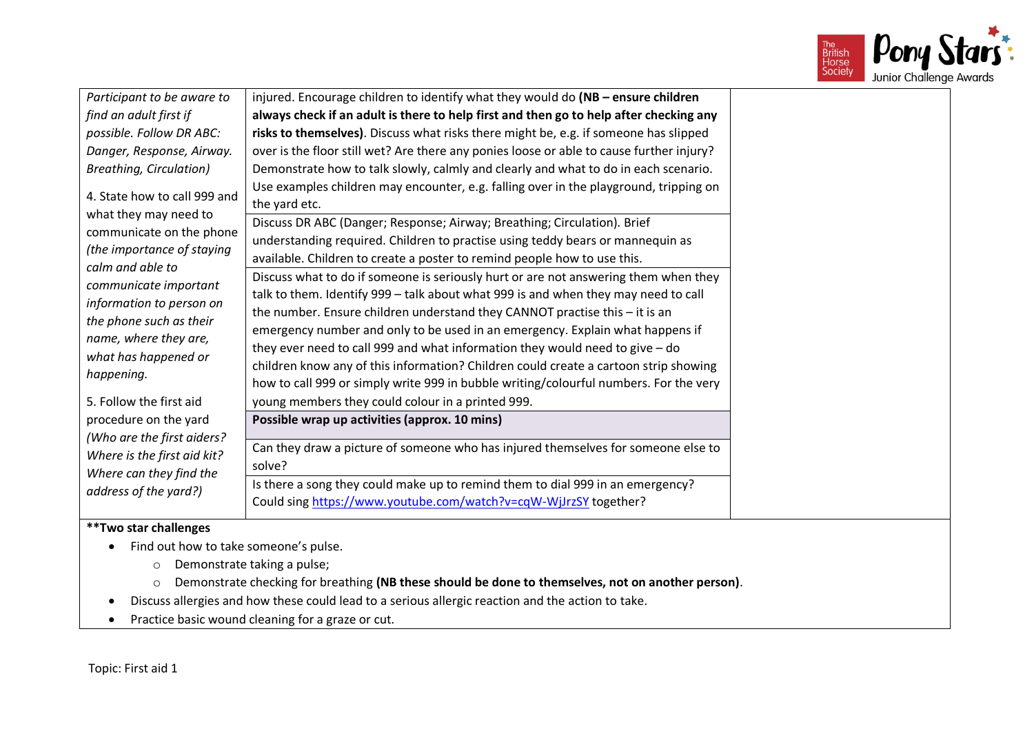| | | |
|---|---|---|
| *Participant to be aware to find an adult first if possible. Follow DR ABC: Danger, Response, Airway. Breathing, Circulation)* | injured. Encourage children to identify what they would do **(NB – ensure children always check if an adult is there to help first and then go to help after checking any risks to themselves)**. Discuss what risks there might be, e.g. if someone has slipped over is the floor still wet? Are there any ponies loose or able to cause further injury? Demonstrate how to talk slowly, calmly and clearly and what to do in each scenario. Use examples children may encounter, e.g. falling over in the playground, tripping on the yard etc. | |
| 4. State how to call 999 and what they may need to communicate on the phone *(the importance of staying calm and able to communicate important information to person on the phone such as their name, where they are, what has happened or happening.* | Discuss DR ABC (Danger; Response; Airway; Breathing; Circulation). Brief understanding required. Children to practise using teddy bears or mannequin as available. Children to create a poster to remind people how to use this. | |
| | Discuss what to do if someone is seriously hurt or are not answering them when they talk to them. Identify 999 – talk about what 999 is and when they may need to call the number. Ensure children understand they CANNOT practise this – it is an emergency number and only to be used in an emergency. Explain what happens if they ever need to call 999 and what information they would need to give – do children know any of this information? Children could create a cartoon strip showing how to call 999 or simply write 999 in bubble writing/colourful numbers. For the very young members they could colour in a printed 999. | |
| 5. Follow the first aid procedure on the yard *(Who are the first aiders? Where is the first aid kit? Where can they find the address of the yard?)* | **Possible wrap up activities (approx. 10 mins)** | |
| | Can they draw a picture of someone who has injured themselves for someone else to solve? | |
| | Is there a song they could make up to remind them to dial 999 in an emergency? Could sing https://www.youtube.com/watch?v=cqW-WjJrzSY together? | |

**Two star challenges

- Find out how to take someone's pulse.
  - Demonstrate taking a pulse;
  - Demonstrate checking for breathing **(NB these should be done to themselves, not on another person)**.
- Discuss allergies and how these could lead to a serious allergic reaction and the action to take.
- Practice basic wound cleaning for a graze or cut.

Topic: First aid 1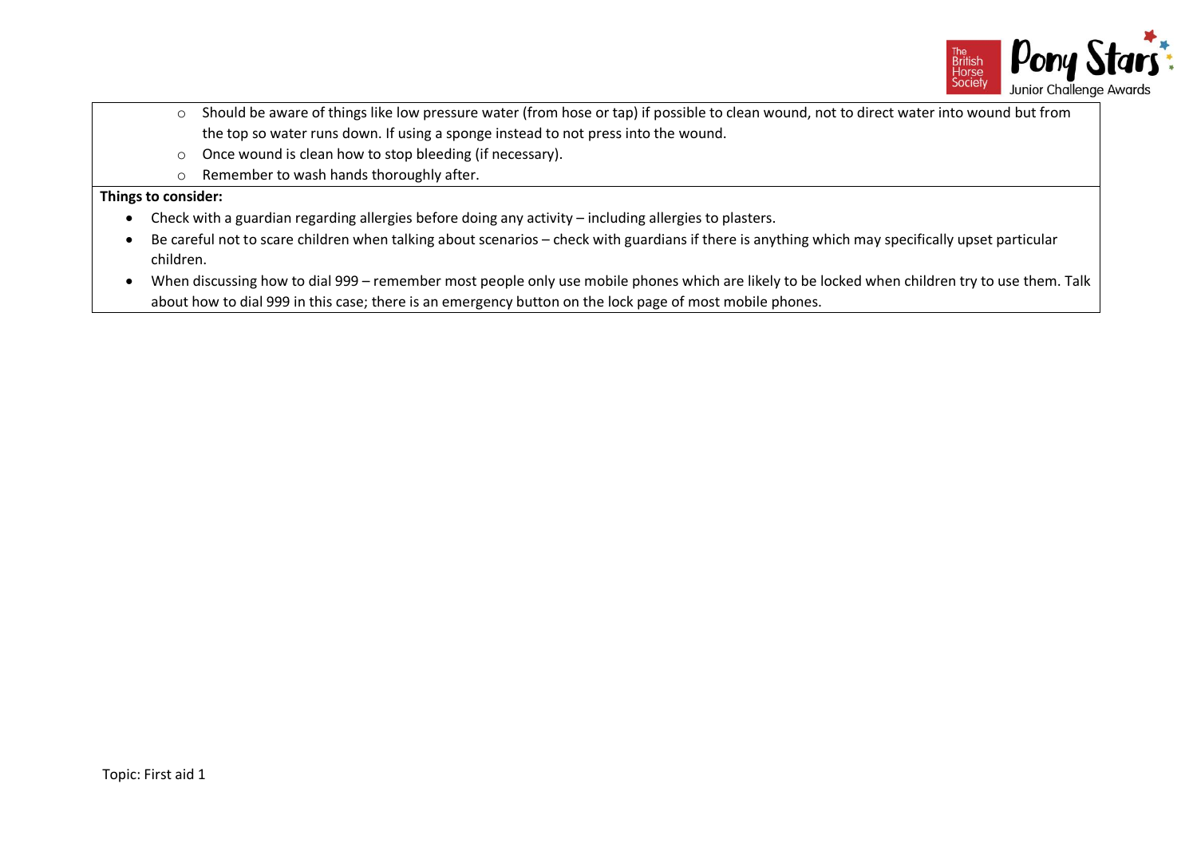- Should be aware of things like low pressure water (from hose or tap) if possible to clean wound, not to direct water into wound but from the top so water runs down. If using a sponge instead to not press into the wound.
- Once wound is clean how to stop bleeding (if necessary).
- Remember to wash hands thoroughly after.

**Things to consider:**

- Check with a guardian regarding allergies before doing any activity – including allergies to plasters.
- Be careful not to scare children when talking about scenarios – check with guardians if there is anything which may specifically upset particular children.
- When discussing how to dial 999 – remember most people only use mobile phones which are likely to be locked when children try to use them. Talk about how to dial 999 in this case; there is an emergency button on the lock page of most mobile phones.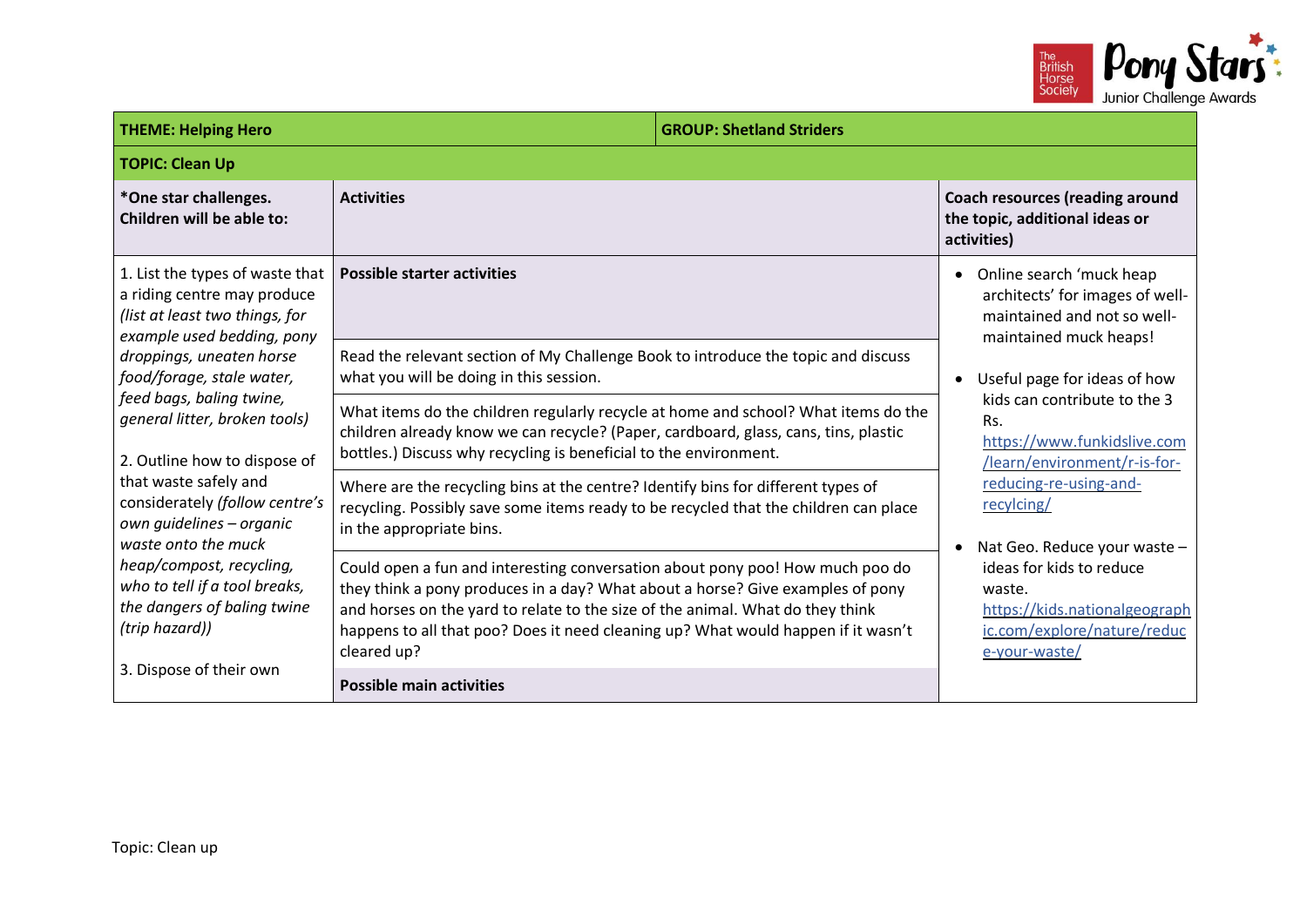| THEME: Helping Hero | GROUP: Shetland Striders | |
|---|---|---|
| **TOPIC: Clean Up** | | |
| ***One star challenges. Children will be able to:** | **Activities** | **Coach resources (reading around the topic, additional ideas or activities)** |
| 1. List the types of waste that a riding centre may produce *(list at least two things, for example used bedding, pony droppings, uneaten horse food/forage, stale water, feed bags, baling twine, general litter, broken tools)*<br><br>2. Outline how to dispose of that waste safely and considerately *(follow centre's own guidelines – organic waste onto the muck heap/compost, recycling, who to tell if a tool breaks, the dangers of baling twine (trip hazard))*<br><br>3. Dispose of their own | **Possible starter activities**<br><br>Read the relevant section of My Challenge Book to introduce the topic and discuss what you will be doing in this session.<br><br>What items do the children regularly recycle at home and school? What items do the children already know we can recycle? (Paper, cardboard, glass, cans, tins, plastic bottles.) Discuss why recycling is beneficial to the environment.<br><br>Where are the recycling bins at the centre? Identify bins for different types of recycling. Possibly save some items ready to be recycled that the children can place in the appropriate bins.<br><br>Could open a fun and interesting conversation about pony poo! How much poo do they think a pony produces in a day? What about a horse? Give examples of pony and horses on the yard to relate to the size of the animal. What do they think happens to all that poo? Does it need cleaning up? What would happen if it wasn't cleared up?<br><br>**Possible main activities** | • Online search 'muck heap architects' for images of well-maintained and not so well-maintained muck heaps!<br><br>• Useful page for ideas of how kids can contribute to the 3 Rs. https://www.funkidslive.com/learn/environment/r-is-for-reducing-re-using-and-recylcing/<br><br>• Nat Geo. Reduce your waste – ideas for kids to reduce waste. https://kids.nationalgeographic.com/explore/nature/reduce-your-waste/ |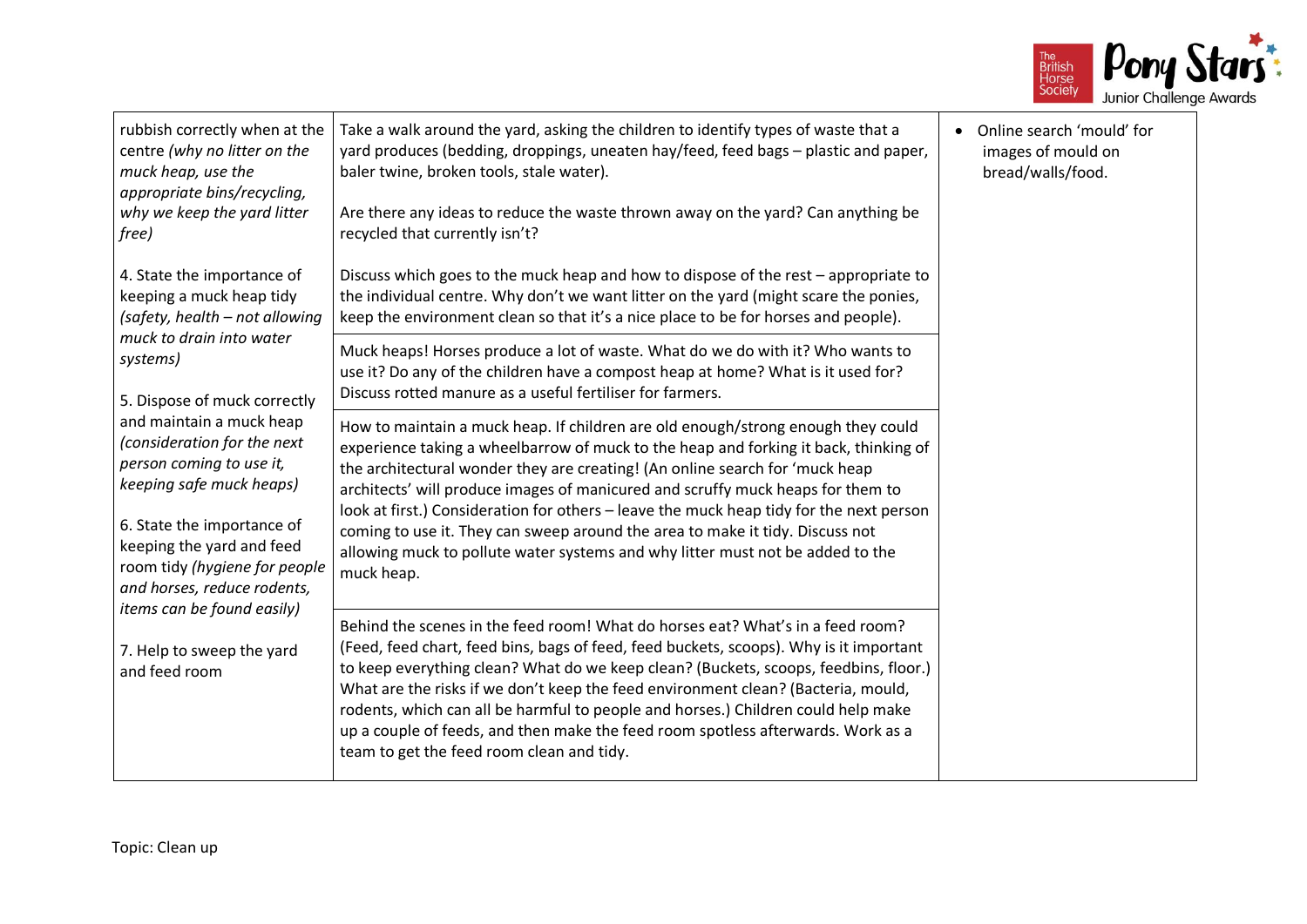| | | |
|---|---|---|
| rubbish correctly when at the centre *(why no litter on the muck heap, use the appropriate bins/recycling, why we keep the yard litter free)*<br><br>4. State the importance of keeping a muck heap tidy *(safety, health – not allowing muck to drain into water systems)*<br><br>5. Dispose of muck correctly and maintain a muck heap *(consideration for the next person coming to use it, keeping safe muck heaps)*<br><br>6. State the importance of keeping the yard and feed room tidy *(hygiene for people and horses, reduce rodents, items can be found easily)*<br><br>7. Help to sweep the yard and feed room | Take a walk around the yard, asking the children to identify types of waste that a yard produces (bedding, droppings, uneaten hay/feed, feed bags – plastic and paper, baler twine, broken tools, stale water).<br><br>Are there any ideas to reduce the waste thrown away on the yard? Can anything be recycled that currently isn't?<br><br>Discuss which goes to the muck heap and how to dispose of the rest – appropriate to the individual centre. Why don't we want litter on the yard (might scare the ponies, keep the environment clean so that it's a nice place to be for horses and people). | • Online search 'mould' for images of mould on bread/walls/food. |
| | Muck heaps! Horses produce a lot of waste. What do we do with it? Who wants to use it? Do any of the children have a compost heap at home? What is it used for? Discuss rotted manure as a useful fertiliser for farmers. | |
| | How to maintain a muck heap. If children are old enough/strong enough they could experience taking a wheelbarrow of muck to the heap and forking it back, thinking of the architectural wonder they are creating! (An online search for 'muck heap architects' will produce images of manicured and scruffy muck heaps for them to look at first.) Consideration for others – leave the muck heap tidy for the next person coming to use it. They can sweep around the area to make it tidy. Discuss not allowing muck to pollute water systems and why litter must not be added to the muck heap. | |
| | Behind the scenes in the feed room! What do horses eat? What's in a feed room? (Feed, feed chart, feed bins, bags of feed, feed buckets, scoops). Why is it important to keep everything clean? What do we keep clean? (Buckets, scoops, feedbins, floor.) What are the risks if we don't keep the feed environment clean? (Bacteria, mould, rodents, which can all be harmful to people and horses.) Children could help make up a couple of feeds, and then make the feed room spotless afterwards. Work as a team to get the feed room clean and tidy. | |

Topic: Clean up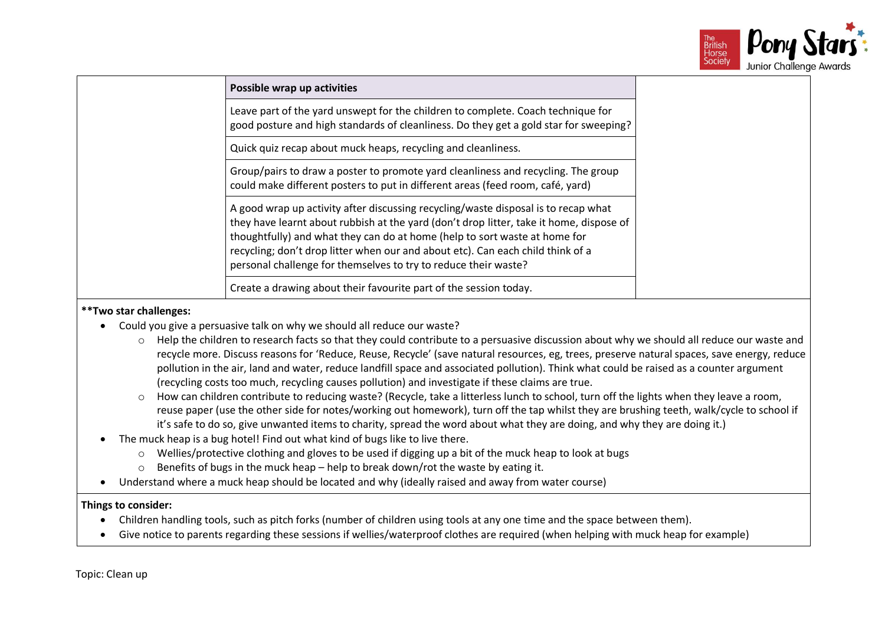| | Possible wrap up activities | |
|---|---|---|
| | Leave part of the yard unswept for the children to complete. Coach technique for good posture and high standards of cleanliness. Do they get a gold star for sweeping? | |
| | Quick quiz recap about muck heaps, recycling and cleanliness. | |
| | Group/pairs to draw a poster to promote yard cleanliness and recycling. The group could make different posters to put in different areas (feed room, café, yard) | |
| | A good wrap up activity after discussing recycling/waste disposal is to recap what they have learnt about rubbish at the yard (don't drop litter, take it home, dispose of thoughtfully) and what they can do at home (help to sort waste at home for recycling; don't drop litter when our and about etc). Can each child think of a personal challenge for themselves to try to reduce their waste? | |
| | Create a drawing about their favourite part of the session today. | |

**\*\*Two star challenges:**

- Could you give a persuasive talk on why we should all reduce our waste?
  - Help the children to research facts so that they could contribute to a persuasive discussion about why we should all reduce our waste and recycle more. Discuss reasons for 'Reduce, Reuse, Recycle' (save natural resources, eg, trees, preserve natural spaces, save energy, reduce pollution in the air, land and water, reduce landfill space and associated pollution). Think what could be raised as a counter argument (recycling costs too much, recycling causes pollution) and investigate if these claims are true.
  - How can children contribute to reducing waste? (Recycle, take a litterless lunch to school, turn off the lights when they leave a room, reuse paper (use the other side for notes/working out homework), turn off the tap whilst they are brushing teeth, walk/cycle to school if it's safe to do so, give unwanted items to charity, spread the word about what they are doing, and why they are doing it.)
- The muck heap is a bug hotel! Find out what kind of bugs like to live there.
  - Wellies/protective clothing and gloves to be used if digging up a bit of the muck heap to look at bugs
  - Benefits of bugs in the muck heap – help to break down/rot the waste by eating it.
- Understand where a muck heap should be located and why (ideally raised and away from water course)

**Things to consider:**

- Children handling tools, such as pitch forks (number of children using tools at any one time and the space between them).
- Give notice to parents regarding these sessions if wellies/waterproof clothes are required (when helping with muck heap for example)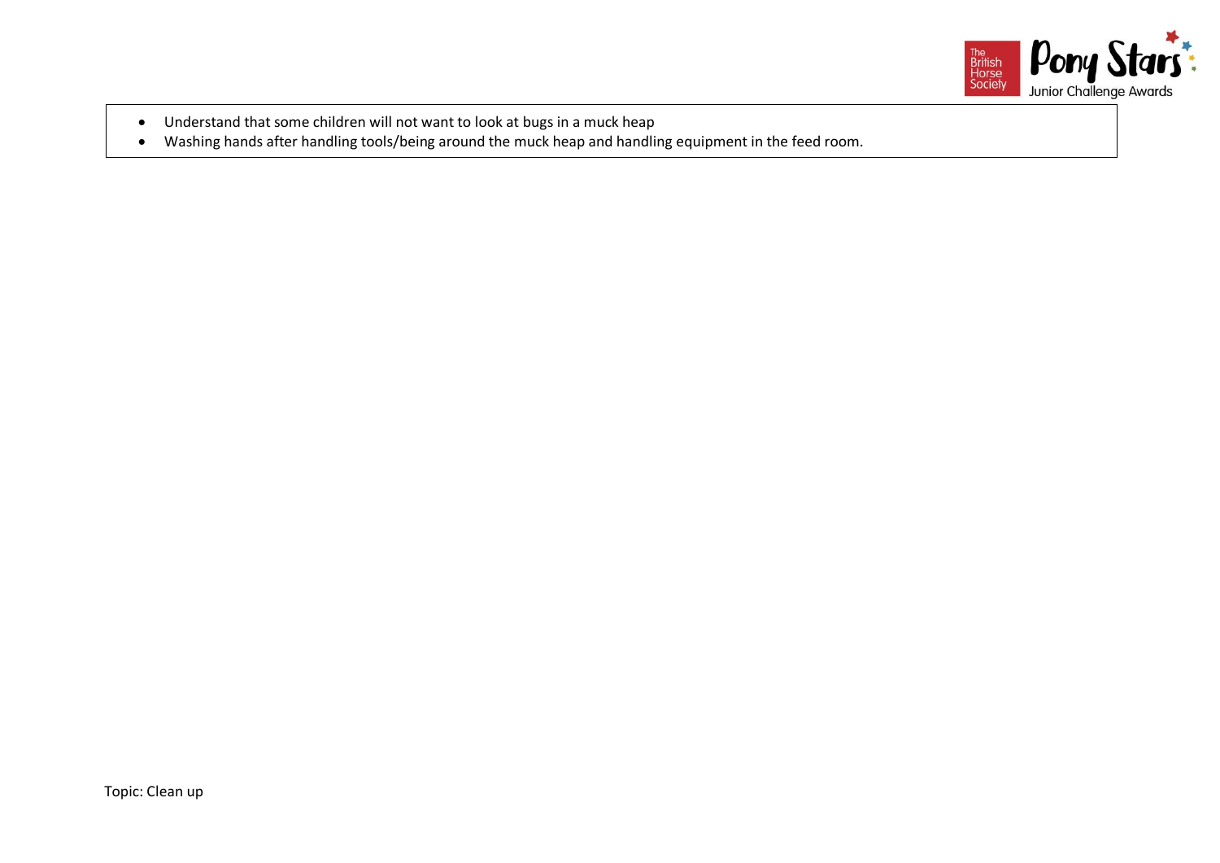- Understand that some children will not want to look at bugs in a muck heap
- Washing hands after handling tools/being around the muck heap and handling equipment in the feed room.

Topic: Clean up